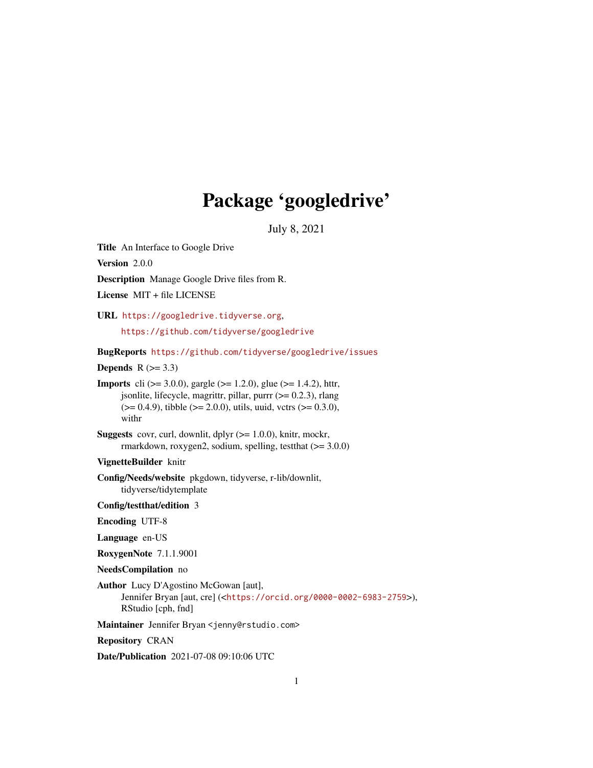# Package 'googledrive'

July 8, 2021

**Title** An Interface to Google Drive

**Version** 2.0.0

**Description** Manage Google Drive files from R.

**License** MIT + file LICENSE

**URL** https://googledrive.tidyverse.org,
https://github.com/tidyverse/googledrive

**BugReports** https://github.com/tidyverse/googledrive/issues

**Depends** R (>= 3.3)

**Imports** cli (>= 3.0.0), gargle (>= 1.2.0), glue (>= 1.4.2), httr, jsonlite, lifecycle, magrittr, pillar, purrr (>= 0.2.3), rlang (>= 0.4.9), tibble (>= 2.0.0), utils, uuid, vctrs (>= 0.3.0), withr

**Suggests** covr, curl, downlit, dplyr (>= 1.0.0), knitr, mockr, rmarkdown, roxygen2, sodium, spelling, testthat (>= 3.0.0)

**VignetteBuilder** knitr

**Config/Needs/website** pkgdown, tidyverse, r-lib/downlit, tidyverse/tidytemplate

**Config/testthat/edition** 3

**Encoding** UTF-8

**Language** en-US

**RoxygenNote** 7.1.1.9001

**NeedsCompilation** no

**Author** Lucy D'Agostino McGowan [aut],
Jennifer Bryan [aut, cre] (<https://orcid.org/0000-0002-6983-2759>),
RStudio [cph, fnd]

**Maintainer** Jennifer Bryan <jenny@rstudio.com>

**Repository** CRAN

**Date/Publication** 2021-07-08 09:10:06 UTC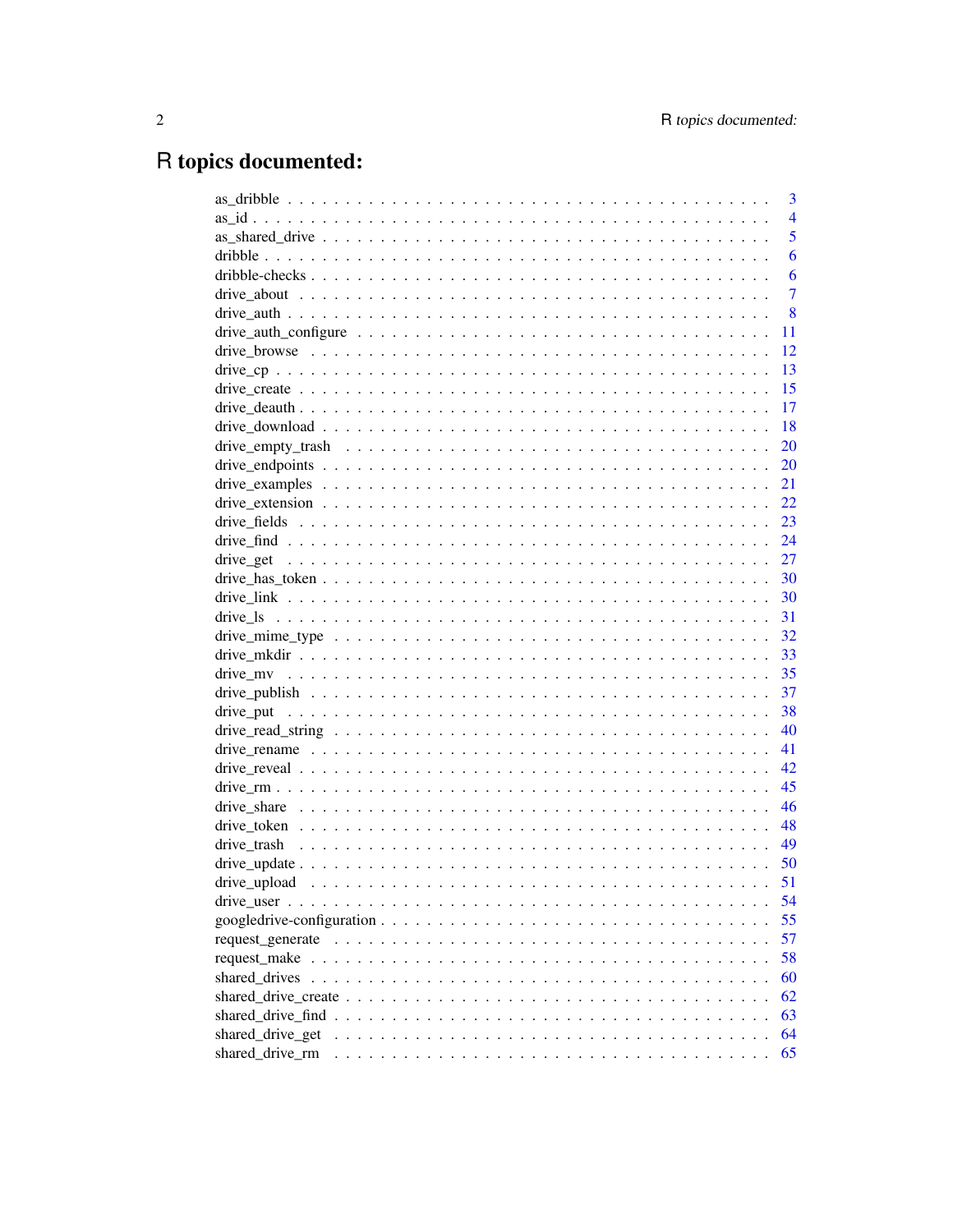# R topics documented:

| | |
|---|---|
| as_dribble | 3 |
| as_id | 4 |
| as_shared_drive | 5 |
| dribble | 6 |
| dribble-checks | 6 |
| drive_about | 7 |
| drive_auth | 8 |
| drive_auth_configure | 11 |
| drive_browse | 12 |
| drive_cp | 13 |
| drive_create | 15 |
| drive_deauth | 17 |
| drive_download | 18 |
| drive_empty_trash | 20 |
| drive_endpoints | 20 |
| drive_examples | 21 |
| drive_extension | 22 |
| drive_fields | 23 |
| drive_find | 24 |
| drive_get | 27 |
| drive_has_token | 30 |
| drive_link | 30 |
| drive_ls | 31 |
| drive_mime_type | 32 |
| drive_mkdir | 33 |
| drive_mv | 35 |
| drive_publish | 37 |
| drive_put | 38 |
| drive_read_string | 40 |
| drive_rename | 41 |
| drive_reveal | 42 |
| drive_rm | 45 |
| drive_share | 46 |
| drive_token | 48 |
| drive_trash | 49 |
| drive_update | 50 |
| drive_upload | 51 |
| drive_user | 54 |
| googledrive-configuration | 55 |
| request_generate | 57 |
| request_make | 58 |
| shared_drives | 60 |
| shared_drive_create | 62 |
| shared_drive_find | 63 |
| shared_drive_get | 64 |
| shared_drive_rm | 65 |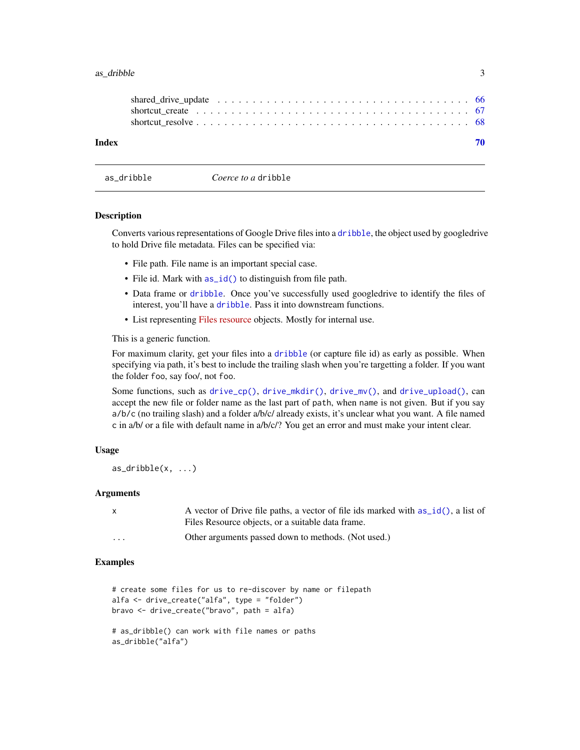| | |
|---|---|
| shared_drive_update | 66 |
| shortcut_create | 67 |
| shortcut_resolve | 68 |

**Index** **70**

---

as_dribble &nbsp;&nbsp;&nbsp;&nbsp;&nbsp;&nbsp; *Coerce to a* `dribble`

---

### Description

Converts various representations of Google Drive files into a `dribble`, the object used by googledrive to hold Drive file metadata. Files can be specified via:

- File path. File name is an important special case.
- File id. Mark with `as_id()` to distinguish from file path.
- Data frame or `dribble`. Once you've successfully used googledrive to identify the files of interest, you'll have a `dribble`. Pass it into downstream functions.
- List representing Files resource objects. Mostly for internal use.

This is a generic function.

For maximum clarity, get your files into a `dribble` (or capture file id) as early as possible. When specifying via path, it's best to include the trailing slash when you're targetting a folder. If you want the folder `foo`, say foo/, not `foo`.

Some functions, such as `drive_cp()`, `drive_mkdir()`, `drive_mv()`, and `drive_upload()`, can accept the new file or folder name as the last part of `path`, when `name` is not given. But if you say `a/b/c` (no trailing slash) and a folder a/b/c/ already exists, it's unclear what you want. A file named `c` in a/b/ or a file with default name in a/b/c/? You get an error and must make your intent clear.

### Usage

```
as_dribble(x, ...)
```

### Arguments

| | |
|---|---|
| `x` | A vector of Drive file paths, a vector of file ids marked with `as_id()`, a list of Files Resource objects, or a suitable data frame. |
| `...` | Other arguments passed down to methods. (Not used.) |

### Examples

```
# create some files for us to re-discover by name or filepath
alfa <- drive_create("alfa", type = "folder")
bravo <- drive_create("bravo", path = alfa)

# as_dribble() can work with file names or paths
as_dribble("alfa")
```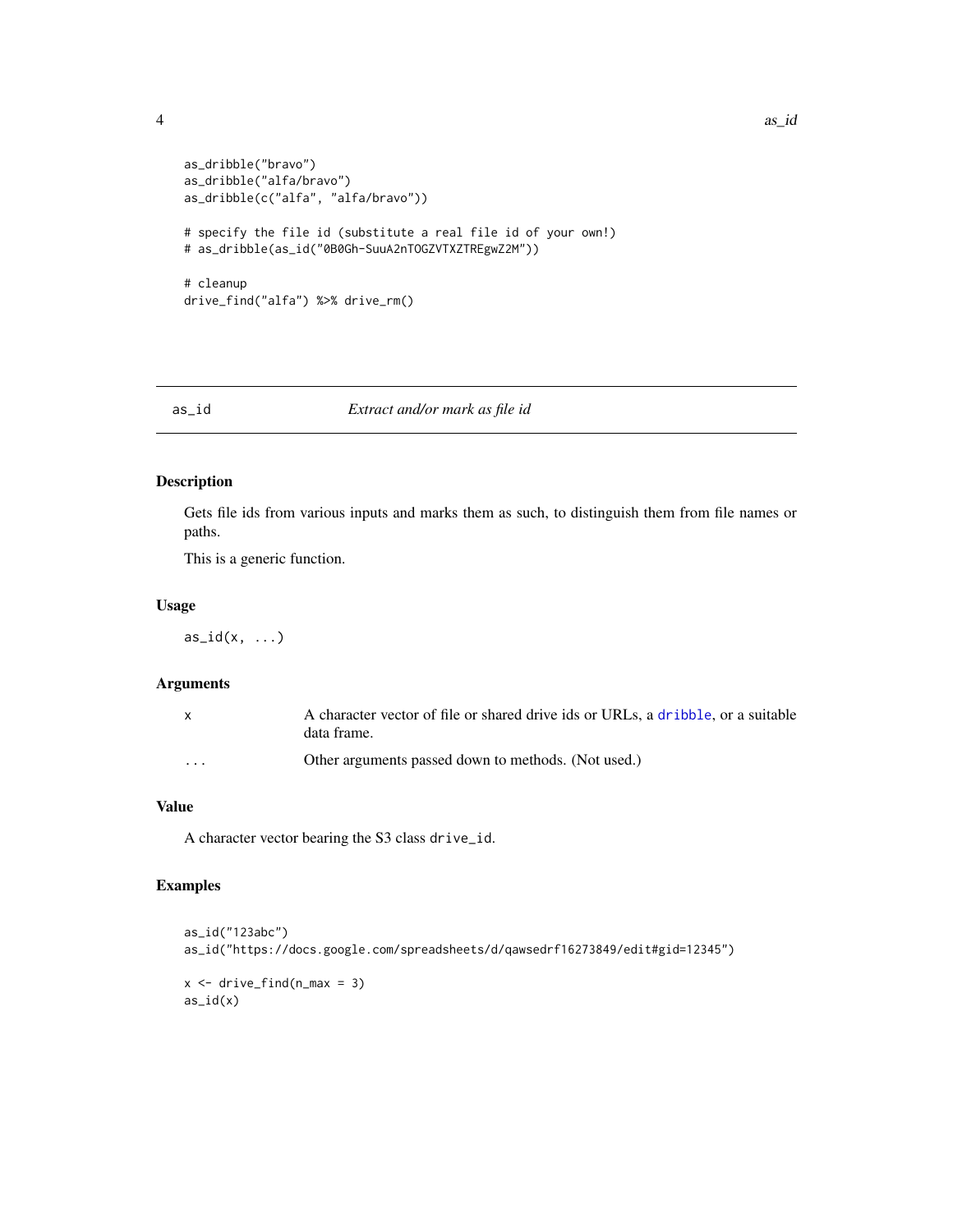```
as_dribble("bravo")
as_dribble("alfa/bravo")
as_dribble(c("alfa", "alfa/bravo"))

# specify the file id (substitute a real file id of your own!)
# as_dribble(as_id("0B0Gh-SuuA2nTOGZVTXZTREgwZ2M"))

# cleanup
drive_find("alfa") %>% drive_rm()
```

---

## as_id — *Extract and/or mark as file id*

### Description

Gets file ids from various inputs and marks them as such, to distinguish them from file names or paths.

This is a generic function.

### Usage

```
as_id(x, ...)
```

### Arguments

| | |
|---|---|
| x | A character vector of file or shared drive ids or URLs, a `dribble`, or a suitable data frame. |
| ... | Other arguments passed down to methods. (Not used.) |

### Value

A character vector bearing the S3 class `drive_id`.

### Examples

```
as_id("123abc")
as_id("https://docs.google.com/spreadsheets/d/qawsedrf16273849/edit#gid=12345")

x <- drive_find(n_max = 3)
as_id(x)
```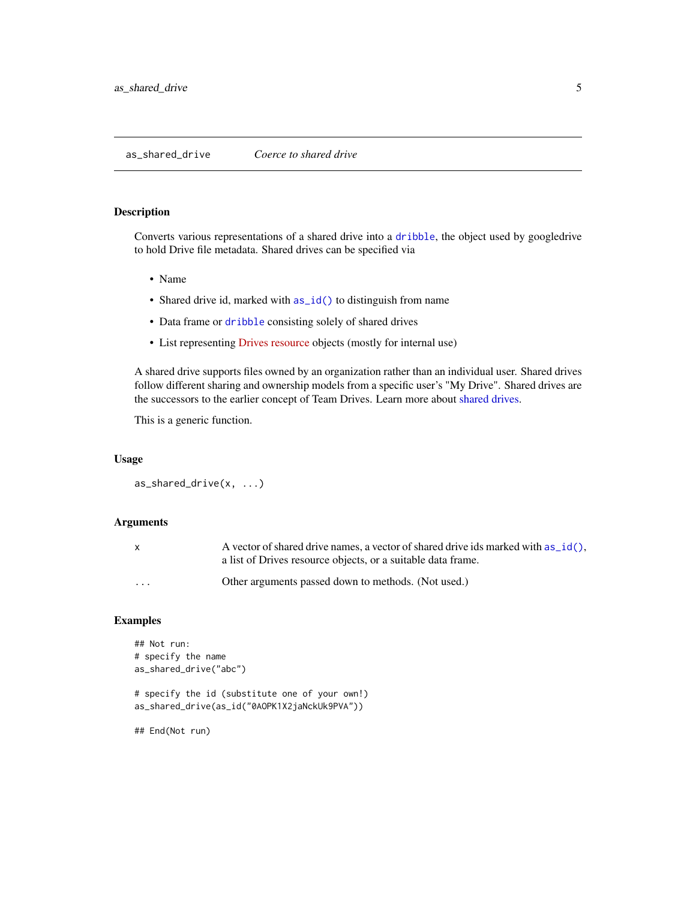## as_shared_drive — *Coerce to shared drive*

### Description

Converts various representations of a shared drive into a `dribble`, the object used by googledrive to hold Drive file metadata. Shared drives can be specified via

- Name
- Shared drive id, marked with `as_id()` to distinguish from name
- Data frame or `dribble` consisting solely of shared drives
- List representing Drives resource objects (mostly for internal use)

A shared drive supports files owned by an organization rather than an individual user. Shared drives follow different sharing and ownership models from a specific user's "My Drive". Shared drives are the successors to the earlier concept of Team Drives. Learn more about shared drives.

This is a generic function.

### Usage

```
as_shared_drive(x, ...)
```

### Arguments

| | |
|---|---|
| x | A vector of shared drive names, a vector of shared drive ids marked with `as_id()`, a list of Drives resource objects, or a suitable data frame. |
| ... | Other arguments passed down to methods. (Not used.) |

### Examples

```
## Not run:
# specify the name
as_shared_drive("abc")

# specify the id (substitute one of your own!)
as_shared_drive(as_id("0AOPK1X2jaNckUk9PVA"))

## End(Not run)
```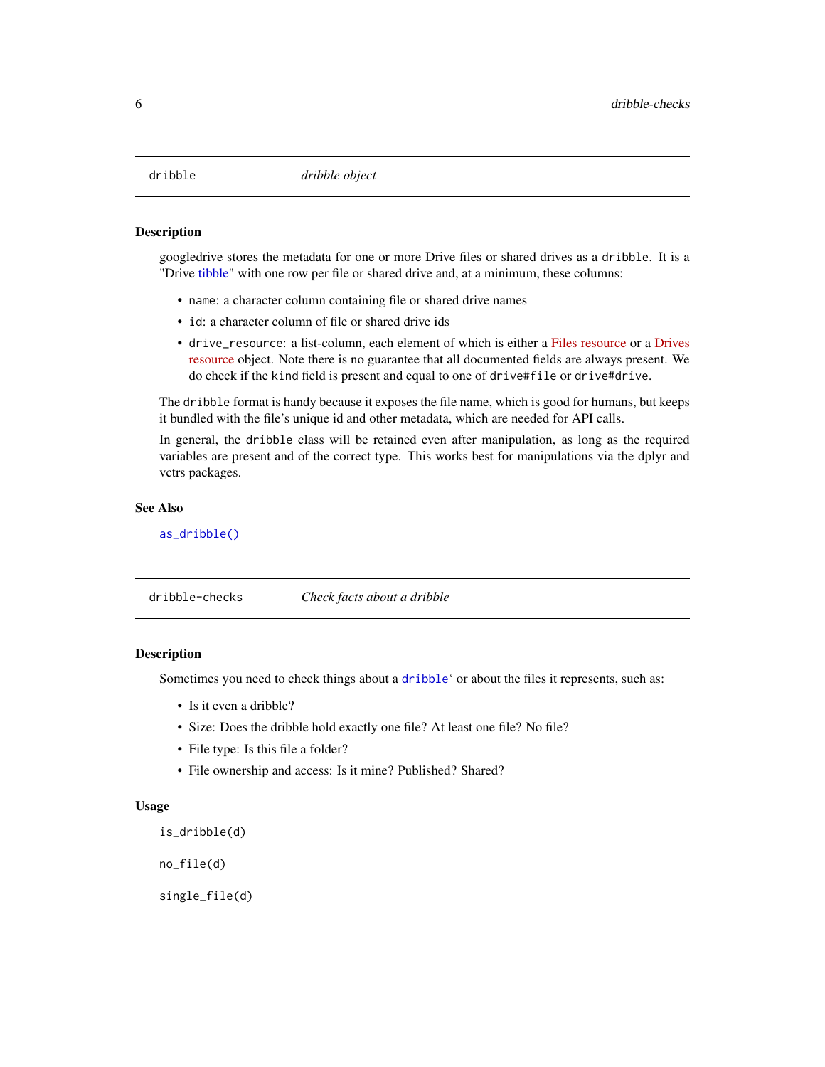## dribble — *dribble object*

### Description

googledrive stores the metadata for one or more Drive files or shared drives as a `dribble`. It is a "Drive tibble" with one row per file or shared drive and, at a minimum, these columns:

- `name`: a character column containing file or shared drive names
- `id`: a character column of file or shared drive ids
- `drive_resource`: a list-column, each element of which is either a Files resource or a Drives resource object. Note there is no guarantee that all documented fields are always present. We do check if the `kind` field is present and equal to one of `drive#file` or `drive#drive`.

The `dribble` format is handy because it exposes the file name, which is good for humans, but keeps it bundled with the file's unique id and other metadata, which are needed for API calls.

In general, the `dribble` class will be retained even after manipulation, as long as the required variables are present and of the correct type. This works best for manipulations via the dplyr and vctrs packages.

### See Also

`as_dribble()`

## dribble-checks — *Check facts about a dribble*

### Description

Sometimes you need to check things about a `dribble`` or about the files it represents, such as:

- Is it even a dribble?
- Size: Does the dribble hold exactly one file? At least one file? No file?
- File type: Is this file a folder?
- File ownership and access: Is it mine? Published? Shared?

### Usage

```
is_dribble(d)

no_file(d)

single_file(d)
```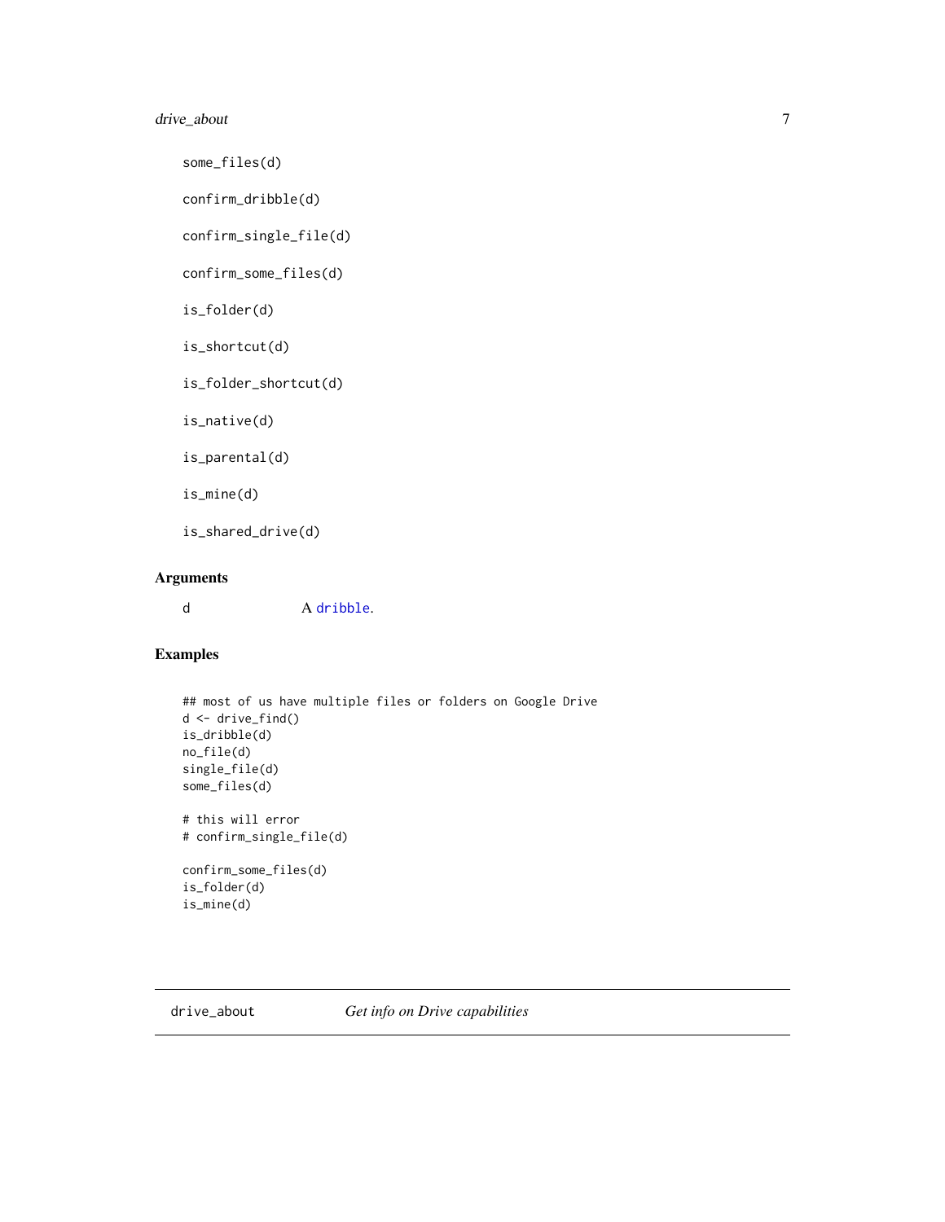```
some_files(d)

confirm_dribble(d)

confirm_single_file(d)

confirm_some_files(d)

is_folder(d)

is_shortcut(d)

is_folder_shortcut(d)

is_native(d)

is_parental(d)

is_mine(d)

is_shared_drive(d)
```

## Arguments

d     A dribble.

## Examples

```
## most of us have multiple files or folders on Google Drive
d <- drive_find()
is_dribble(d)
no_file(d)
single_file(d)
some_files(d)

# this will error
# confirm_single_file(d)

confirm_some_files(d)
is_folder(d)
is_mine(d)
```

---

# drive_about    *Get info on Drive capabilities*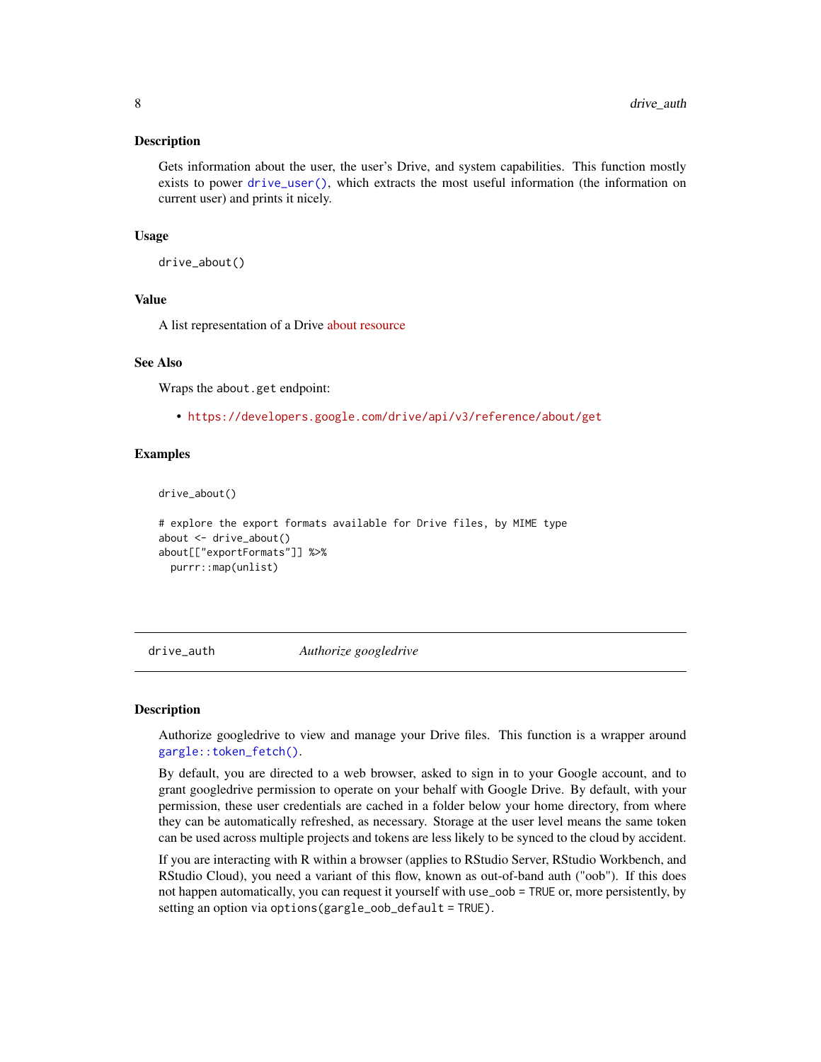### Description

Gets information about the user, the user's Drive, and system capabilities. This function mostly exists to power `drive_user()`, which extracts the most useful information (the information on current user) and prints it nicely.

### Usage

```
drive_about()
```

### Value

A list representation of a Drive about resource

### See Also

Wraps the `about.get` endpoint:

- https://developers.google.com/drive/api/v3/reference/about/get

### Examples

```
drive_about()

# explore the export formats available for Drive files, by MIME type
about <- drive_about()
about[["exportFormats"]] %>%
  purrr::map(unlist)
```

---

## drive_auth — *Authorize googledrive*

### Description

Authorize googledrive to view and manage your Drive files. This function is a wrapper around `gargle::token_fetch()`.

By default, you are directed to a web browser, asked to sign in to your Google account, and to grant googledrive permission to operate on your behalf with Google Drive. By default, with your permission, these user credentials are cached in a folder below your home directory, from where they can be automatically refreshed, as necessary. Storage at the user level means the same token can be used across multiple projects and tokens are less likely to be synced to the cloud by accident.

If you are interacting with R within a browser (applies to RStudio Server, RStudio Workbench, and RStudio Cloud), you need a variant of this flow, known as out-of-band auth ("oob"). If this does not happen automatically, you can request it yourself with `use_oob = TRUE` or, more persistently, by setting an option via `options(gargle_oob_default = TRUE)`.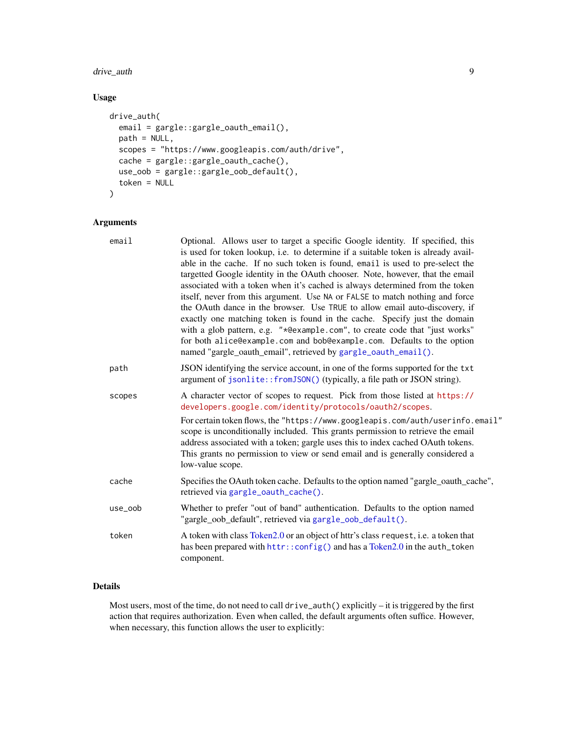### Usage

```
drive_auth(
  email = gargle::gargle_oauth_email(),
  path = NULL,
  scopes = "https://www.googleapis.com/auth/drive",
  cache = gargle::gargle_oauth_cache(),
  use_oob = gargle::gargle_oob_default(),
  token = NULL
)
```

### Arguments

| | |
|---|---|
| `email` | Optional. Allows user to target a specific Google identity. If specified, this is used for token lookup, i.e. to determine if a suitable token is already available in the cache. If no such token is found, `email` is used to pre-select the targetted Google identity in the OAuth chooser. Note, however, that the email associated with a token when it's cached is always determined from the token itself, never from this argument. Use `NA` or `FALSE` to match nothing and force the OAuth dance in the browser. Use `TRUE` to allow email auto-discovery, if exactly one matching token is found in the cache. Specify just the domain with a glob pattern, e.g. `"*@example.com"`, to create code that "just works" for both `alice@example.com` and `bob@example.com`. Defaults to the option named "gargle_oauth_email", retrieved by `gargle_oauth_email()`. |
| `path` | JSON identifying the service account, in one of the forms supported for the `txt` argument of `jsonlite::fromJSON()` (typically, a file path or JSON string). |
| `scopes` | A character vector of scopes to request. Pick from those listed at https://developers.google.com/identity/protocols/oauth2/scopes. For certain token flows, the `"https://www.googleapis.com/auth/userinfo.email"` scope is unconditionally included. This grants permission to retrieve the email address associated with a token; gargle uses this to index cached OAuth tokens. This grants no permission to view or send email and is generally considered a low-value scope. |
| `cache` | Specifies the OAuth token cache. Defaults to the option named "gargle_oauth_cache", retrieved via `gargle_oauth_cache()`. |
| `use_oob` | Whether to prefer "out of band" authentication. Defaults to the option named "gargle_oob_default", retrieved via `gargle_oob_default()`. |
| `token` | A token with class Token2.0 or an object of httr's class `request`, i.e. a token that has been prepared with `httr::config()` and has a Token2.0 in the `auth_token` component. |

### Details

Most users, most of the time, do not need to call `drive_auth()` explicitly – it is triggered by the first action that requires authorization. Even when called, the default arguments often suffice. However, when necessary, this function allows the user to explicitly: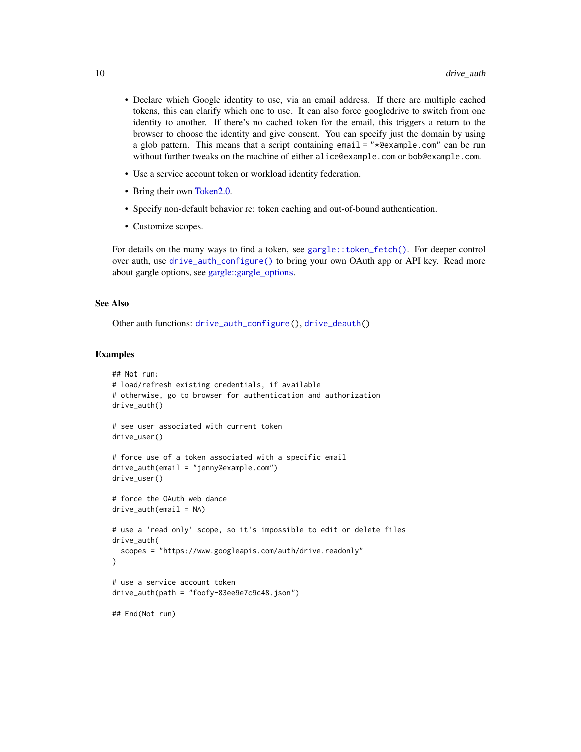- Declare which Google identity to use, via an email address. If there are multiple cached tokens, this can clarify which one to use. It can also force googledrive to switch from one identity to another. If there's no cached token for the email, this triggers a return to the browser to choose the identity and give consent. You can specify just the domain by using a glob pattern. This means that a script containing `email = "*@example.com"` can be run without further tweaks on the machine of either `alice@example.com` or `bob@example.com`.
- Use a service account token or workload identity federation.
- Bring their own Token2.0.
- Specify non-default behavior re: token caching and out-of-bound authentication.
- Customize scopes.

For details on the many ways to find a token, see `gargle::token_fetch()`. For deeper control over auth, use `drive_auth_configure()` to bring your own OAuth app or API key. Read more about gargle options, see gargle::gargle_options.

## See Also

Other auth functions: `drive_auth_configure()`, `drive_deauth()`

## Examples

```
## Not run:
# load/refresh existing credentials, if available
# otherwise, go to browser for authentication and authorization
drive_auth()

# see user associated with current token
drive_user()

# force use of a token associated with a specific email
drive_auth(email = "jenny@example.com")
drive_user()

# force the OAuth web dance
drive_auth(email = NA)

# use a 'read only' scope, so it's impossible to edit or delete files
drive_auth(
  scopes = "https://www.googleapis.com/auth/drive.readonly"
)

# use a service account token
drive_auth(path = "foofy-83ee9e7c9c48.json")

## End(Not run)
```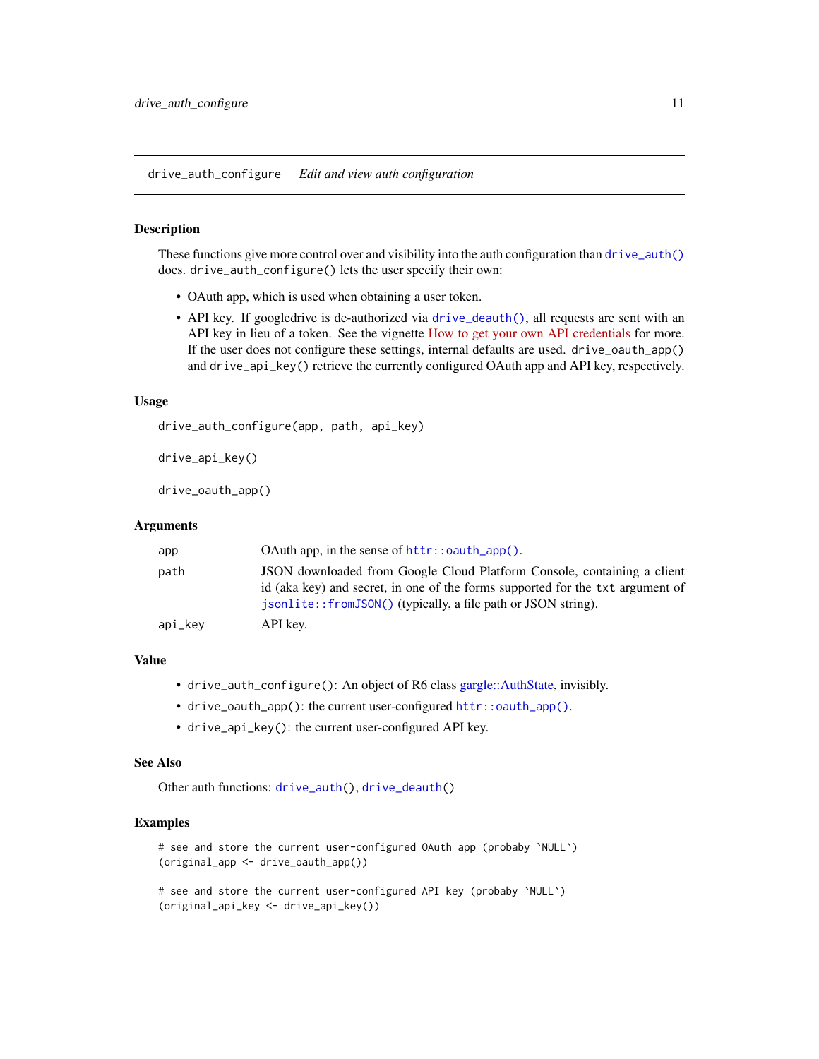# drive_auth_configure    *Edit and view auth configuration*

## Description

These functions give more control over and visibility into the auth configuration than `drive_auth()` does. `drive_auth_configure()` lets the user specify their own:

- OAuth app, which is used when obtaining a user token.
- API key. If googledrive is de-authorized via `drive_deauth()`, all requests are sent with an API key in lieu of a token. See the vignette How to get your own API credentials for more. If the user does not configure these settings, internal defaults are used. `drive_oauth_app()` and `drive_api_key()` retrieve the currently configured OAuth app and API key, respectively.

## Usage

```
drive_auth_configure(app, path, api_key)

drive_api_key()

drive_oauth_app()
```

## Arguments

| | |
|---|---|
| `app` | OAuth app, in the sense of `httr::oauth_app()`. |
| `path` | JSON downloaded from Google Cloud Platform Console, containing a client id (aka key) and secret, in one of the forms supported for the `txt` argument of `jsonlite::fromJSON()` (typically, a file path or JSON string). |
| `api_key` | API key. |

## Value

- `drive_auth_configure()`: An object of R6 class gargle::AuthState, invisibly.
- `drive_oauth_app()`: the current user-configured `httr::oauth_app()`.
- `drive_api_key()`: the current user-configured API key.

## See Also

Other auth functions: `drive_auth()`, `drive_deauth()`

## Examples

```
# see and store the current user-configured OAuth app (probaby `NULL`)
(original_app <- drive_oauth_app())

# see and store the current user-configured API key (probaby `NULL`)
(original_api_key <- drive_api_key())
```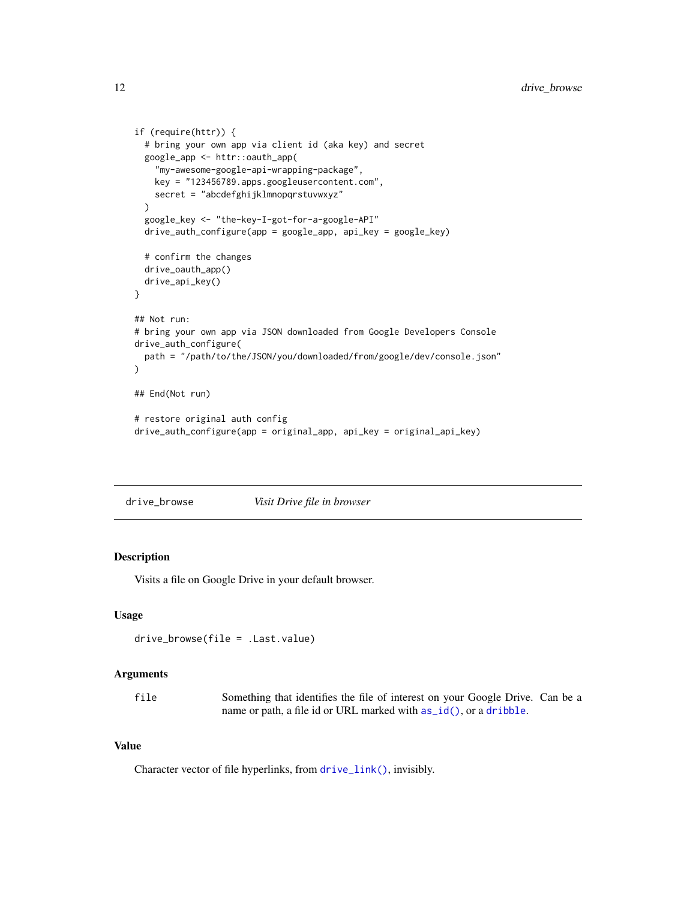```
if (require(httr)) {
  # bring your own app via client id (aka key) and secret
  google_app <- httr::oauth_app(
    "my-awesome-google-api-wrapping-package",
    key = "123456789.apps.googleusercontent.com",
    secret = "abcdefghijklmnopqrstuvwxyz"
  )
  google_key <- "the-key-I-got-for-a-google-API"
  drive_auth_configure(app = google_app, api_key = google_key)

  # confirm the changes
  drive_oauth_app()
  drive_api_key()
}

## Not run:
# bring your own app via JSON downloaded from Google Developers Console
drive_auth_configure(
  path = "/path/to/the/JSON/you/downloaded/from/google/dev/console.json"
)

## End(Not run)

# restore original auth config
drive_auth_configure(app = original_app, api_key = original_api_key)
```

---

## drive_browse — *Visit Drive file in browser*

### Description

Visits a file on Google Drive in your default browser.

### Usage

```
drive_browse(file = .Last.value)
```

### Arguments

| | |
|---|---|
| file | Something that identifies the file of interest on your Google Drive. Can be a name or path, a file id or URL marked with `as_id()`, or a `dribble`. |

### Value

Character vector of file hyperlinks, from `drive_link()`, invisibly.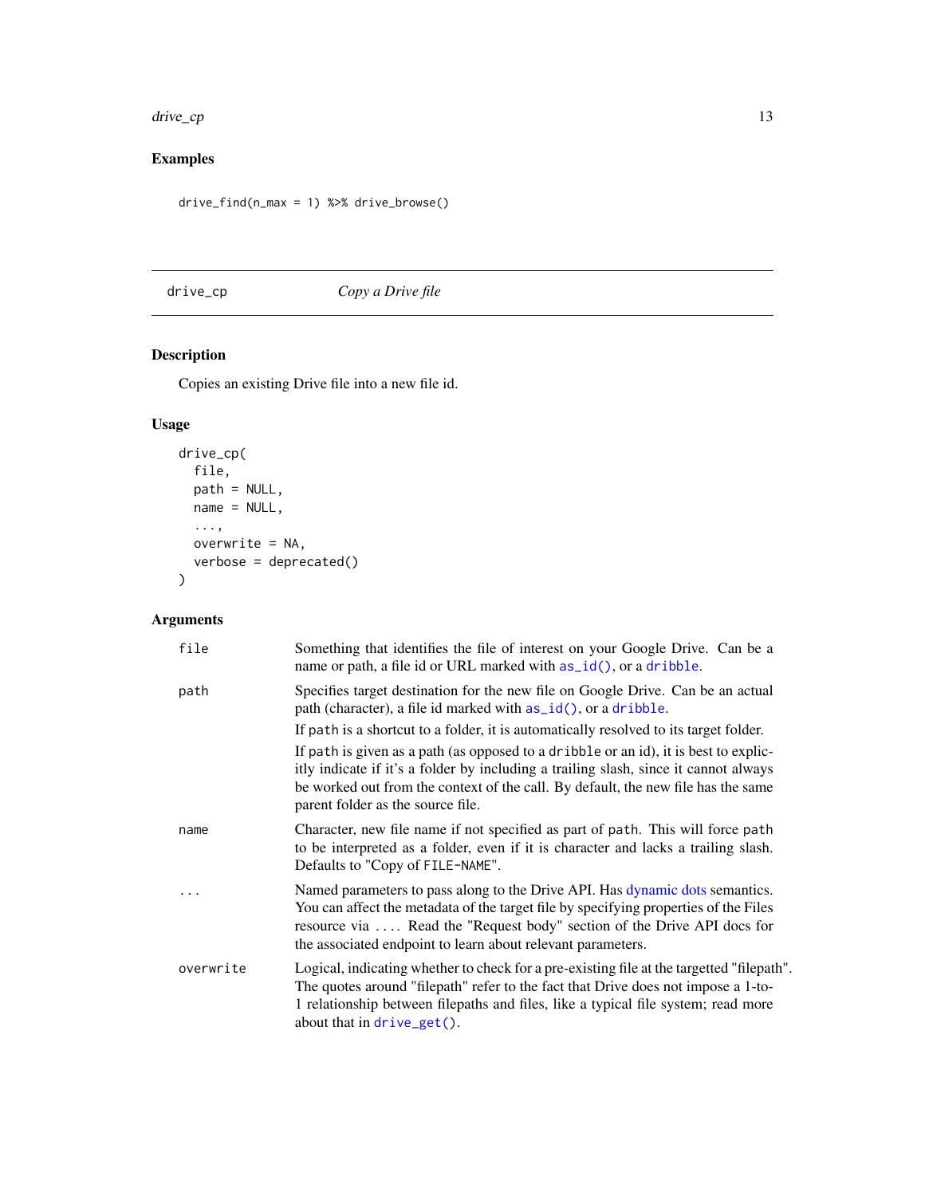## Examples

```
drive_find(n_max = 1) %>% drive_browse()
```

---

# drive_cp — *Copy a Drive file*

---

### Description

Copies an existing Drive file into a new file id.

### Usage

```
drive_cp(
  file,
  path = NULL,
  name = NULL,
  ...,
  overwrite = NA,
  verbose = deprecated()
)
```

### Arguments

| | |
|---|---|
| `file` | Something that identifies the file of interest on your Google Drive. Can be a name or path, a file id or URL marked with `as_id()`, or a `dribble`. |
| `path` | Specifies target destination for the new file on Google Drive. Can be an actual path (character), a file id marked with `as_id()`, or a `dribble`.<br><br>If `path` is a shortcut to a folder, it is automatically resolved to its target folder.<br><br>If `path` is given as a path (as opposed to a `dribble` or an id), it is best to explicitly indicate if it's a folder by including a trailing slash, since it cannot always be worked out from the context of the call. By default, the new file has the same parent folder as the source file. |
| `name` | Character, new file name if not specified as part of `path`. This will force `path` to be interpreted as a folder, even if it is character and lacks a trailing slash. Defaults to "Copy of `FILE-NAME`". |
| `...` | Named parameters to pass along to the Drive API. Has dynamic dots semantics. You can affect the metadata of the target file by specifying properties of the Files resource via `...`. Read the "Request body" section of the Drive API docs for the associated endpoint to learn about relevant parameters. |
| `overwrite` | Logical, indicating whether to check for a pre-existing file at the targetted "filepath". The quotes around "filepath" refer to the fact that Drive does not impose a 1-to-1 relationship between filepaths and files, like a typical file system; read more about that in `drive_get()`. |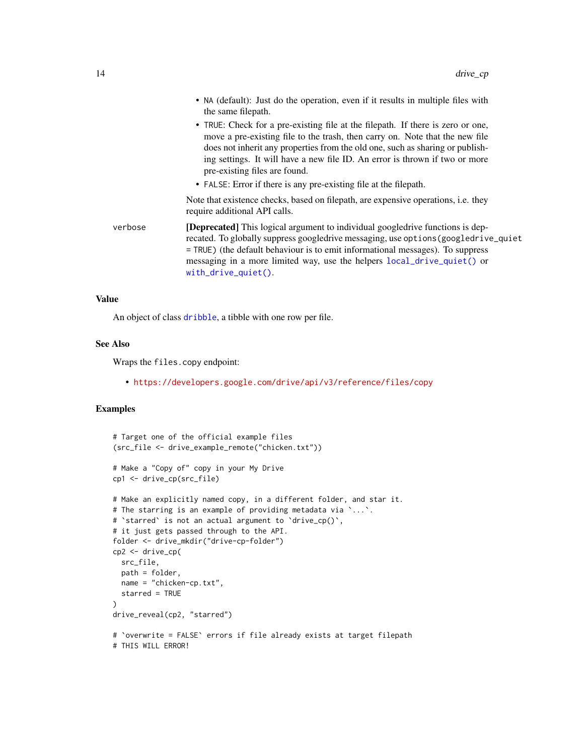- NA (default): Just do the operation, even if it results in multiple files with the same filepath.
- TRUE: Check for a pre-existing file at the filepath. If there is zero or one, move a pre-existing file to the trash, then carry on. Note that the new file does not inherit any properties from the old one, such as sharing or publishing settings. It will have a new file ID. An error is thrown if two or more pre-existing files are found.
- FALSE: Error if there is any pre-existing file at the filepath.

Note that existence checks, based on filepath, are expensive operations, i.e. they require additional API calls.

verbose — **[Deprecated]** This logical argument to individual googledrive functions is deprecated. To globally suppress googledrive messaging, use `options(googledrive_quiet = TRUE)` (the default behaviour is to emit informational messages). To suppress messaging in a more limited way, use the helpers `local_drive_quiet()` or `with_drive_quiet()`.

## Value

An object of class `dribble`, a tibble with one row per file.

## See Also

Wraps the `files.copy` endpoint:

- https://developers.google.com/drive/api/v3/reference/files/copy

## Examples

```
# Target one of the official example files
(src_file <- drive_example_remote("chicken.txt"))

# Make a "Copy of" copy in your My Drive
cp1 <- drive_cp(src_file)

# Make an explicitly named copy, in a different folder, and star it.
# The starring is an example of providing metadata via `...`.
# `starred` is not an actual argument to `drive_cp()`,
# it just gets passed through to the API.
folder <- drive_mkdir("drive-cp-folder")
cp2 <- drive_cp(
  src_file,
  path = folder,
  name = "chicken-cp.txt",
  starred = TRUE
)
drive_reveal(cp2, "starred")

# `overwrite = FALSE` errors if file already exists at target filepath
# THIS WILL ERROR!
```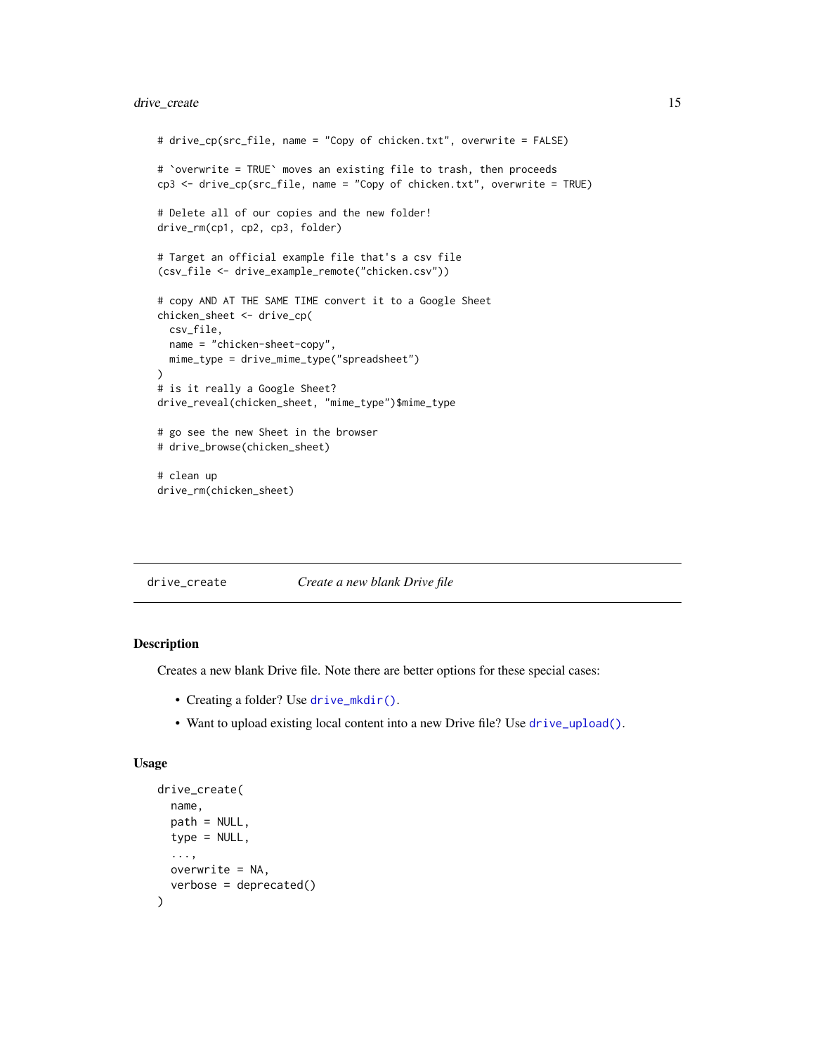```
# drive_cp(src_file, name = "Copy of chicken.txt", overwrite = FALSE)

# `overwrite = TRUE` moves an existing file to trash, then proceeds
cp3 <- drive_cp(src_file, name = "Copy of chicken.txt", overwrite = TRUE)

# Delete all of our copies and the new folder!
drive_rm(cp1, cp2, cp3, folder)

# Target an official example file that's a csv file
(csv_file <- drive_example_remote("chicken.csv"))

# copy AND AT THE SAME TIME convert it to a Google Sheet
chicken_sheet <- drive_cp(
  csv_file,
  name = "chicken-sheet-copy",
  mime_type = drive_mime_type("spreadsheet")
)
# is it really a Google Sheet?
drive_reveal(chicken_sheet, "mime_type")$mime_type

# go see the new Sheet in the browser
# drive_browse(chicken_sheet)

# clean up
drive_rm(chicken_sheet)
```

## drive_create — *Create a new blank Drive file*

### Description

Creates a new blank Drive file. Note there are better options for these special cases:

- Creating a folder? Use `drive_mkdir()`.
- Want to upload existing local content into a new Drive file? Use `drive_upload()`.

### Usage

```
drive_create(
  name,
  path = NULL,
  type = NULL,
  ...,
  overwrite = NA,
  verbose = deprecated()
)
```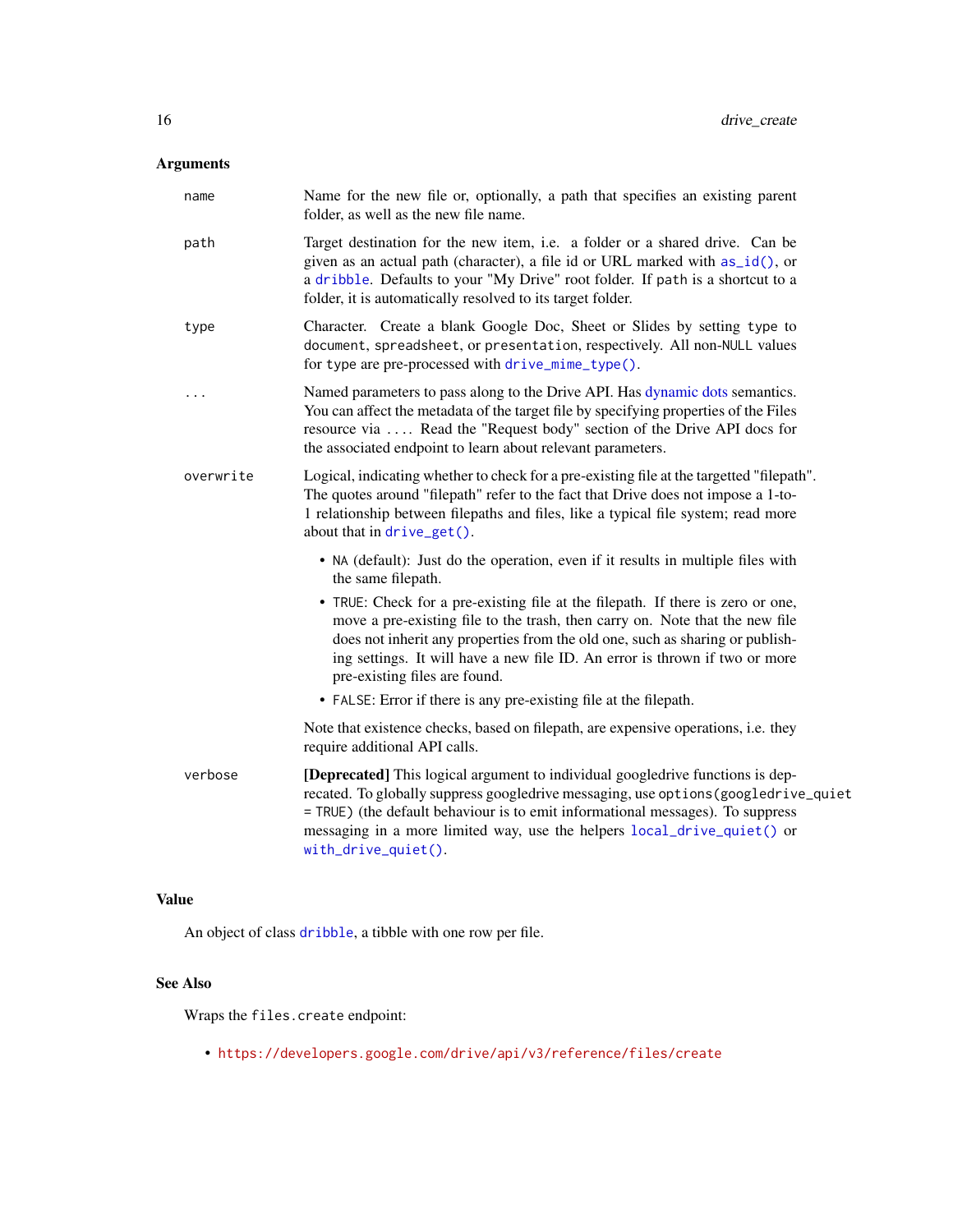## Arguments

**name** — Name for the new file or, optionally, a path that specifies an existing parent folder, as well as the new file name.

**path** — Target destination for the new item, i.e. a folder or a shared drive. Can be given as an actual path (character), a file id or URL marked with `as_id()`, or a `dribble`. Defaults to your "My Drive" root folder. If `path` is a shortcut to a folder, it is automatically resolved to its target folder.

**type** — Character. Create a blank Google Doc, Sheet or Slides by setting `type` to `document`, `spreadsheet`, or `presentation`, respectively. All non-`NULL` values for `type` are pre-processed with `drive_mime_type()`.

**...** — Named parameters to pass along to the Drive API. Has dynamic dots semantics. You can affect the metadata of the target file by specifying properties of the Files resource via `....` Read the "Request body" section of the Drive API docs for the associated endpoint to learn about relevant parameters.

**overwrite** — Logical, indicating whether to check for a pre-existing file at the targetted "filepath". The quotes around "filepath" refer to the fact that Drive does not impose a 1-to-1 relationship between filepaths and files, like a typical file system; read more about that in `drive_get()`.

- `NA` (default): Just do the operation, even if it results in multiple files with the same filepath.
- `TRUE`: Check for a pre-existing file at the filepath. If there is zero or one, move a pre-existing file to the trash, then carry on. Note that the new file does not inherit any properties from the old one, such as sharing or publishing settings. It will have a new file ID. An error is thrown if two or more pre-existing files are found.
- `FALSE`: Error if there is any pre-existing file at the filepath.

Note that existence checks, based on filepath, are expensive operations, i.e. they require additional API calls.

**verbose** — **[Deprecated]** This logical argument to individual googledrive functions is deprecated. To globally suppress googledrive messaging, use `options(googledrive_quiet = TRUE)` (the default behaviour is to emit informational messages). To suppress messaging in a more limited way, use the helpers `local_drive_quiet()` or `with_drive_quiet()`.

## Value

An object of class `dribble`, a tibble with one row per file.

## See Also

Wraps the `files.create` endpoint:

- https://developers.google.com/drive/api/v3/reference/files/create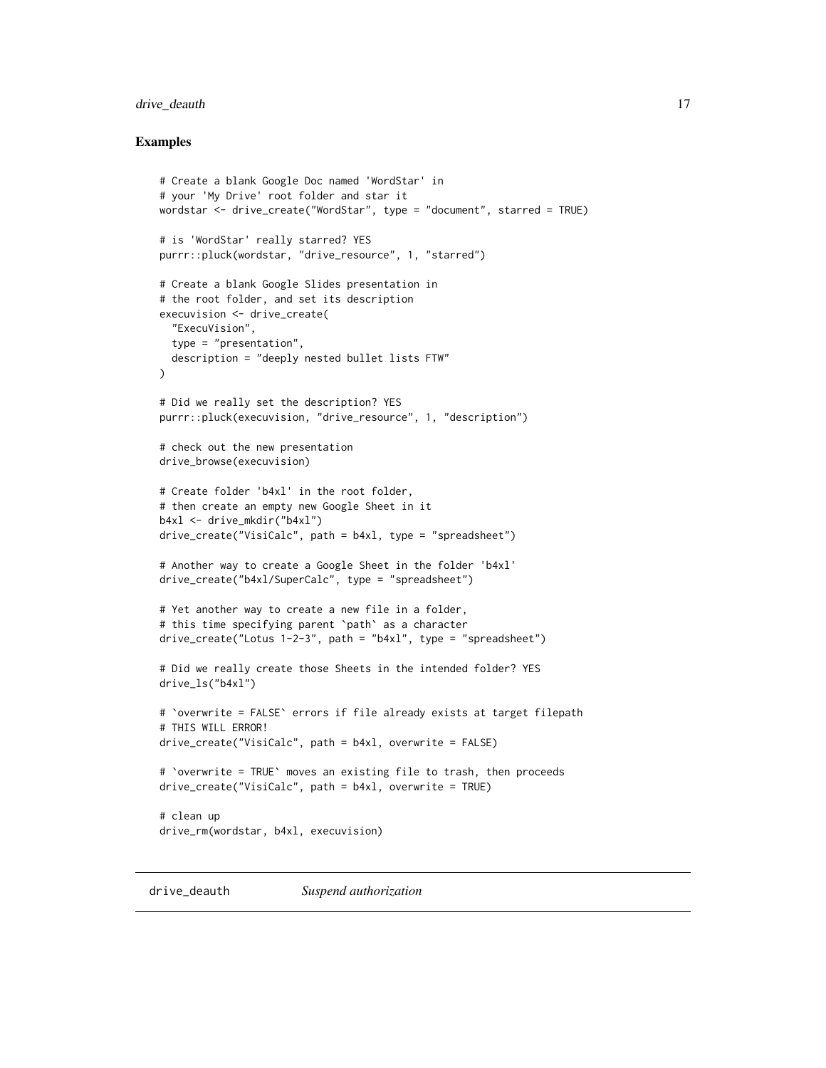## Examples

```
# Create a blank Google Doc named 'WordStar' in
# your 'My Drive' root folder and star it
wordstar <- drive_create("WordStar", type = "document", starred = TRUE)

# is 'WordStar' really starred? YES
purrr::pluck(wordstar, "drive_resource", 1, "starred")

# Create a blank Google Slides presentation in
# the root folder, and set its description
execuvision <- drive_create(
  "ExecuVision",
  type = "presentation",
  description = "deeply nested bullet lists FTW"
)

# Did we really set the description? YES
purrr::pluck(execuvision, "drive_resource", 1, "description")

# check out the new presentation
drive_browse(execuvision)

# Create folder 'b4xl' in the root folder,
# then create an empty new Google Sheet in it
b4xl <- drive_mkdir("b4xl")
drive_create("VisiCalc", path = b4xl, type = "spreadsheet")

# Another way to create a Google Sheet in the folder 'b4xl'
drive_create("b4xl/SuperCalc", type = "spreadsheet")

# Yet another way to create a new file in a folder,
# this time specifying parent `path` as a character
drive_create("Lotus 1-2-3", path = "b4xl", type = "spreadsheet")

# Did we really create those Sheets in the intended folder? YES
drive_ls("b4xl")

# `overwrite = FALSE` errors if file already exists at target filepath
# THIS WILL ERROR!
drive_create("VisiCalc", path = b4xl, overwrite = FALSE)

# `overwrite = TRUE` moves an existing file to trash, then proceeds
drive_create("VisiCalc", path = b4xl, overwrite = TRUE)

# clean up
drive_rm(wordstar, b4xl, execuvision)
```

---

`drive_deauth` *Suspend authorization*

---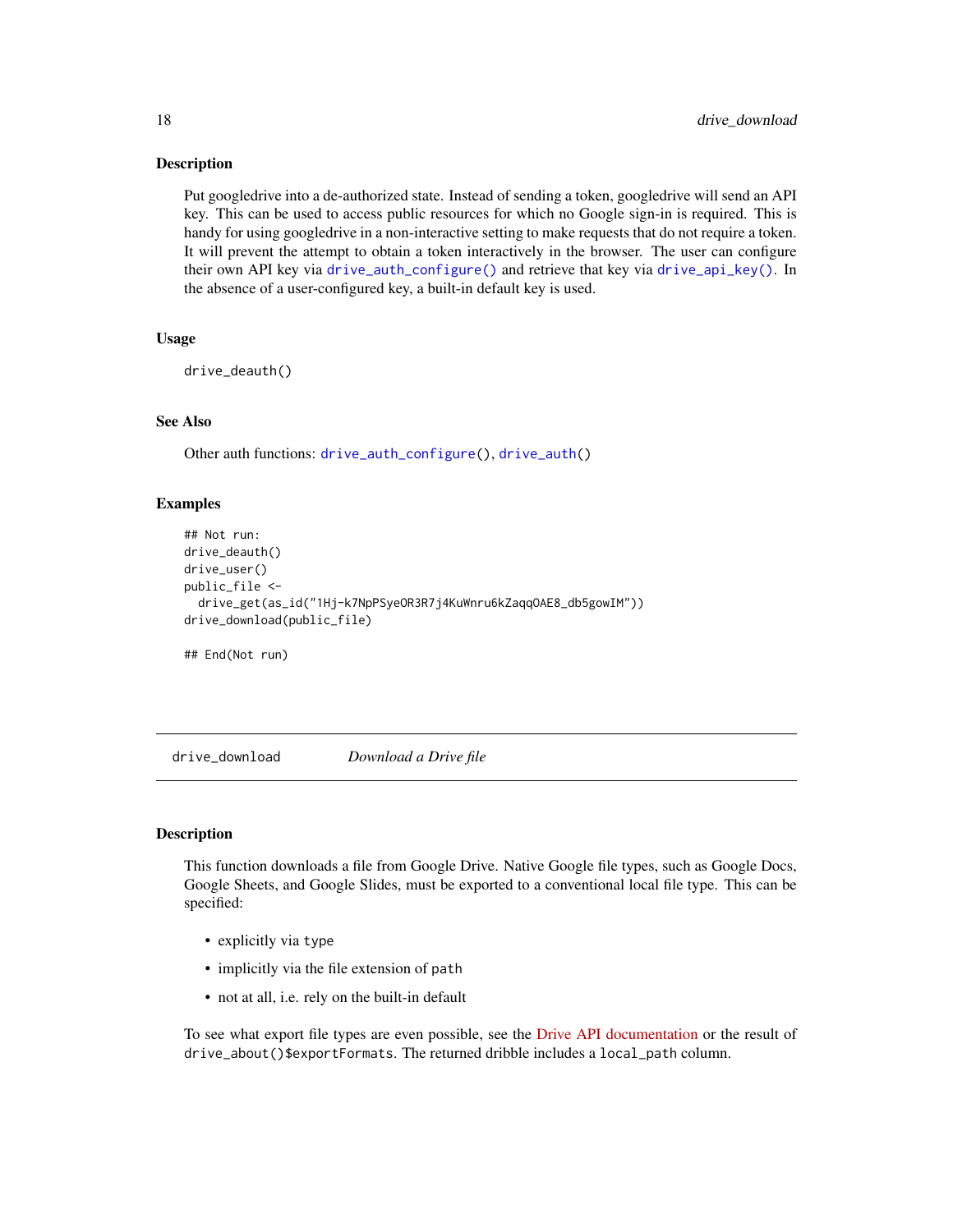### Description

Put googledrive into a de-authorized state. Instead of sending a token, googledrive will send an API key. This can be used to access public resources for which no Google sign-in is required. This is handy for using googledrive in a non-interactive setting to make requests that do not require a token. It will prevent the attempt to obtain a token interactively in the browser. The user can configure their own API key via `drive_auth_configure()` and retrieve that key via `drive_api_key()`. In the absence of a user-configured key, a built-in default key is used.

### Usage

```
drive_deauth()
```

### See Also

Other auth functions: `drive_auth_configure()`, `drive_auth()`

### Examples

```
## Not run:
drive_deauth()
drive_user()
public_file <-
  drive_get(as_id("1Hj-k7NpPSyeOR3R7j4KuWnru6kZaqqOAE8_db5gowIM"))
drive_download(public_file)

## End(Not run)
```

---

## drive_download    *Download a Drive file*

### Description

This function downloads a file from Google Drive. Native Google file types, such as Google Docs, Google Sheets, and Google Slides, must be exported to a conventional local file type. This can be specified:

- explicitly via `type`
- implicitly via the file extension of `path`
- not at all, i.e. rely on the built-in default

To see what export file types are even possible, see the Drive API documentation or the result of `drive_about()$exportFormats`. The returned dribble includes a `local_path` column.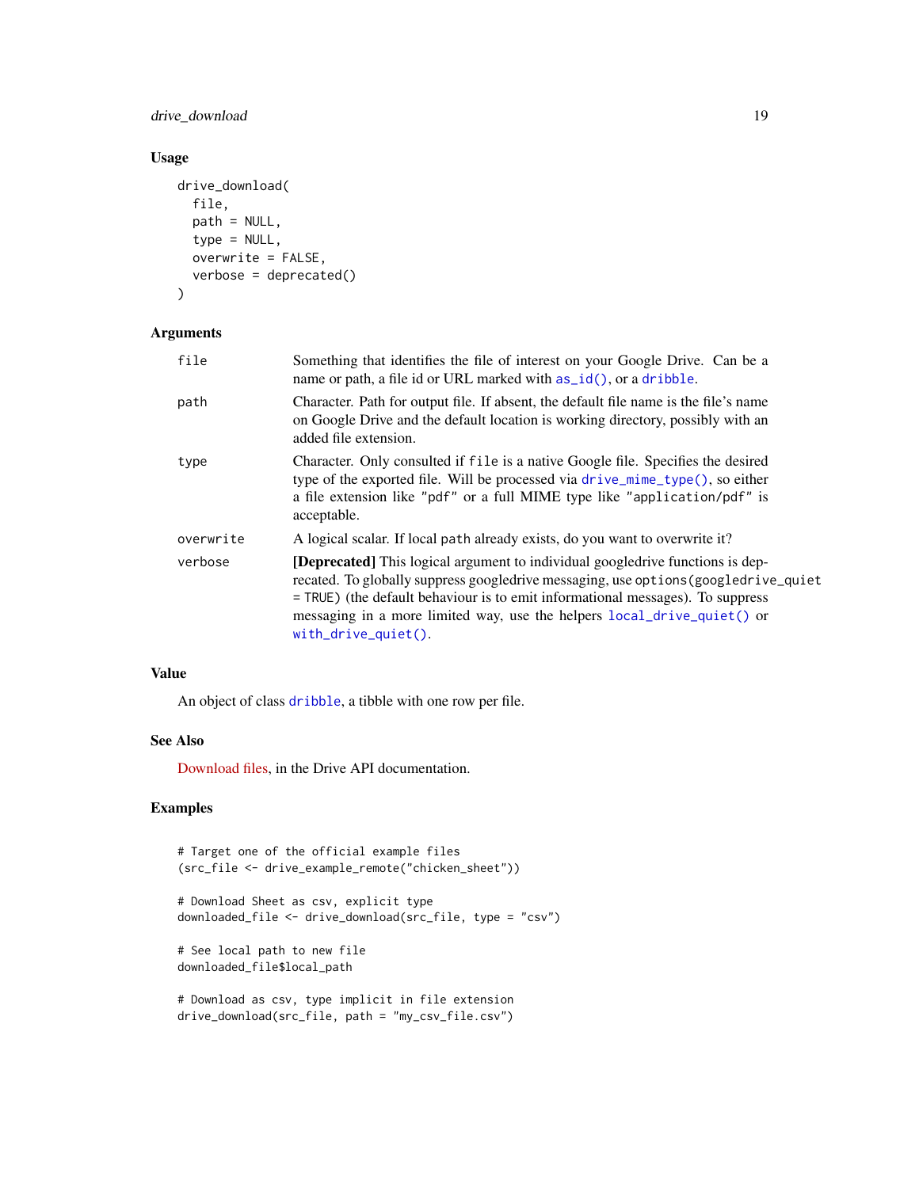### Usage

```
drive_download(
  file,
  path = NULL,
  type = NULL,
  overwrite = FALSE,
  verbose = deprecated()
)
```

### Arguments

| | |
|---|---|
| `file` | Something that identifies the file of interest on your Google Drive. Can be a name or path, a file id or URL marked with `as_id()`, or a `dribble`. |
| `path` | Character. Path for output file. If absent, the default file name is the file's name on Google Drive and the default location is working directory, possibly with an added file extension. |
| `type` | Character. Only consulted if `file` is a native Google file. Specifies the desired type of the exported file. Will be processed via `drive_mime_type()`, so either a file extension like `"pdf"` or a full MIME type like `"application/pdf"` is acceptable. |
| `overwrite` | A logical scalar. If local `path` already exists, do you want to overwrite it? |
| `verbose` | **[Deprecated]** This logical argument to individual googledrive functions is deprecated. To globally suppress googledrive messaging, use `options(googledrive_quiet = TRUE)` (the default behaviour is to emit informational messages). To suppress messaging in a more limited way, use the helpers `local_drive_quiet()` or `with_drive_quiet()`. |

### Value

An object of class `dribble`, a tibble with one row per file.

### See Also

Download files, in the Drive API documentation.

### Examples

```
# Target one of the official example files
(src_file <- drive_example_remote("chicken_sheet"))

# Download Sheet as csv, explicit type
downloaded_file <- drive_download(src_file, type = "csv")

# See local path to new file
downloaded_file$local_path

# Download as csv, type implicit in file extension
drive_download(src_file, path = "my_csv_file.csv")
```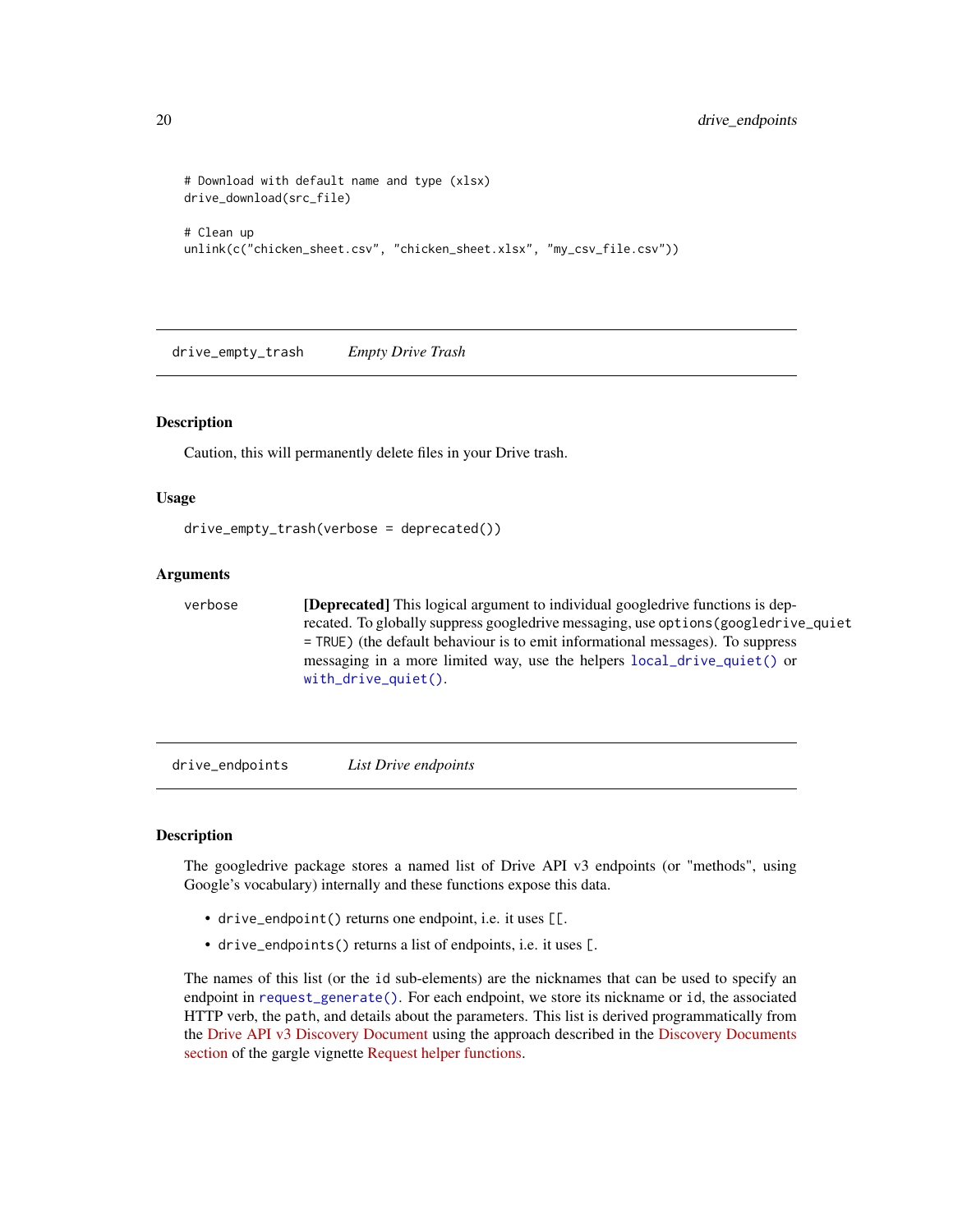```
# Download with default name and type (xlsx)
drive_download(src_file)

# Clean up
unlink(c("chicken_sheet.csv", "chicken_sheet.xlsx", "my_csv_file.csv"))
```

---

## drive_empty_trash — *Empty Drive Trash*

### Description

Caution, this will permanently delete files in your Drive trash.

### Usage

```
drive_empty_trash(verbose = deprecated())
```

### Arguments

| | |
|---|---|
| `verbose` | **[Deprecated]** This logical argument to individual googledrive functions is deprecated. To globally suppress googledrive messaging, use `options(googledrive_quiet = TRUE)` (the default behaviour is to emit informational messages). To suppress messaging in a more limited way, use the helpers `local_drive_quiet()` or `with_drive_quiet()`. |

---

## drive_endpoints — *List Drive endpoints*

### Description

The googledrive package stores a named list of Drive API v3 endpoints (or "methods", using Google's vocabulary) internally and these functions expose this data.

- `drive_endpoint()` returns one endpoint, i.e. it uses `[[`.
- `drive_endpoints()` returns a list of endpoints, i.e. it uses `[`.

The names of this list (or the `id` sub-elements) are the nicknames that can be used to specify an endpoint in `request_generate()`. For each endpoint, we store its nickname or `id`, the associated HTTP verb, the `path`, and details about the parameters. This list is derived programmatically from the Drive API v3 Discovery Document using the approach described in the Discovery Documents section of the gargle vignette Request helper functions.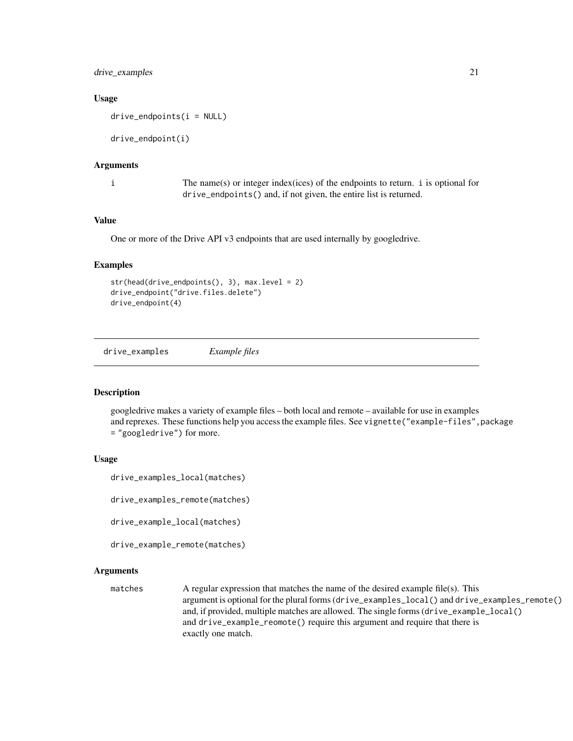### Usage

```
drive_endpoints(i = NULL)

drive_endpoint(i)
```

### Arguments

| | |
|---|---|
| i | The name(s) or integer index(ices) of the endpoints to return. i is optional for drive_endpoints() and, if not given, the entire list is returned. |

### Value

One or more of the Drive API v3 endpoints that are used internally by googledrive.

### Examples

```
str(head(drive_endpoints(), 3), max.level = 2)
drive_endpoint("drive.files.delete")
drive_endpoint(4)
```

---

## drive_examples *Example files*

---

### Description

googledrive makes a variety of example files – both local and remote – available for use in examples and reprexes. These functions help you access the example files. See vignette("example-files",package = "googledrive") for more.

### Usage

```
drive_examples_local(matches)

drive_examples_remote(matches)

drive_example_local(matches)

drive_example_remote(matches)
```

### Arguments

| | |
|---|---|
| matches | A regular expression that matches the name of the desired example file(s). This argument is optional for the plural forms (drive_examples_local() and drive_examples_remote() and, if provided, multiple matches are allowed. The single forms (drive_example_local() and drive_example_reomote() require this argument and require that there is exactly one match. |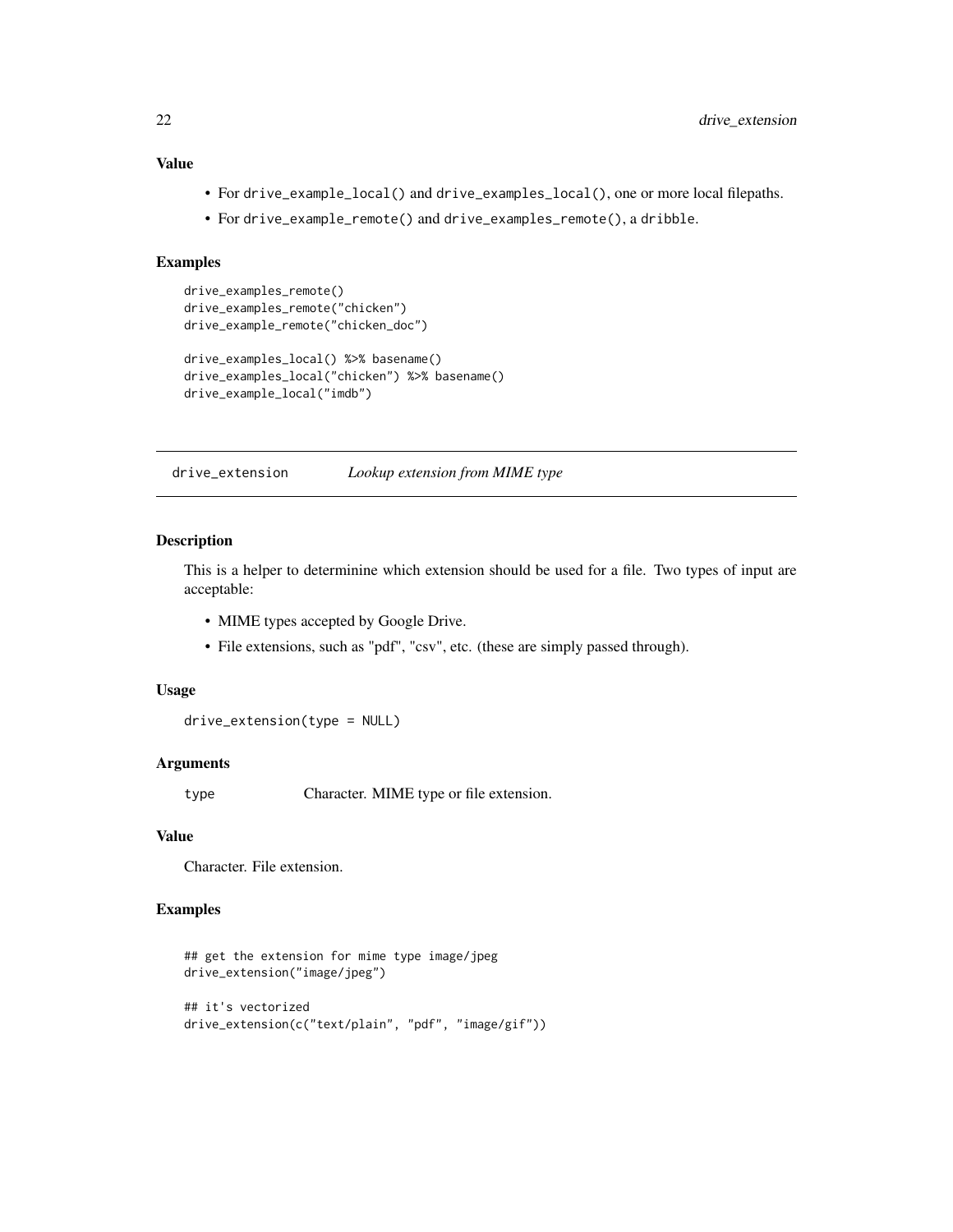### Value

- For `drive_example_local()` and `drive_examples_local()`, one or more local filepaths.
- For `drive_example_remote()` and `drive_examples_remote()`, a `dribble`.

### Examples

```
drive_examples_remote()
drive_examples_remote("chicken")
drive_example_remote("chicken_doc")

drive_examples_local() %>% basename()
drive_examples_local("chicken") %>% basename()
drive_example_local("imdb")
```

## drive_extension — *Lookup extension from MIME type*

### Description

This is a helper to determinine which extension should be used for a file. Two types of input are acceptable:

- MIME types accepted by Google Drive.
- File extensions, such as "pdf", "csv", etc. (these are simply passed through).

### Usage

```
drive_extension(type = NULL)
```

### Arguments

| | |
|---|---|
| `type` | Character. MIME type or file extension. |

### Value

Character. File extension.

### Examples

```
## get the extension for mime type image/jpeg
drive_extension("image/jpeg")

## it's vectorized
drive_extension(c("text/plain", "pdf", "image/gif"))
```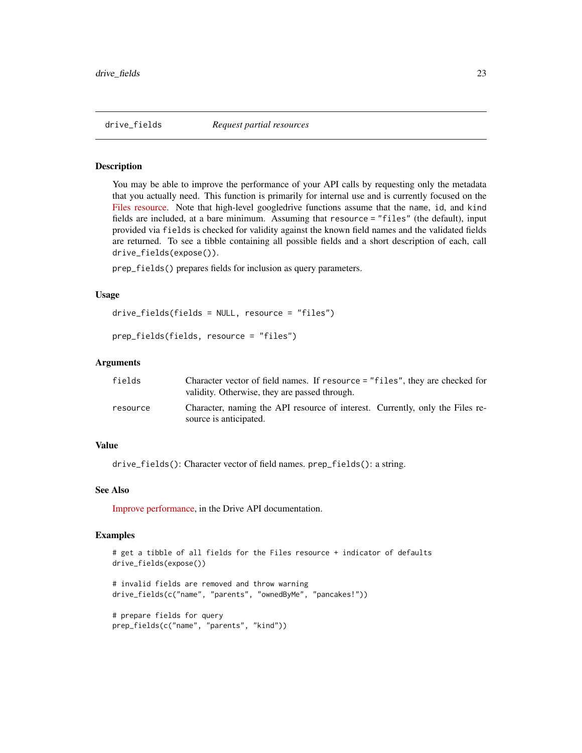## drive_fields — *Request partial resources*

### Description

You may be able to improve the performance of your API calls by requesting only the metadata that you actually need. This function is primarily for internal use and is currently focused on the Files resource. Note that high-level googledrive functions assume that the `name`, `id`, and `kind` fields are included, at a bare minimum. Assuming that `resource = "files"` (the default), input provided via `fields` is checked for validity against the known field names and the validated fields are returned. To see a tibble containing all possible fields and a short description of each, call `drive_fields(expose())`.

`prep_fields()` prepares fields for inclusion as query parameters.

### Usage

```
drive_fields(fields = NULL, resource = "files")

prep_fields(fields, resource = "files")
```

### Arguments

| | |
|---|---|
| `fields` | Character vector of field names. If `resource = "files"`, they are checked for validity. Otherwise, they are passed through. |
| `resource` | Character, naming the API resource of interest. Currently, only the Files resource is anticipated. |

### Value

`drive_fields()`: Character vector of field names. `prep_fields()`: a string.

### See Also

Improve performance, in the Drive API documentation.

### Examples

```
# get a tibble of all fields for the Files resource + indicator of defaults
drive_fields(expose())

# invalid fields are removed and throw warning
drive_fields(c("name", "parents", "ownedByMe", "pancakes!"))

# prepare fields for query
prep_fields(c("name", "parents", "kind"))
```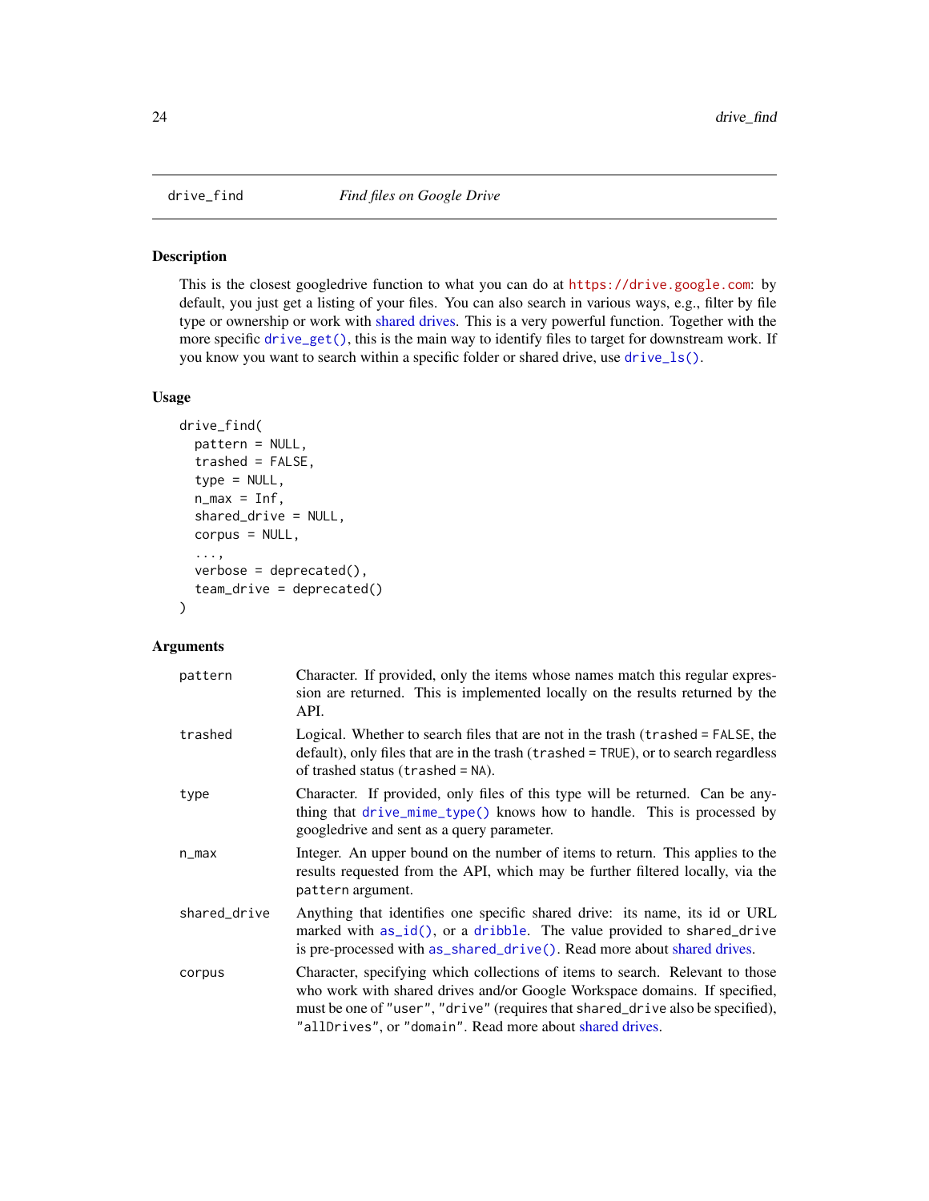## drive_find    *Find files on Google Drive*

### Description

This is the closest googledrive function to what you can do at https://drive.google.com: by default, you just get a listing of your files. You can also search in various ways, e.g., filter by file type or ownership or work with shared drives. This is a very powerful function. Together with the more specific `drive_get()`, this is the main way to identify files to target for downstream work. If you know you want to search within a specific folder or shared drive, use `drive_ls()`.

### Usage

```
drive_find(
  pattern = NULL,
  trashed = FALSE,
  type = NULL,
  n_max = Inf,
  shared_drive = NULL,
  corpus = NULL,
  ...,
  verbose = deprecated(),
  team_drive = deprecated()
)
```

### Arguments

| | |
|---|---|
| `pattern` | Character. If provided, only the items whose names match this regular expression are returned. This is implemented locally on the results returned by the API. |
| `trashed` | Logical. Whether to search files that are not in the trash (`trashed = FALSE`, the default), only files that are in the trash (`trashed = TRUE`), or to search regardless of trashed status (`trashed = NA`). |
| `type` | Character. If provided, only files of this type will be returned. Can be anything that `drive_mime_type()` knows how to handle. This is processed by googledrive and sent as a query parameter. |
| `n_max` | Integer. An upper bound on the number of items to return. This applies to the results requested from the API, which may be further filtered locally, via the `pattern` argument. |
| `shared_drive` | Anything that identifies one specific shared drive: its name, its id or URL marked with `as_id()`, or a `dribble`. The value provided to `shared_drive` is pre-processed with `as_shared_drive()`. Read more about shared drives. |
| `corpus` | Character, specifying which collections of items to search. Relevant to those who work with shared drives and/or Google Workspace domains. If specified, must be one of `"user"`, `"drive"` (requires that `shared_drive` also be specified), `"allDrives"`, or `"domain"`. Read more about shared drives. |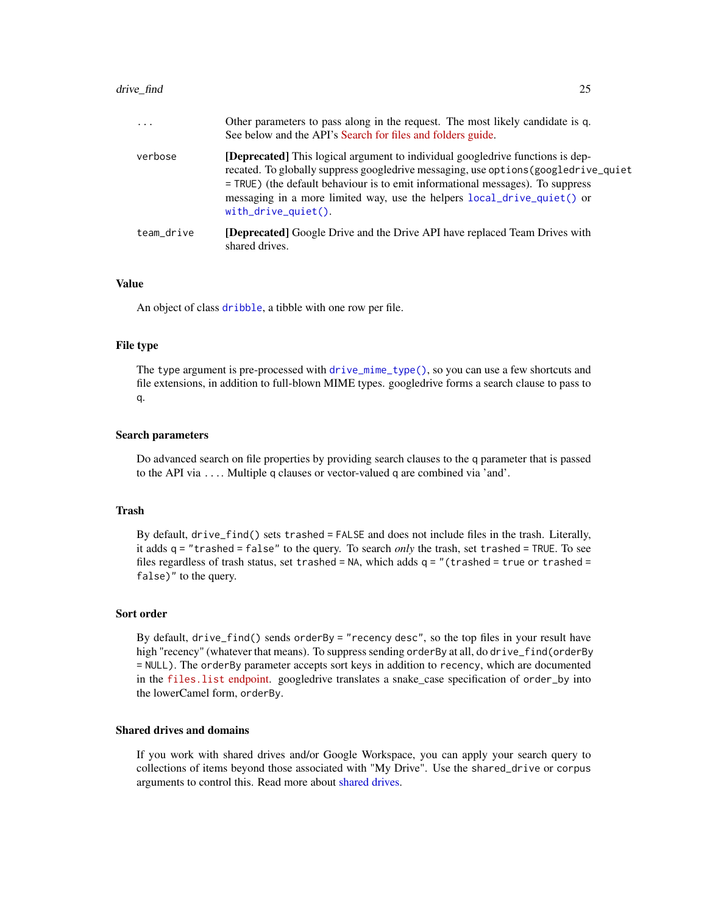| | |
|---|---|
| `...` | Other parameters to pass along in the request. The most likely candidate is `q`. See below and the API's Search for files and folders guide. |
| `verbose` | **[Deprecated]** This logical argument to individual googledrive functions is deprecated. To globally suppress googledrive messaging, use `options(googledrive_quiet = TRUE)` (the default behaviour is to emit informational messages). To suppress messaging in a more limited way, use the helpers `local_drive_quiet()` or `with_drive_quiet()`. |
| `team_drive` | **[Deprecated]** Google Drive and the Drive API have replaced Team Drives with shared drives. |

### Value

An object of class `dribble`, a tibble with one row per file.

### File type

The `type` argument is pre-processed with `drive_mime_type()`, so you can use a few shortcuts and file extensions, in addition to full-blown MIME types. googledrive forms a search clause to pass to `q`.

### Search parameters

Do advanced search on file properties by providing search clauses to the `q` parameter that is passed to the API via `...`. Multiple `q` clauses or vector-valued `q` are combined via 'and'.

### Trash

By default, `drive_find()` sets `trashed = FALSE` and does not include files in the trash. Literally, it adds `q = "trashed = false"` to the query. To search *only* the trash, set `trashed = TRUE`. To see files regardless of trash status, set `trashed = NA`, which adds `q = "(trashed = true or trashed = false)"` to the query.

### Sort order

By default, `drive_find()` sends `orderBy = "recency desc"`, so the top files in your result have high "recency" (whatever that means). To suppress sending `orderBy` at all, do `drive_find(orderBy = NULL)`. The `orderBy` parameter accepts sort keys in addition to `recency`, which are documented in the `files.list` endpoint. googledrive translates a snake_case specification of `order_by` into the lowerCamel form, `orderBy`.

### Shared drives and domains

If you work with shared drives and/or Google Workspace, you can apply your search query to collections of items beyond those associated with "My Drive". Use the `shared_drive` or `corpus` arguments to control this. Read more about shared drives.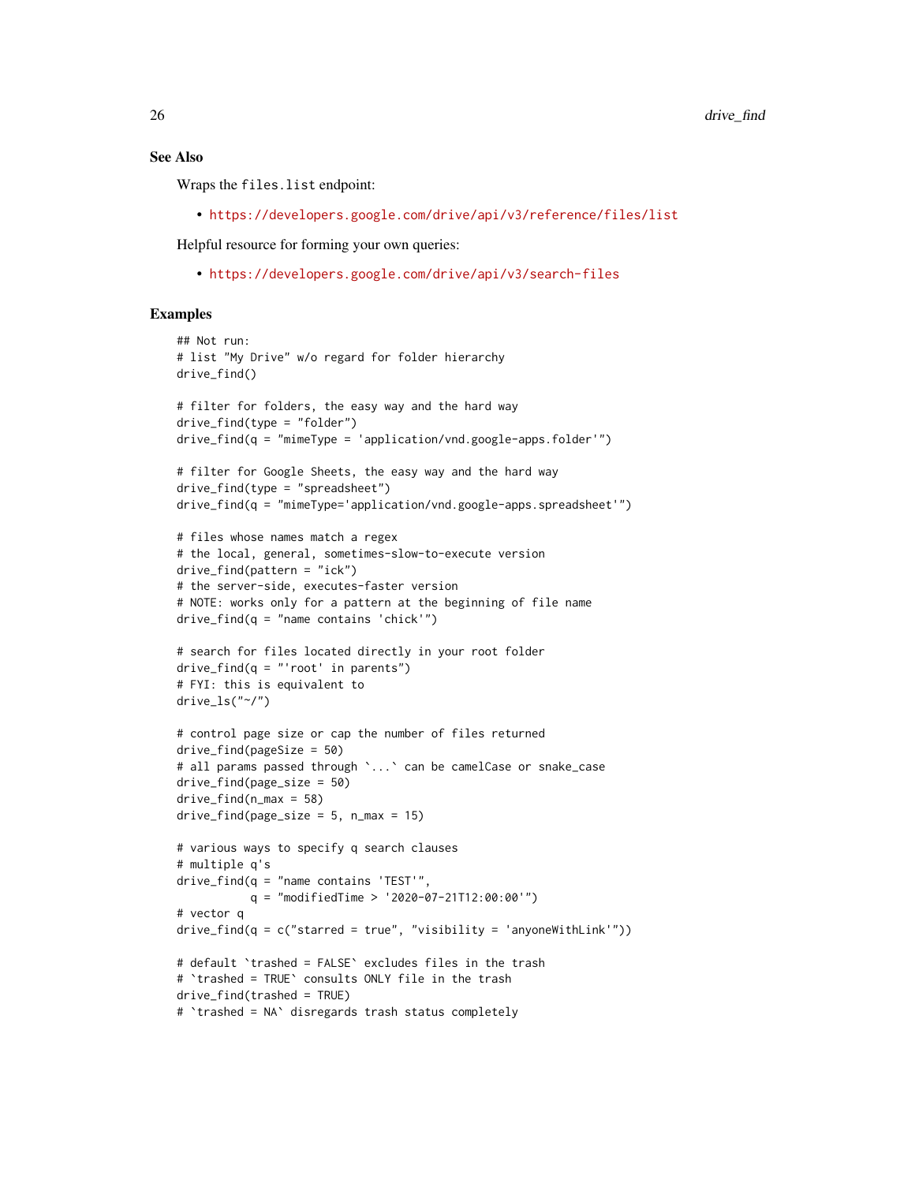## See Also

Wraps the `files.list` endpoint:

- https://developers.google.com/drive/api/v3/reference/files/list

Helpful resource for forming your own queries:

- https://developers.google.com/drive/api/v3/search-files

## Examples

```
## Not run:
# list "My Drive" w/o regard for folder hierarchy
drive_find()

# filter for folders, the easy way and the hard way
drive_find(type = "folder")
drive_find(q = "mimeType = 'application/vnd.google-apps.folder'")

# filter for Google Sheets, the easy way and the hard way
drive_find(type = "spreadsheet")
drive_find(q = "mimeType='application/vnd.google-apps.spreadsheet'")

# files whose names match a regex
# the local, general, sometimes-slow-to-execute version
drive_find(pattern = "ick")
# the server-side, executes-faster version
# NOTE: works only for a pattern at the beginning of file name
drive_find(q = "name contains 'chick'")

# search for files located directly in your root folder
drive_find(q = "'root' in parents")
# FYI: this is equivalent to
drive_ls("~/")

# control page size or cap the number of files returned
drive_find(pageSize = 50)
# all params passed through `...` can be camelCase or snake_case
drive_find(page_size = 50)
drive_find(n_max = 58)
drive_find(page_size = 5, n_max = 15)

# various ways to specify q search clauses
# multiple q's
drive_find(q = "name contains 'TEST'",
           q = "modifiedTime > '2020-07-21T12:00:00'")
# vector q
drive_find(q = c("starred = true", "visibility = 'anyoneWithLink'"))

# default `trashed = FALSE` excludes files in the trash
# `trashed = TRUE` consults ONLY file in the trash
drive_find(trashed = TRUE)
# `trashed = NA` disregards trash status completely
```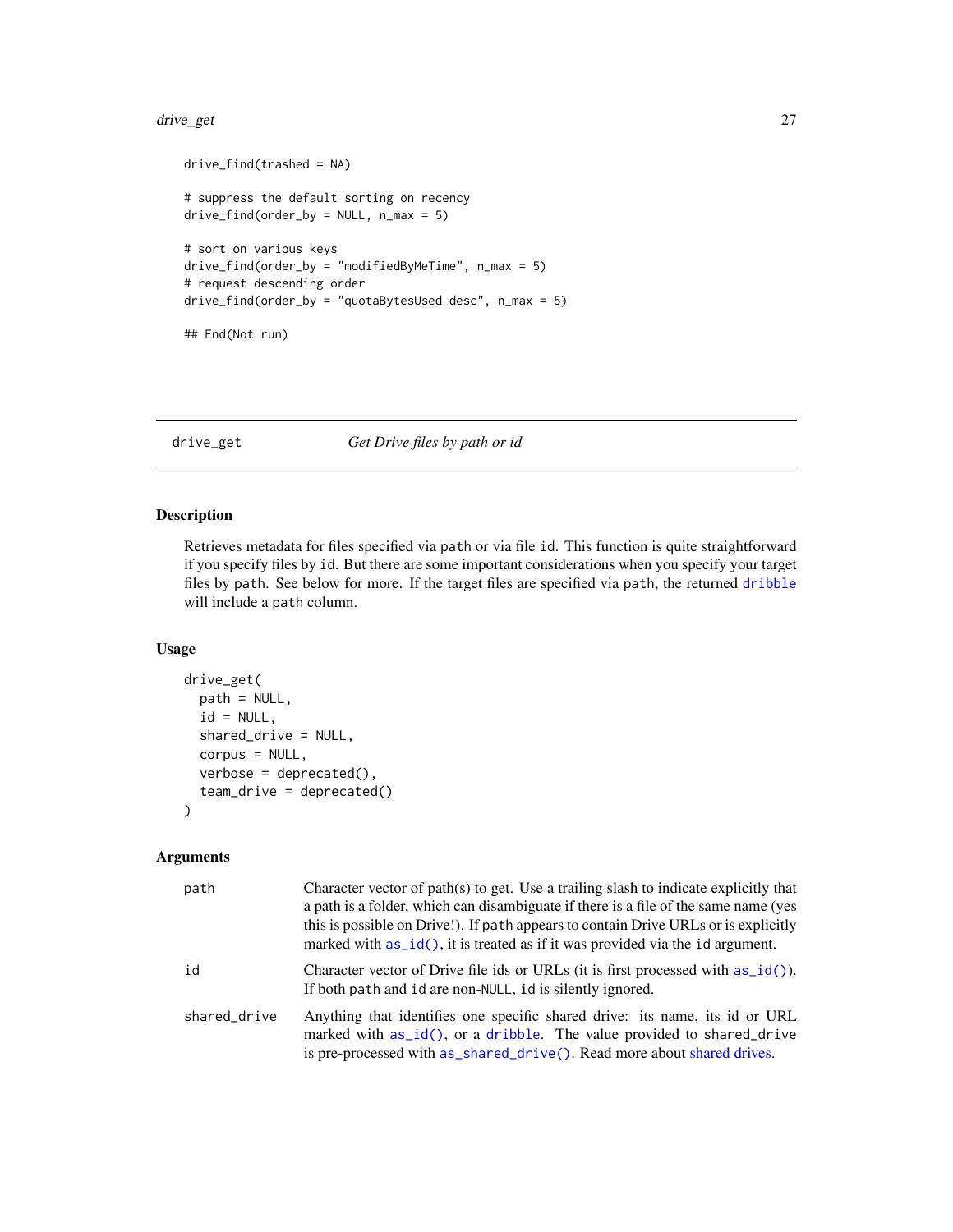```
drive_find(trashed = NA)

# suppress the default sorting on recency
drive_find(order_by = NULL, n_max = 5)

# sort on various keys
drive_find(order_by = "modifiedByMeTime", n_max = 5)
# request descending order
drive_find(order_by = "quotaBytesUsed desc", n_max = 5)

## End(Not run)
```

## drive_get — *Get Drive files by path or id*

### Description

Retrieves metadata for files specified via `path` or via file `id`. This function is quite straightforward if you specify files by `id`. But there are some important considerations when you specify your target files by `path`. See below for more. If the target files are specified via `path`, the returned dribble will include a `path` column.

### Usage

```
drive_get(
  path = NULL,
  id = NULL,
  shared_drive = NULL,
  corpus = NULL,
  verbose = deprecated(),
  team_drive = deprecated()
)
```

### Arguments

| | |
|---|---|
| `path` | Character vector of path(s) to get. Use a trailing slash to indicate explicitly that a path is a folder, which can disambiguate if there is a file of the same name (yes this is possible on Drive!). If `path` appears to contain Drive URLs or is explicitly marked with `as_id()`, it is treated as if it was provided via the `id` argument. |
| `id` | Character vector of Drive file ids or URLs (it is first processed with `as_id()`). If both `path` and `id` are non-`NULL`, `id` is silently ignored. |
| `shared_drive` | Anything that identifies one specific shared drive: its name, its id or URL marked with `as_id()`, or a dribble. The value provided to `shared_drive` is pre-processed with `as_shared_drive()`. Read more about shared drives. |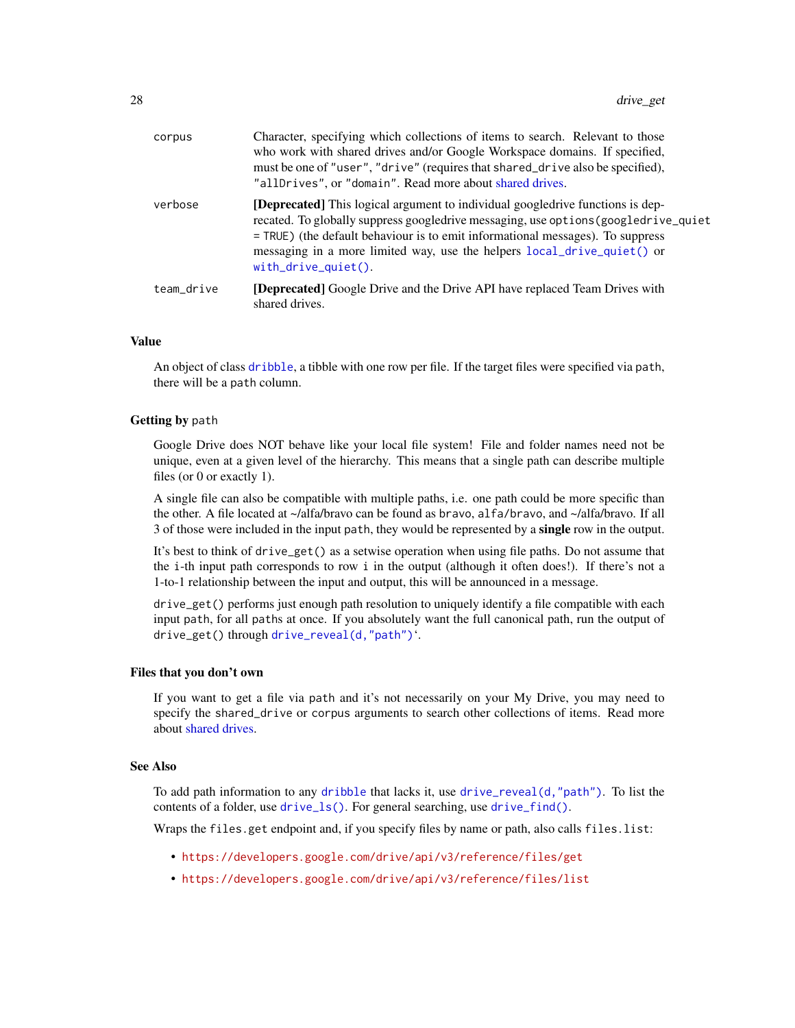| | |
|---|---|
| corpus | Character, specifying which collections of items to search. Relevant to those who work with shared drives and/or Google Workspace domains. If specified, must be one of `"user"`, `"drive"` (requires that `shared_drive` also be specified), `"allDrives"`, or `"domain"`. Read more about shared drives. |
| verbose | **[Deprecated]** This logical argument to individual googledrive functions is deprecated. To globally suppress googledrive messaging, use `options(googledrive_quiet = TRUE)` (the default behaviour is to emit informational messages). To suppress messaging in a more limited way, use the helpers `local_drive_quiet()` or `with_drive_quiet()`. |
| team_drive | **[Deprecated]** Google Drive and the Drive API have replaced Team Drives with shared drives. |

### Value

An object of class `dribble`, a tibble with one row per file. If the target files were specified via `path`, there will be a `path` column.

### Getting by `path`

Google Drive does NOT behave like your local file system! File and folder names need not be unique, even at a given level of the hierarchy. This means that a single path can describe multiple files (or 0 or exactly 1).

A single file can also be compatible with multiple paths, i.e. one path could be more specific than the other. A file located at ~/alfa/bravo can be found as `bravo`, `alfa/bravo`, and `~/alfa/bravo`. If all 3 of those were included in the input `path`, they would be represented by a **single** row in the output.

It's best to think of `drive_get()` as a setwise operation when using file paths. Do not assume that the `i`-th input path corresponds to row `i` in the output (although it often does!). If there's not a 1-to-1 relationship between the input and output, this will be announced in a message.

`drive_get()` performs just enough path resolution to uniquely identify a file compatible with each input `path`, for all `path`s at once. If you absolutely want the full canonical path, run the output of `drive_get()` through `drive_reveal(d,"path")`'.

### Files that you don't own

If you want to get a file via `path` and it's not necessarily on your My Drive, you may need to specify the `shared_drive` or `corpus` arguments to search other collections of items. Read more about shared drives.

### See Also

To add path information to any `dribble` that lacks it, use `drive_reveal(d,"path")`. To list the contents of a folder, use `drive_ls()`. For general searching, use `drive_find()`.

Wraps the `files.get` endpoint and, if you specify files by name or path, also calls `files.list`:

- https://developers.google.com/drive/api/v3/reference/files/get
- https://developers.google.com/drive/api/v3/reference/files/list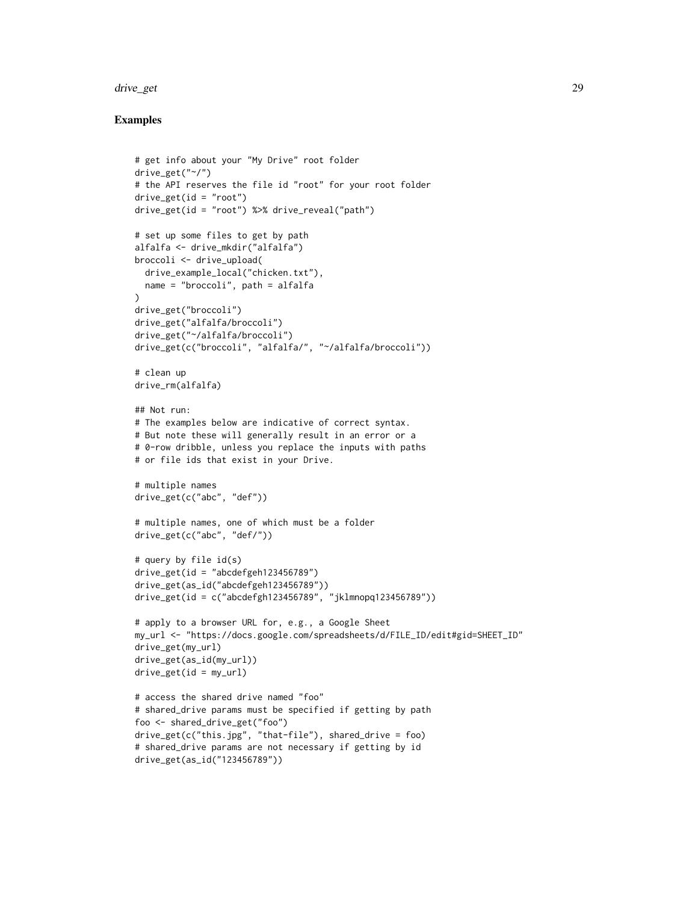## Examples

```
# get info about your "My Drive" root folder
drive_get("~/")
# the API reserves the file id "root" for your root folder
drive_get(id = "root")
drive_get(id = "root") %>% drive_reveal("path")

# set up some files to get by path
alfalfa <- drive_mkdir("alfalfa")
broccoli <- drive_upload(
  drive_example_local("chicken.txt"),
  name = "broccoli", path = alfalfa
)
drive_get("broccoli")
drive_get("alfalfa/broccoli")
drive_get("~/alfalfa/broccoli")
drive_get(c("broccoli", "alfalfa/", "~/alfalfa/broccoli"))

# clean up
drive_rm(alfalfa)

## Not run:
# The examples below are indicative of correct syntax.
# But note these will generally result in an error or a
# 0-row dribble, unless you replace the inputs with paths
# or file ids that exist in your Drive.

# multiple names
drive_get(c("abc", "def"))

# multiple names, one of which must be a folder
drive_get(c("abc", "def/"))

# query by file id(s)
drive_get(id = "abcdefgeh123456789")
drive_get(as_id("abcdefgeh123456789"))
drive_get(id = c("abcdefgh123456789", "jklmnopq123456789"))

# apply to a browser URL for, e.g., a Google Sheet
my_url <- "https://docs.google.com/spreadsheets/d/FILE_ID/edit#gid=SHEET_ID"
drive_get(my_url)
drive_get(as_id(my_url))
drive_get(id = my_url)

# access the shared drive named "foo"
# shared_drive params must be specified if getting by path
foo <- shared_drive_get("foo")
drive_get(c("this.jpg", "that-file"), shared_drive = foo)
# shared_drive params are not necessary if getting by id
drive_get(as_id("123456789"))
```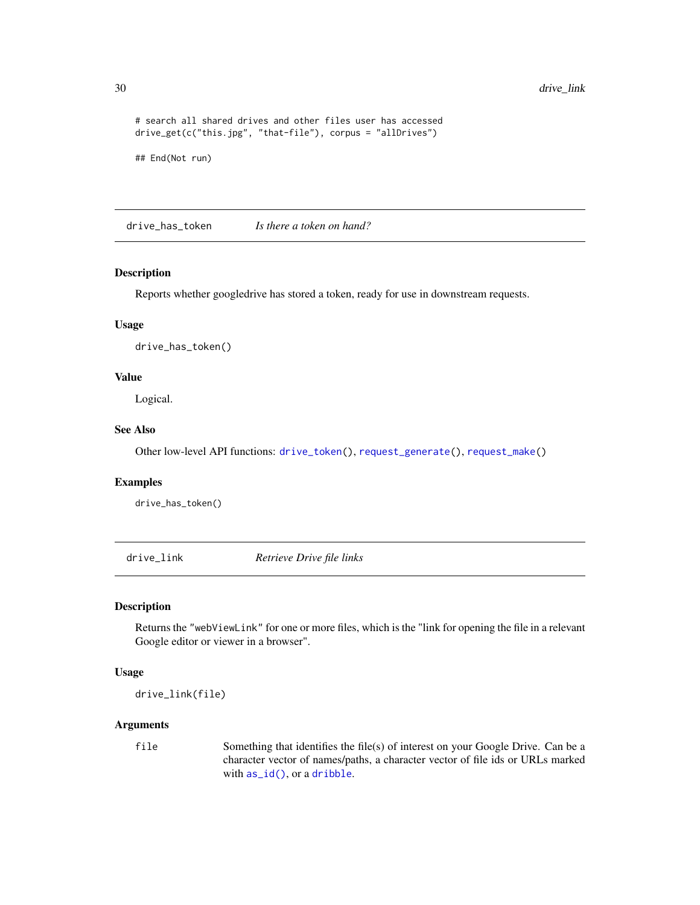```
# search all shared drives and other files user has accessed
drive_get(c("this.jpg", "that-file"), corpus = "allDrives")

## End(Not run)
```

## drive_has_token — *Is there a token on hand?*

### Description

Reports whether googledrive has stored a token, ready for use in downstream requests.

### Usage

```
drive_has_token()
```

### Value

Logical.

### See Also

Other low-level API functions: `drive_token()`, `request_generate()`, `request_make()`

### Examples

```
drive_has_token()
```

## drive_link — *Retrieve Drive file links*

### Description

Returns the "`webViewLink`" for one or more files, which is the "link for opening the file in a relevant Google editor or viewer in a browser".

### Usage

```
drive_link(file)
```

### Arguments

| | |
|---|---|
| `file` | Something that identifies the file(s) of interest on your Google Drive. Can be a character vector of names/paths, a character vector of file ids or URLs marked with `as_id()`, or a `dribble`. |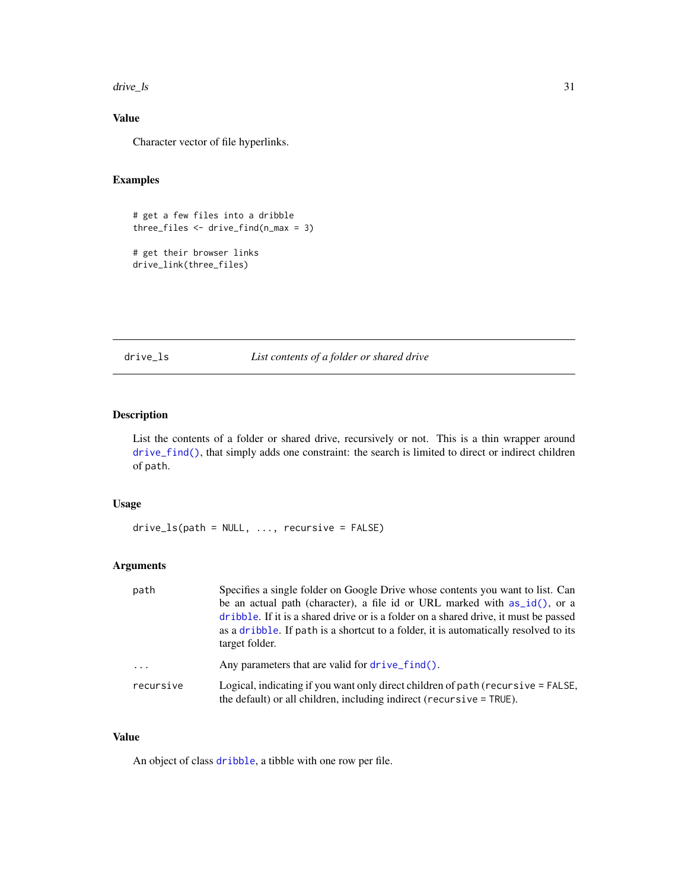### Value

Character vector of file hyperlinks.

### Examples

```
# get a few files into a dribble
three_files <- drive_find(n_max = 3)

# get their browser links
drive_link(three_files)
```

---

## drive_ls — *List contents of a folder or shared drive*

### Description

List the contents of a folder or shared drive, recursively or not. This is a thin wrapper around `drive_find()`, that simply adds one constraint: the search is limited to direct or indirect children of `path`.

### Usage

```
drive_ls(path = NULL, ..., recursive = FALSE)
```

### Arguments

| | |
|---|---|
| `path` | Specifies a single folder on Google Drive whose contents you want to list. Can be an actual path (character), a file id or URL marked with `as_id()`, or a `dribble`. If it is a shared drive or is a folder on a shared drive, it must be passed as a `dribble`. If `path` is a shortcut to a folder, it is automatically resolved to its target folder. |
| `...` | Any parameters that are valid for `drive_find()`. |
| `recursive` | Logical, indicating if you want only direct children of `path` (`recursive = FALSE`, the default) or all children, including indirect (`recursive = TRUE`). |

### Value

An object of class `dribble`, a tibble with one row per file.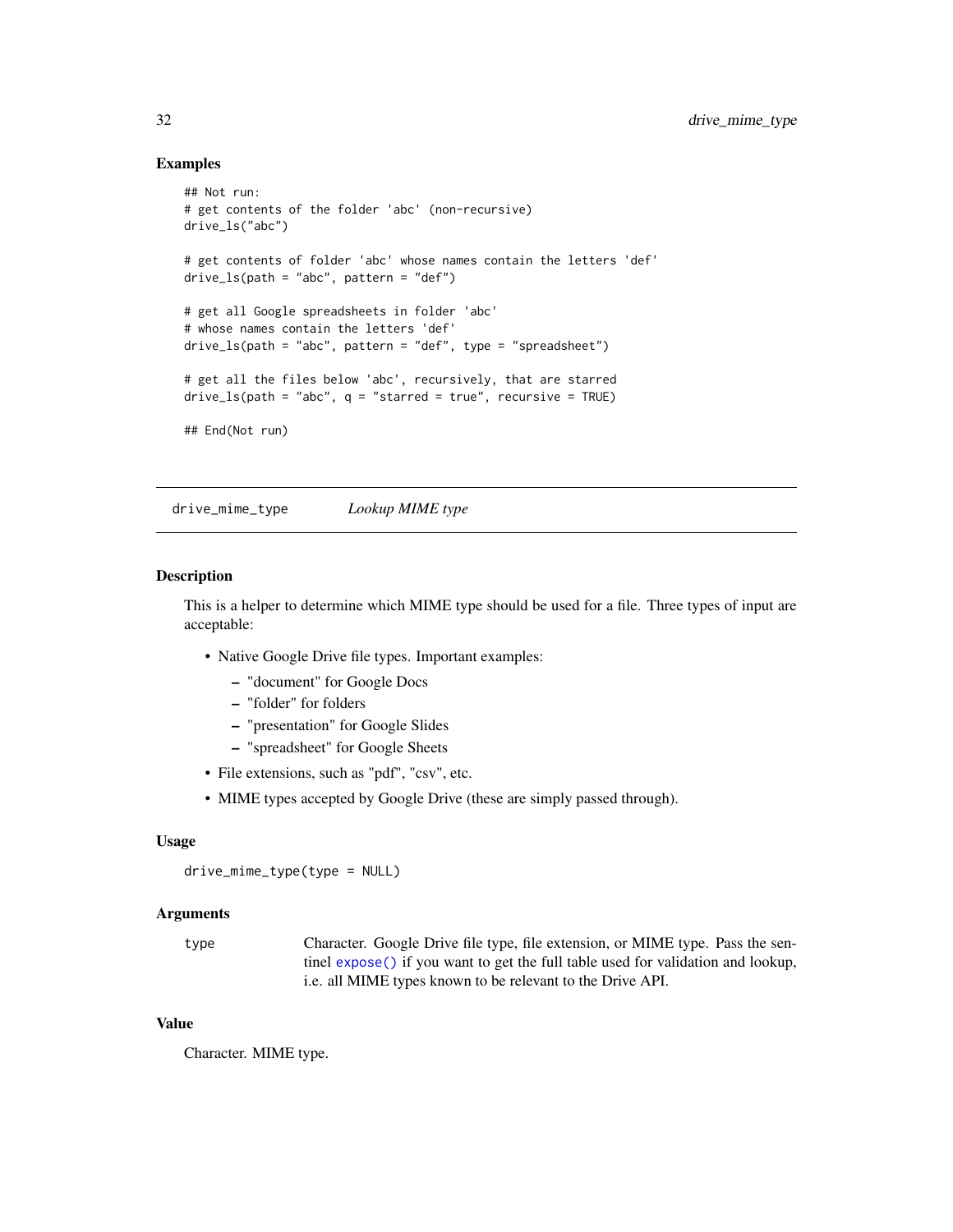## Examples

```
## Not run:
# get contents of the folder 'abc' (non-recursive)
drive_ls("abc")

# get contents of folder 'abc' whose names contain the letters 'def'
drive_ls(path = "abc", pattern = "def")

# get all Google spreadsheets in folder 'abc'
# whose names contain the letters 'def'
drive_ls(path = "abc", pattern = "def", type = "spreadsheet")

# get all the files below 'abc', recursively, that are starred
drive_ls(path = "abc", q = "starred = true", recursive = TRUE)

## End(Not run)
```

---

# drive_mime_type *Lookup MIME type*

---

## Description

This is a helper to determine which MIME type should be used for a file. Three types of input are acceptable:

- Native Google Drive file types. Important examples:
  - "document" for Google Docs
  - "folder" for folders
  - "presentation" for Google Slides
  - "spreadsheet" for Google Sheets
- File extensions, such as "pdf", "csv", etc.
- MIME types accepted by Google Drive (these are simply passed through).

## Usage

```
drive_mime_type(type = NULL)
```

## Arguments

| | |
|---|---|
| type | Character. Google Drive file type, file extension, or MIME type. Pass the sentinel `expose()` if you want to get the full table used for validation and lookup, i.e. all MIME types known to be relevant to the Drive API. |

## Value

Character. MIME type.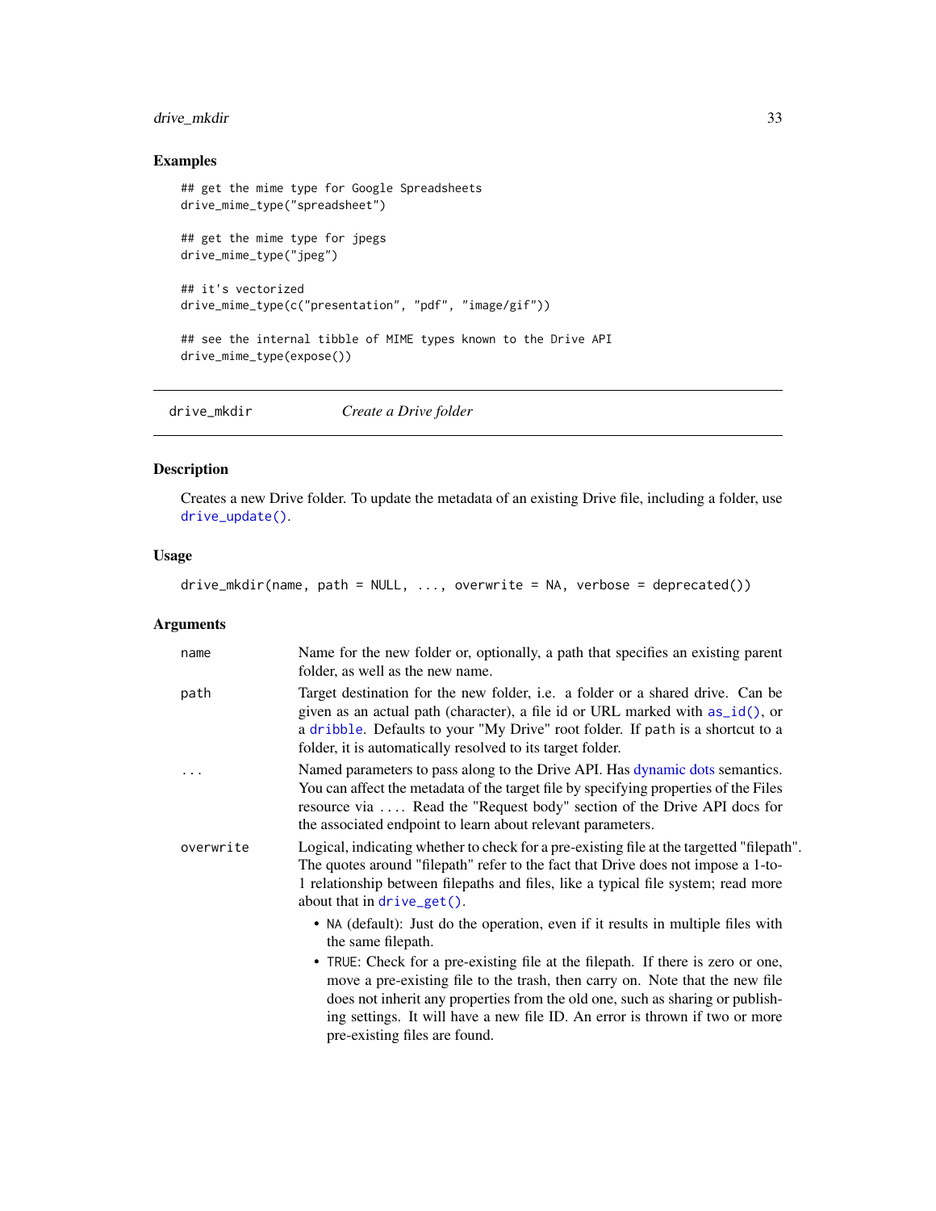### Examples

```
## get the mime type for Google Spreadsheets
drive_mime_type("spreadsheet")

## get the mime type for jpegs
drive_mime_type("jpeg")

## it's vectorized
drive_mime_type(c("presentation", "pdf", "image/gif"))

## see the internal tibble of MIME types known to the Drive API
drive_mime_type(expose())
```

---

## drive_mkdir — *Create a Drive folder*

### Description

Creates a new Drive folder. To update the metadata of an existing Drive file, including a folder, use `drive_update()`.

### Usage

```
drive_mkdir(name, path = NULL, ..., overwrite = NA, verbose = deprecated())
```

### Arguments

- `name` — Name for the new folder or, optionally, a path that specifies an existing parent folder, as well as the new name.
- `path` — Target destination for the new folder, i.e. a folder or a shared drive. Can be given as an actual path (character), a file id or URL marked with `as_id()`, or a `dribble`. Defaults to your "My Drive" root folder. If `path` is a shortcut to a folder, it is automatically resolved to its target folder.
- `...` — Named parameters to pass along to the Drive API. Has dynamic dots semantics. You can affect the metadata of the target file by specifying properties of the Files resource via `...`. Read the "Request body" section of the Drive API docs for the associated endpoint to learn about relevant parameters.
- `overwrite` — Logical, indicating whether to check for a pre-existing file at the targetted "filepath". The quotes around "filepath" refer to the fact that Drive does not impose a 1-to-1 relationship between filepaths and files, like a typical file system; read more about that in `drive_get()`.
  - `NA` (default): Just do the operation, even if it results in multiple files with the same filepath.
  - `TRUE`: Check for a pre-existing file at the filepath. If there is zero or one, move a pre-existing file to the trash, then carry on. Note that the new file does not inherit any properties from the old one, such as sharing or publishing settings. It will have a new file ID. An error is thrown if two or more pre-existing files are found.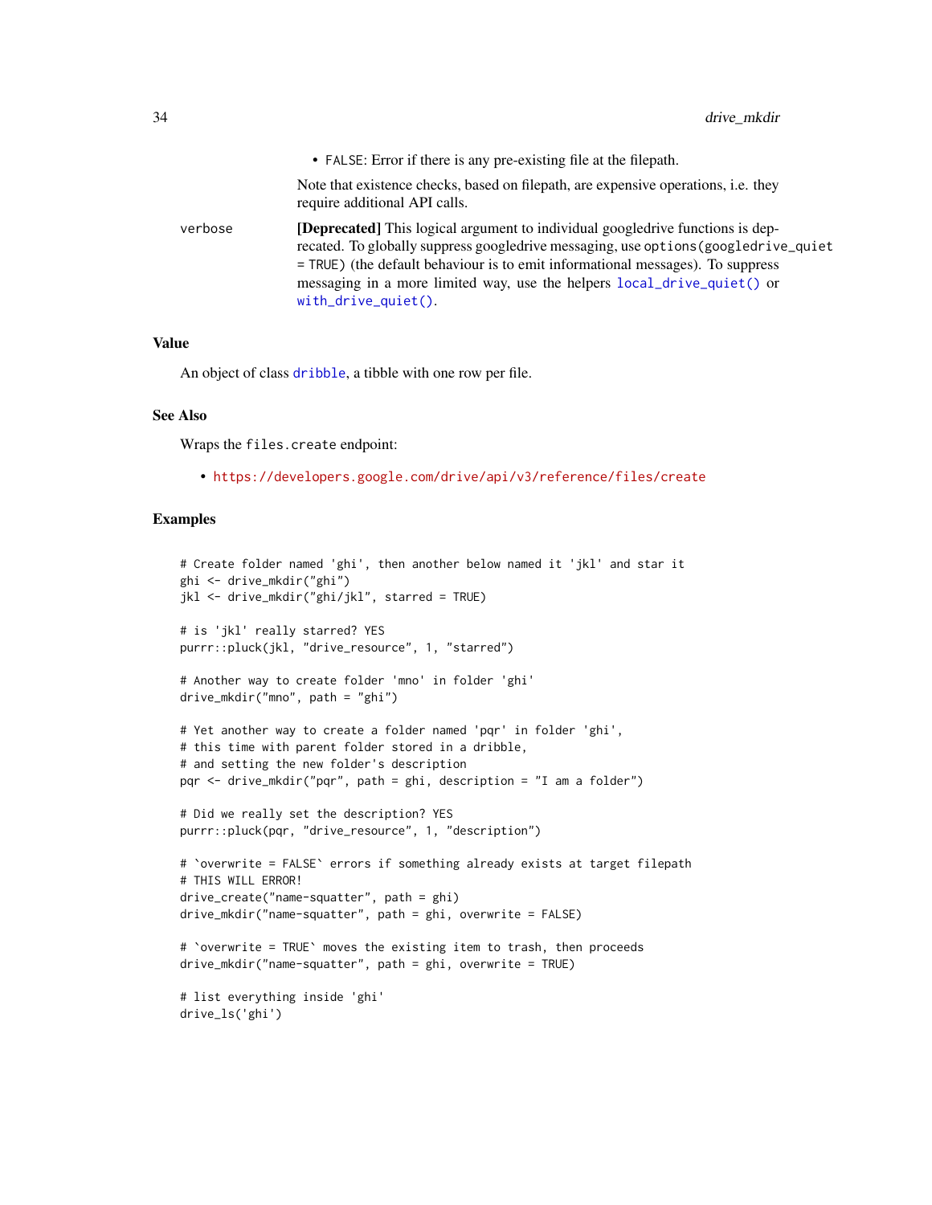- `FALSE`: Error if there is any pre-existing file at the filepath.

  Note that existence checks, based on filepath, are expensive operations, i.e. they require additional API calls.

verbose
: **[Deprecated]** This logical argument to individual googledrive functions is deprecated. To globally suppress googledrive messaging, use `options(googledrive_quiet = TRUE)` (the default behaviour is to emit informational messages). To suppress messaging in a more limited way, use the helpers `local_drive_quiet()` or `with_drive_quiet()`.

## Value

An object of class `dribble`, a tibble with one row per file.

## See Also

Wraps the `files.create` endpoint:

- https://developers.google.com/drive/api/v3/reference/files/create

## Examples

```
# Create folder named 'ghi', then another below named it 'jkl' and star it
ghi <- drive_mkdir("ghi")
jkl <- drive_mkdir("ghi/jkl", starred = TRUE)

# is 'jkl' really starred? YES
purrr::pluck(jkl, "drive_resource", 1, "starred")

# Another way to create folder 'mno' in folder 'ghi'
drive_mkdir("mno", path = "ghi")

# Yet another way to create a folder named 'pqr' in folder 'ghi',
# this time with parent folder stored in a dribble,
# and setting the new folder's description
pqr <- drive_mkdir("pqr", path = ghi, description = "I am a folder")

# Did we really set the description? YES
purrr::pluck(pqr, "drive_resource", 1, "description")

# `overwrite = FALSE` errors if something already exists at target filepath
# THIS WILL ERROR!
drive_create("name-squatter", path = ghi)
drive_mkdir("name-squatter", path = ghi, overwrite = FALSE)

# `overwrite = TRUE` moves the existing item to trash, then proceeds
drive_mkdir("name-squatter", path = ghi, overwrite = TRUE)

# list everything inside 'ghi'
drive_ls('ghi')
```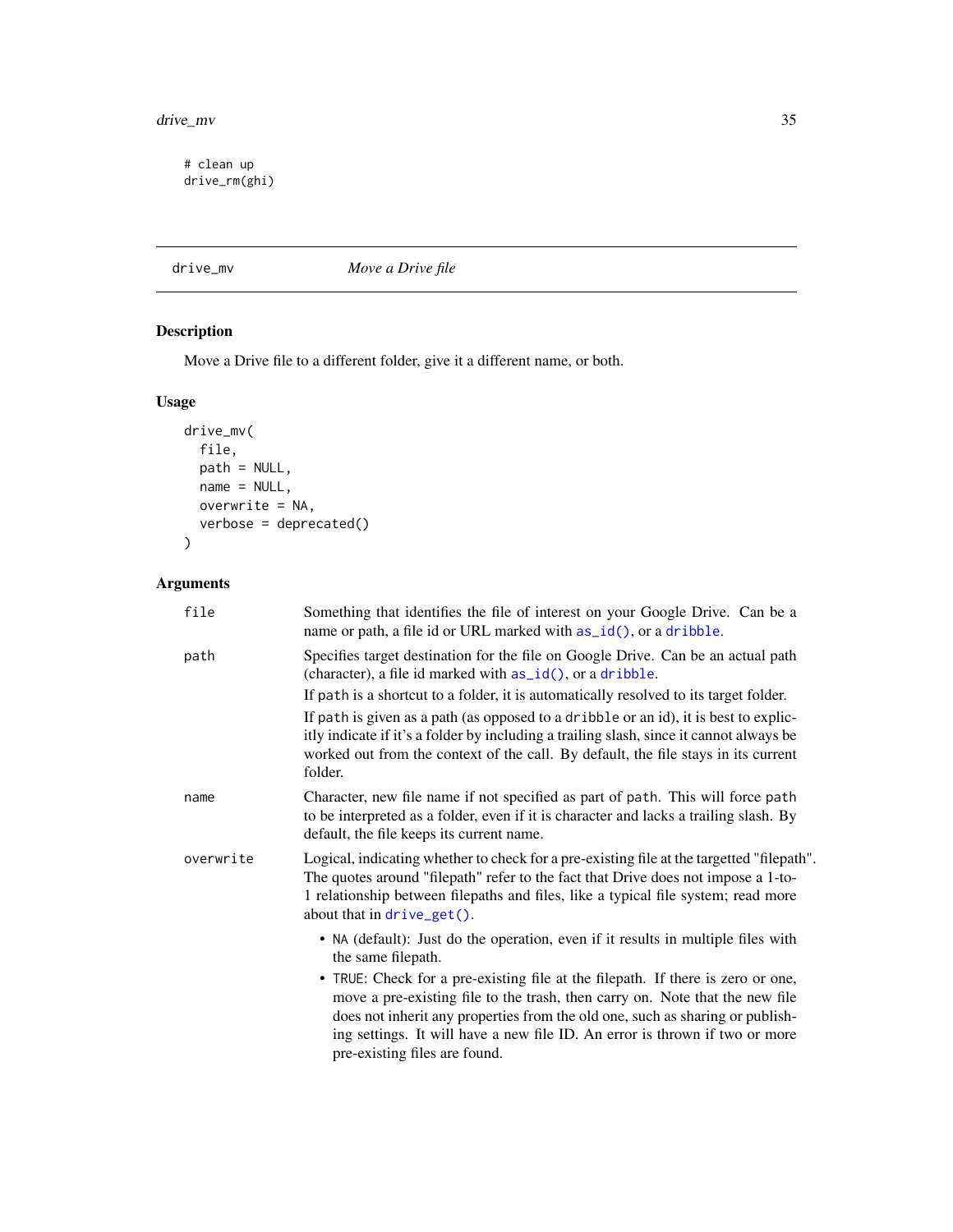```
# clean up
drive_rm(ghi)
```

## drive_mv — *Move a Drive file*

### Description

Move a Drive file to a different folder, give it a different name, or both.

### Usage

```
drive_mv(
  file,
  path = NULL,
  name = NULL,
  overwrite = NA,
  verbose = deprecated()
)
```

### Arguments

`file` — Something that identifies the file of interest on your Google Drive. Can be a name or path, a file id or URL marked with `as_id()`, or a `dribble`.

`path` — Specifies target destination for the file on Google Drive. Can be an actual path (character), a file id marked with `as_id()`, or a `dribble`.

If `path` is a shortcut to a folder, it is automatically resolved to its target folder.

If `path` is given as a path (as opposed to a `dribble` or an id), it is best to explicitly indicate if it's a folder by including a trailing slash, since it cannot always be worked out from the context of the call. By default, the file stays in its current folder.

`name` — Character, new file name if not specified as part of `path`. This will force `path` to be interpreted as a folder, even if it is character and lacks a trailing slash. By default, the file keeps its current name.

`overwrite` — Logical, indicating whether to check for a pre-existing file at the targetted "filepath". The quotes around "filepath" refer to the fact that Drive does not impose a 1-to-1 relationship between filepaths and files, like a typical file system; read more about that in `drive_get()`.

- `NA` (default): Just do the operation, even if it results in multiple files with the same filepath.
- `TRUE`: Check for a pre-existing file at the filepath. If there is zero or one, move a pre-existing file to the trash, then carry on. Note that the new file does not inherit any properties from the old one, such as sharing or publishing settings. It will have a new file ID. An error is thrown if two or more pre-existing files are found.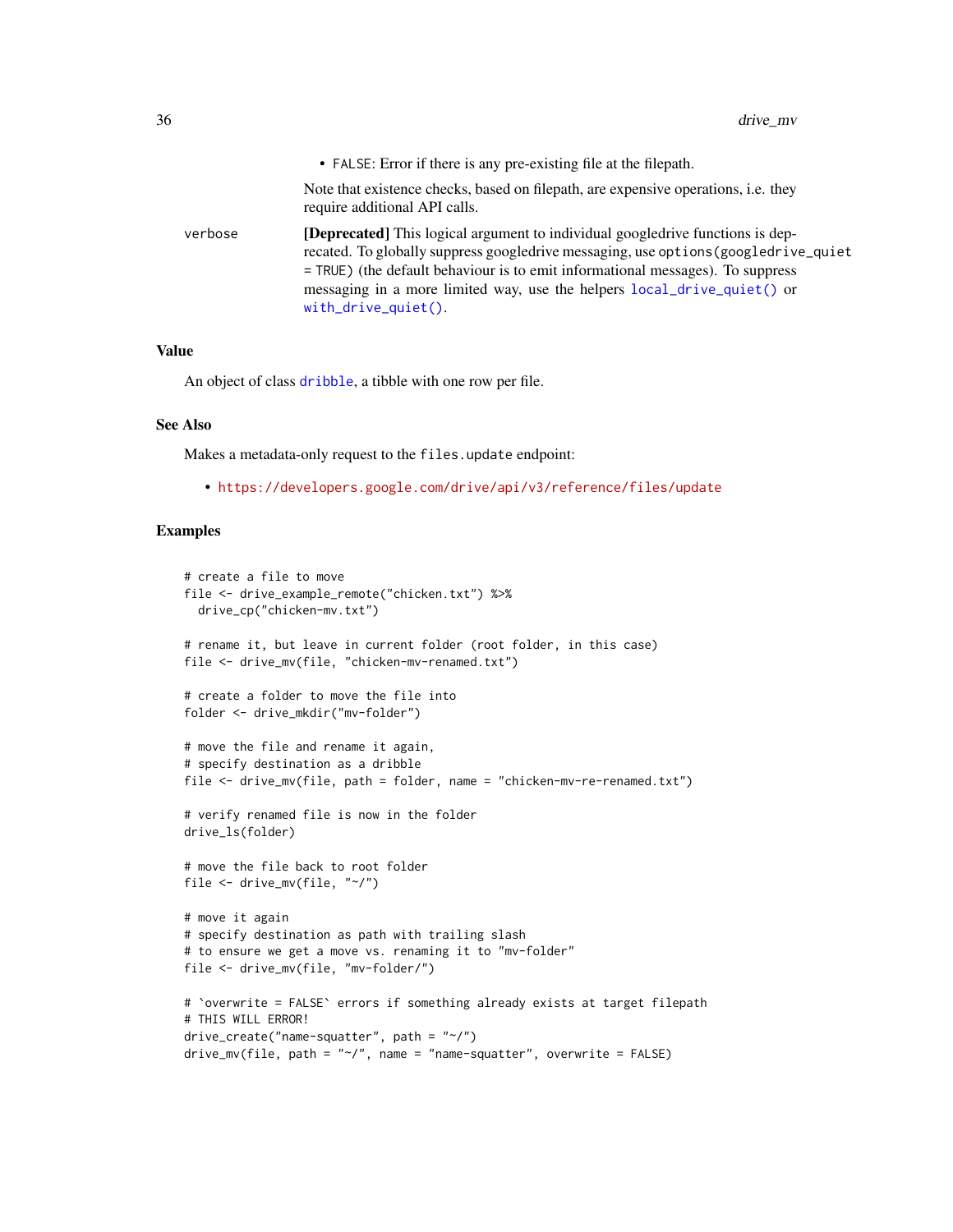- `FALSE`: Error if there is any pre-existing file at the filepath.

  Note that existence checks, based on filepath, are expensive operations, i.e. they require additional API calls.

verbose
: **[Deprecated]** This logical argument to individual googledrive functions is deprecated. To globally suppress googledrive messaging, use `options(googledrive_quiet = TRUE)` (the default behaviour is to emit informational messages). To suppress messaging in a more limited way, use the helpers `local_drive_quiet()` or `with_drive_quiet()`.

### Value

An object of class `dribble`, a tibble with one row per file.

### See Also

Makes a metadata-only request to the `files.update` endpoint:

- https://developers.google.com/drive/api/v3/reference/files/update

### Examples

```
# create a file to move
file <- drive_example_remote("chicken.txt") %>%
  drive_cp("chicken-mv.txt")

# rename it, but leave in current folder (root folder, in this case)
file <- drive_mv(file, "chicken-mv-renamed.txt")

# create a folder to move the file into
folder <- drive_mkdir("mv-folder")

# move the file and rename it again,
# specify destination as a dribble
file <- drive_mv(file, path = folder, name = "chicken-mv-re-renamed.txt")

# verify renamed file is now in the folder
drive_ls(folder)

# move the file back to root folder
file <- drive_mv(file, "~/")

# move it again
# specify destination as path with trailing slash
# to ensure we get a move vs. renaming it to "mv-folder"
file <- drive_mv(file, "mv-folder/")

# `overwrite = FALSE` errors if something already exists at target filepath
# THIS WILL ERROR!
drive_create("name-squatter", path = "~/")
drive_mv(file, path = "~/", name = "name-squatter", overwrite = FALSE)
```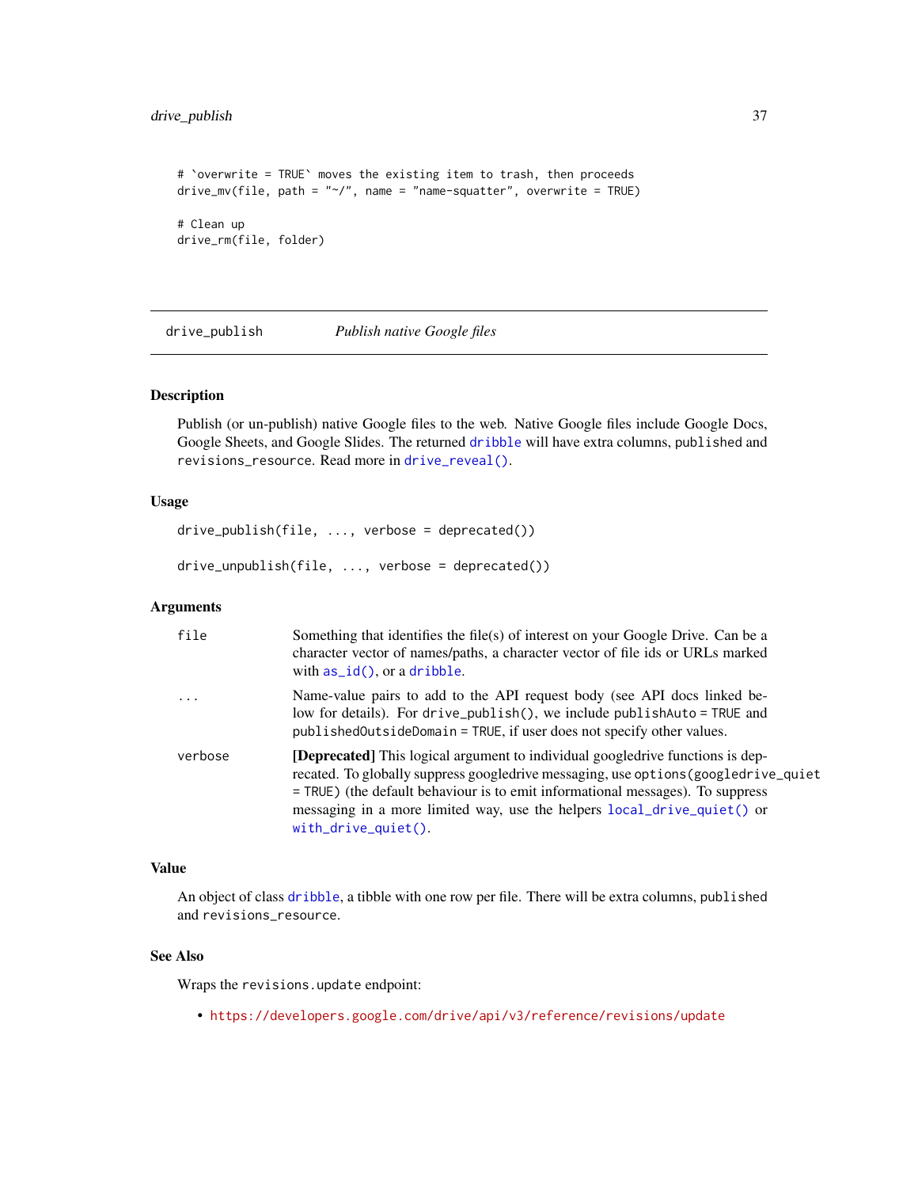```
# `overwrite = TRUE` moves the existing item to trash, then proceeds
drive_mv(file, path = "~/", name = "name-squatter", overwrite = TRUE)

# Clean up
drive_rm(file, folder)
```

## drive_publish — *Publish native Google files*

### Description

Publish (or un-publish) native Google files to the web. Native Google files include Google Docs, Google Sheets, and Google Slides. The returned `dribble` will have extra columns, `published` and `revisions_resource`. Read more in `drive_reveal()`.

### Usage

```
drive_publish(file, ..., verbose = deprecated())

drive_unpublish(file, ..., verbose = deprecated())
```

### Arguments

| | |
|---|---|
| `file` | Something that identifies the file(s) of interest on your Google Drive. Can be a character vector of names/paths, a character vector of file ids or URLs marked with `as_id()`, or a `dribble`. |
| `...` | Name-value pairs to add to the API request body (see API docs linked below for details). For `drive_publish()`, we include `publishAuto = TRUE` and `publishedOutsideDomain = TRUE`, if user does not specify other values. |
| `verbose` | **[Deprecated]** This logical argument to individual googledrive functions is deprecated. To globally suppress googledrive messaging, use `options(googledrive_quiet = TRUE)` (the default behaviour is to emit informational messages). To suppress messaging in a more limited way, use the helpers `local_drive_quiet()` or `with_drive_quiet()`. |

### Value

An object of class `dribble`, a tibble with one row per file. There will be extra columns, `published` and `revisions_resource`.

### See Also

Wraps the `revisions.update` endpoint:

- https://developers.google.com/drive/api/v3/reference/revisions/update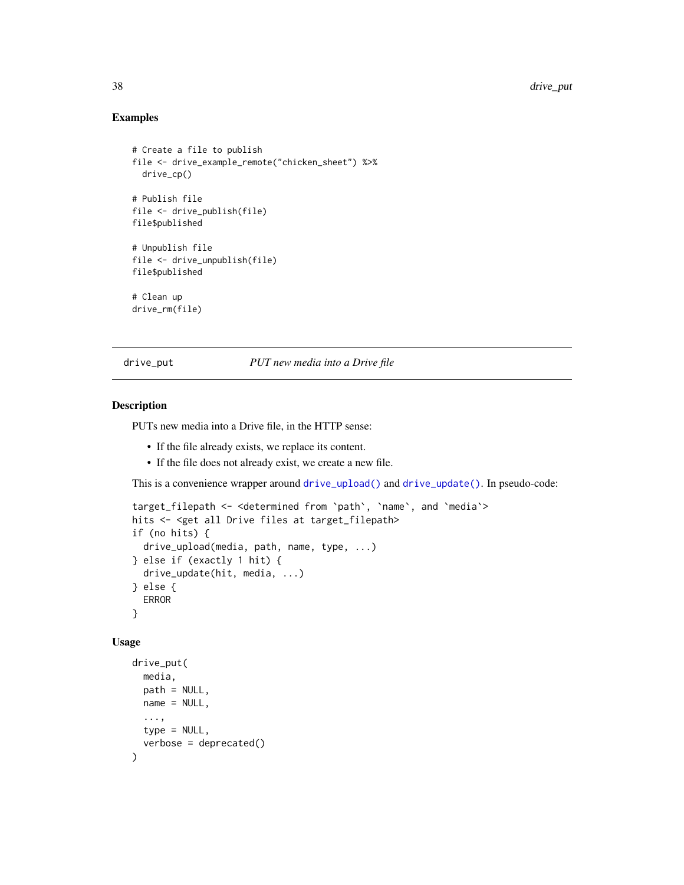### Examples

```
# Create a file to publish
file <- drive_example_remote("chicken_sheet") %>%
  drive_cp()

# Publish file
file <- drive_publish(file)
file$published

# Unpublish file
file <- drive_unpublish(file)
file$published

# Clean up
drive_rm(file)
```

---

## drive_put — *PUT new media into a Drive file*

---

### Description

PUTs new media into a Drive file, in the HTTP sense:

- If the file already exists, we replace its content.
- If the file does not already exist, we create a new file.

This is a convenience wrapper around `drive_upload()` and `drive_update()`. In pseudo-code:

```
target_filepath <- <determined from `path`, `name`, and `media`>
hits <- <get all Drive files at target_filepath>
if (no hits) {
  drive_upload(media, path, name, type, ...)
} else if (exactly 1 hit) {
  drive_update(hit, media, ...)
} else {
  ERROR
}
```

### Usage

```
drive_put(
  media,
  path = NULL,
  name = NULL,
  ...,
  type = NULL,
  verbose = deprecated()
)
```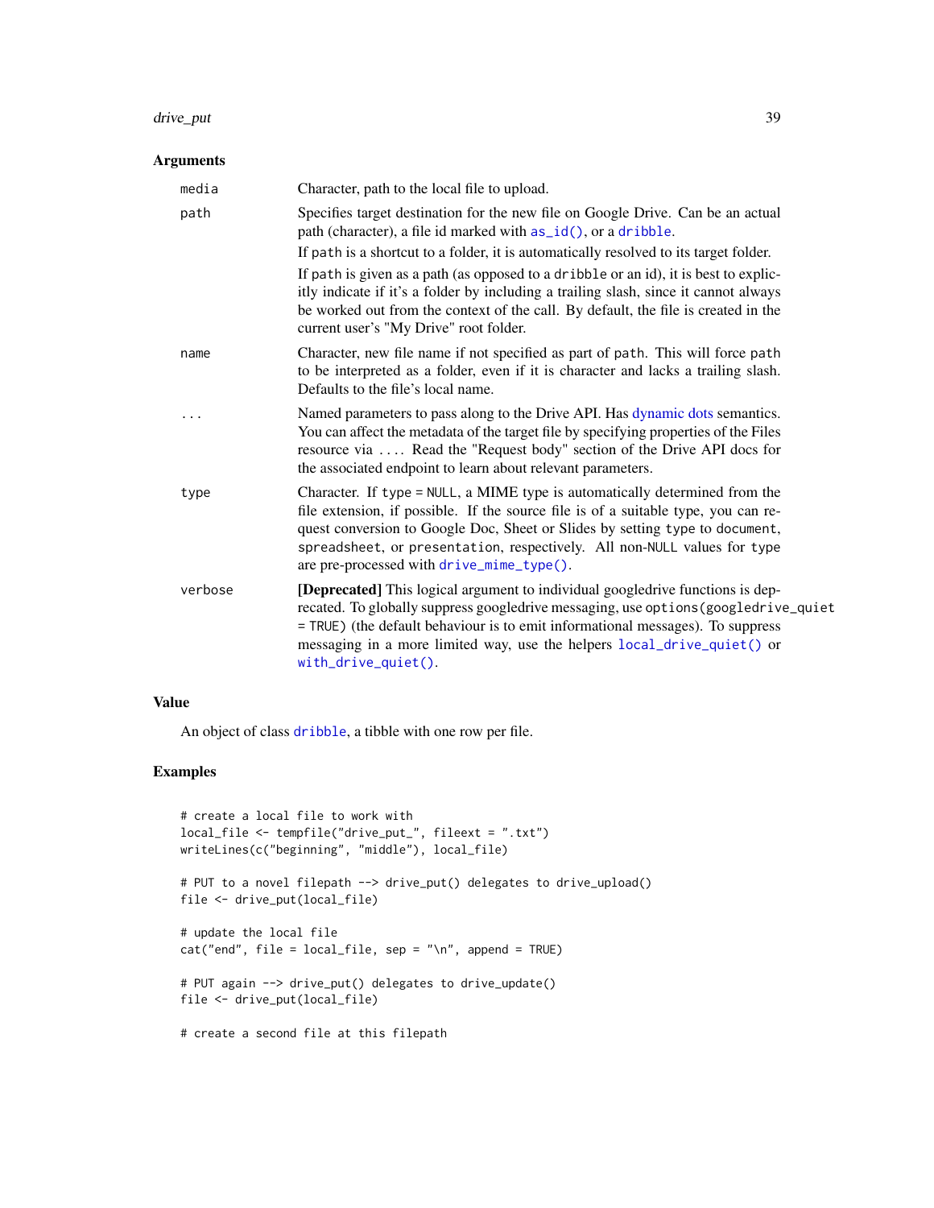### Arguments

| | |
|---|---|
| `media` | Character, path to the local file to upload. |
| `path` | Specifies target destination for the new file on Google Drive. Can be an actual path (character), a file id marked with `as_id()`, or a `dribble`.<br><br>If `path` is a shortcut to a folder, it is automatically resolved to its target folder.<br><br>If `path` is given as a path (as opposed to a `dribble` or an id), it is best to explicitly indicate if it's a folder by including a trailing slash, since it cannot always be worked out from the context of the call. By default, the file is created in the current user's "My Drive" root folder. |
| `name` | Character, new file name if not specified as part of `path`. This will force `path` to be interpreted as a folder, even if it is character and lacks a trailing slash. Defaults to the file's local name. |
| `...` | Named parameters to pass along to the Drive API. Has dynamic dots semantics. You can affect the metadata of the target file by specifying properties of the Files resource via `...`. Read the "Request body" section of the Drive API docs for the associated endpoint to learn about relevant parameters. |
| `type` | Character. If `type = NULL`, a MIME type is automatically determined from the file extension, if possible. If the source file is of a suitable type, you can request conversion to Google Doc, Sheet or Slides by setting `type` to `document`, `spreadsheet`, or `presentation`, respectively. All non-`NULL` values for `type` are pre-processed with `drive_mime_type()`. |
| `verbose` | **[Deprecated]** This logical argument to individual googledrive functions is deprecated. To globally suppress googledrive messaging, use `options(googledrive_quiet = TRUE)` (the default behaviour is to emit informational messages). To suppress messaging in a more limited way, use the helpers `local_drive_quiet()` or `with_drive_quiet()`. |

### Value

An object of class `dribble`, a tibble with one row per file.

### Examples

```
# create a local file to work with
local_file <- tempfile("drive_put_", fileext = ".txt")
writeLines(c("beginning", "middle"), local_file)

# PUT to a novel filepath --> drive_put() delegates to drive_upload()
file <- drive_put(local_file)

# update the local file
cat("end", file = local_file, sep = "\n", append = TRUE)

# PUT again --> drive_put() delegates to drive_update()
file <- drive_put(local_file)

# create a second file at this filepath
```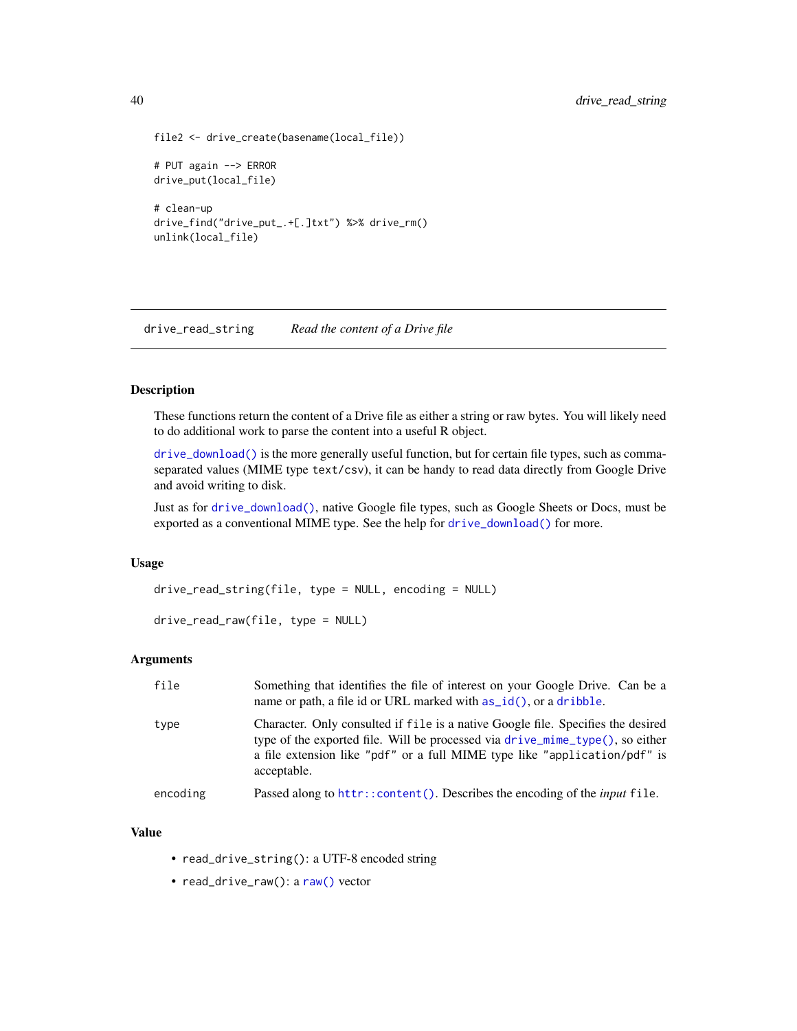```
file2 <- drive_create(basename(local_file))

# PUT again --> ERROR
drive_put(local_file)

# clean-up
drive_find("drive_put_.+[.]txt") %>% drive_rm()
unlink(local_file)
```

---

## drive_read_string — *Read the content of a Drive file*

---

### Description

These functions return the content of a Drive file as either a string or raw bytes. You will likely need to do additional work to parse the content into a useful R object.

`drive_download()` is the more generally useful function, but for certain file types, such as comma-separated values (MIME type `text/csv`), it can be handy to read data directly from Google Drive and avoid writing to disk.

Just as for `drive_download()`, native Google file types, such as Google Sheets or Docs, must be exported as a conventional MIME type. See the help for `drive_download()` for more.

### Usage

```
drive_read_string(file, type = NULL, encoding = NULL)

drive_read_raw(file, type = NULL)
```

### Arguments

| | |
|---|---|
| `file` | Something that identifies the file of interest on your Google Drive. Can be a name or path, a file id or URL marked with `as_id()`, or a `dribble`. |
| `type` | Character. Only consulted if `file` is a native Google file. Specifies the desired type of the exported file. Will be processed via `drive_mime_type()`, so either a file extension like `"pdf"` or a full MIME type like `"application/pdf"` is acceptable. |
| `encoding` | Passed along to `httr::content()`. Describes the encoding of the *input* `file`. |

### Value

- `read_drive_string()`: a UTF-8 encoded string
- `read_drive_raw()`: a `raw()` vector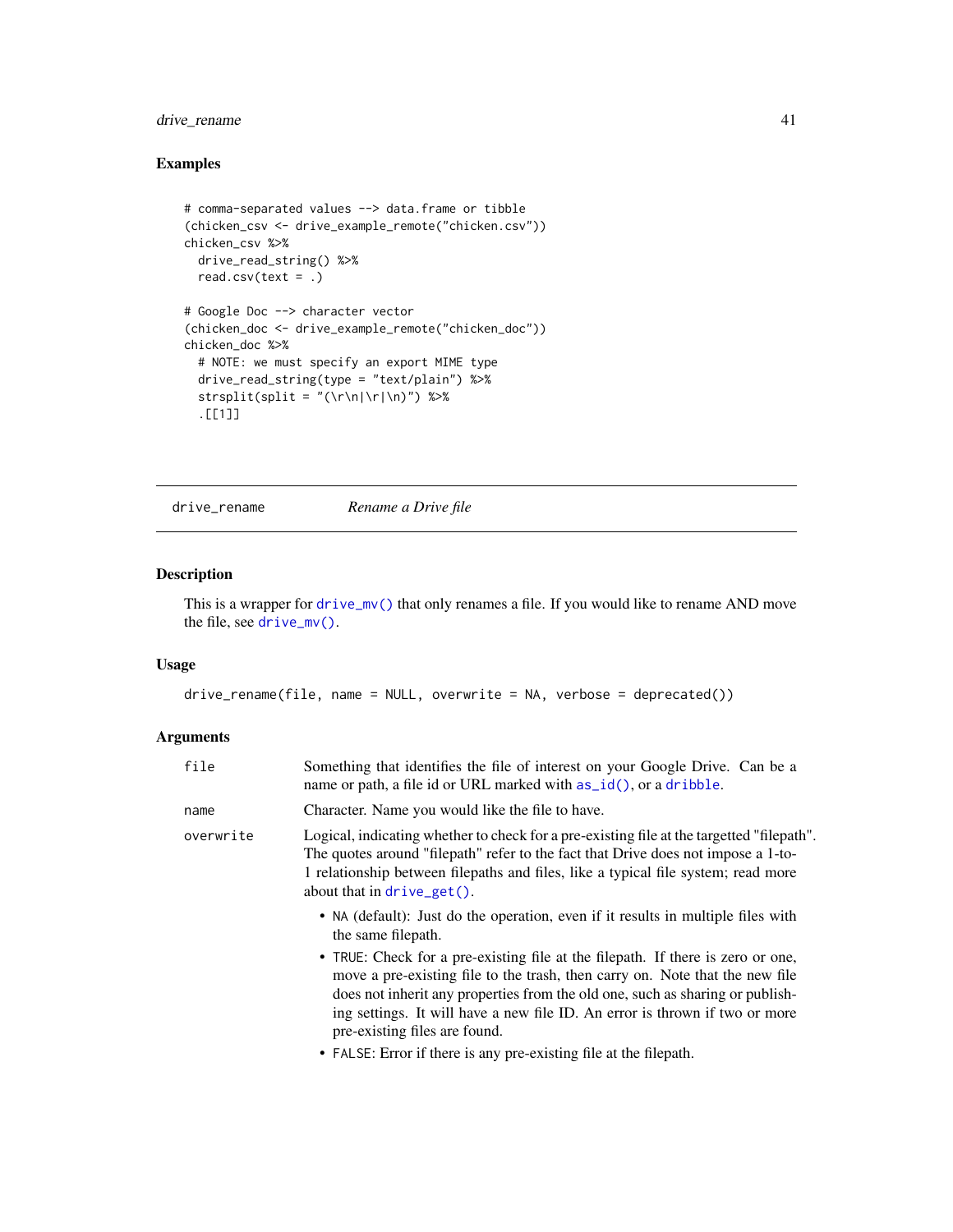### Examples

```
# comma-separated values --> data.frame or tibble
(chicken_csv <- drive_example_remote("chicken.csv"))
chicken_csv %>%
  drive_read_string() %>%
  read.csv(text = .)

# Google Doc --> character vector
(chicken_doc <- drive_example_remote("chicken_doc"))
chicken_doc %>%
  # NOTE: we must specify an export MIME type
  drive_read_string(type = "text/plain") %>%
  strsplit(split = "(\r\n|\r|\n)") %>%
  .[[1]]
```

---

## drive_rename *Rename a Drive file*

---

### Description

This is a wrapper for `drive_mv()` that only renames a file. If you would like to rename AND move the file, see `drive_mv()`.

### Usage

```
drive_rename(file, name = NULL, overwrite = NA, verbose = deprecated())
```

### Arguments

| | |
|---|---|
| `file` | Something that identifies the file of interest on your Google Drive. Can be a name or path, a file id or URL marked with `as_id()`, or a `dribble`. |
| `name` | Character. Name you would like the file to have. |
| `overwrite` | Logical, indicating whether to check for a pre-existing file at the targetted "filepath". The quotes around "filepath" refer to the fact that Drive does not impose a 1-to-1 relationship between filepaths and files, like a typical file system; read more about that in `drive_get()`.<br>• `NA` (default): Just do the operation, even if it results in multiple files with the same filepath.<br>• `TRUE`: Check for a pre-existing file at the filepath. If there is zero or one, move a pre-existing file to the trash, then carry on. Note that the new file does not inherit any properties from the old one, such as sharing or publishing settings. It will have a new file ID. An error is thrown if two or more pre-existing files are found.<br>• `FALSE`: Error if there is any pre-existing file at the filepath. |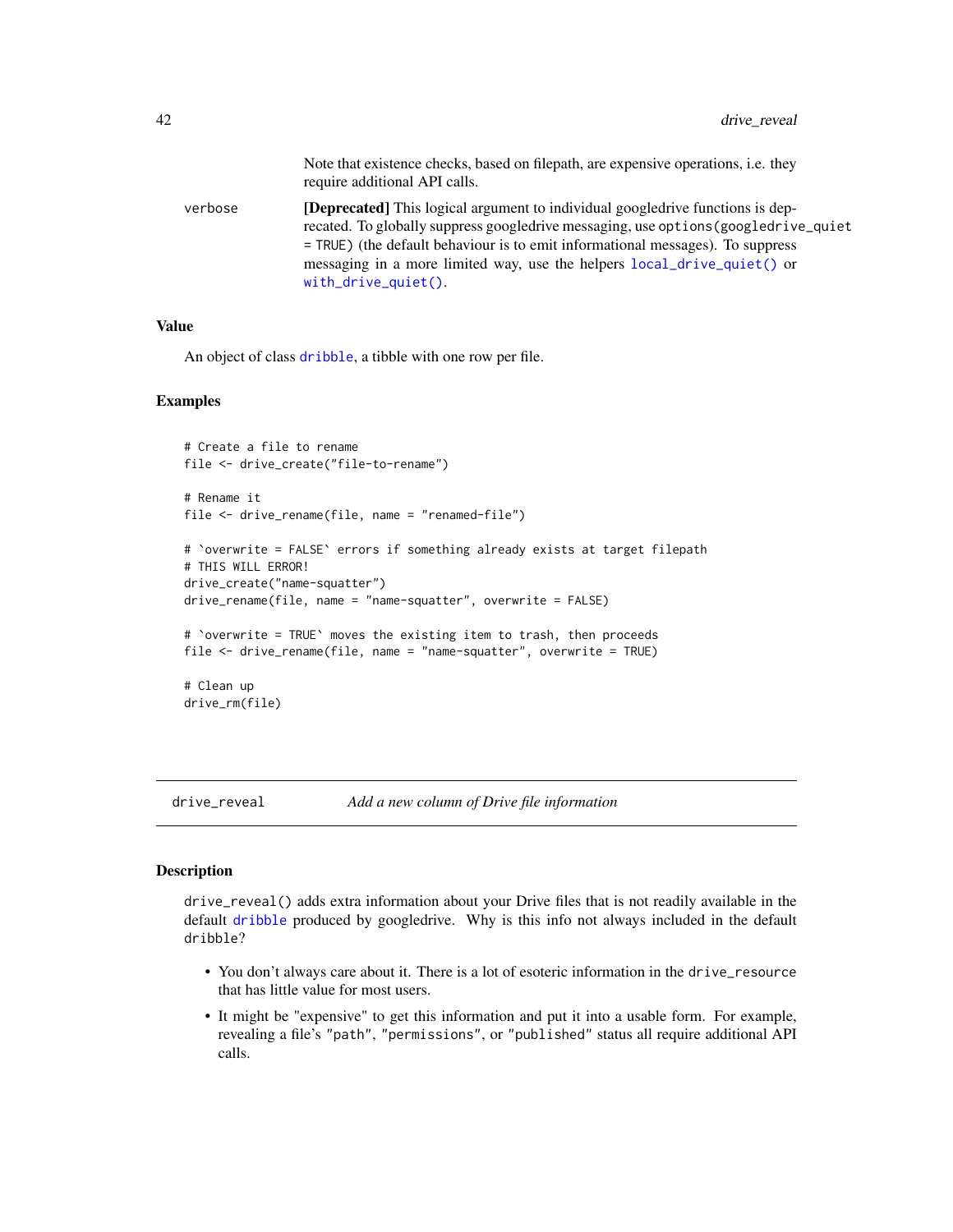Note that existence checks, based on filepath, are expensive operations, i.e. they require additional API calls.

verbose — **[Deprecated]** This logical argument to individual googledrive functions is deprecated. To globally suppress googledrive messaging, use `options(googledrive_quiet = TRUE)` (the default behaviour is to emit informational messages). To suppress messaging in a more limited way, use the helpers `local_drive_quiet()` or `with_drive_quiet()`.

### Value

An object of class `dribble`, a tibble with one row per file.

### Examples

```
# Create a file to rename
file <- drive_create("file-to-rename")

# Rename it
file <- drive_rename(file, name = "renamed-file")

# `overwrite = FALSE` errors if something already exists at target filepath
# THIS WILL ERROR!
drive_create("name-squatter")
drive_rename(file, name = "name-squatter", overwrite = FALSE)

# `overwrite = TRUE` moves the existing item to trash, then proceeds
file <- drive_rename(file, name = "name-squatter", overwrite = TRUE)

# Clean up
drive_rm(file)
```

---

## drive_reveal — *Add a new column of Drive file information*

### Description

`drive_reveal()` adds extra information about your Drive files that is not readily available in the default `dribble` produced by googledrive. Why is this info not always included in the default `dribble`?

- You don't always care about it. There is a lot of esoteric information in the `drive_resource` that has little value for most users.
- It might be "expensive" to get this information and put it into a usable form. For example, revealing a file's `"path"`, `"permissions"`, or `"published"` status all require additional API calls.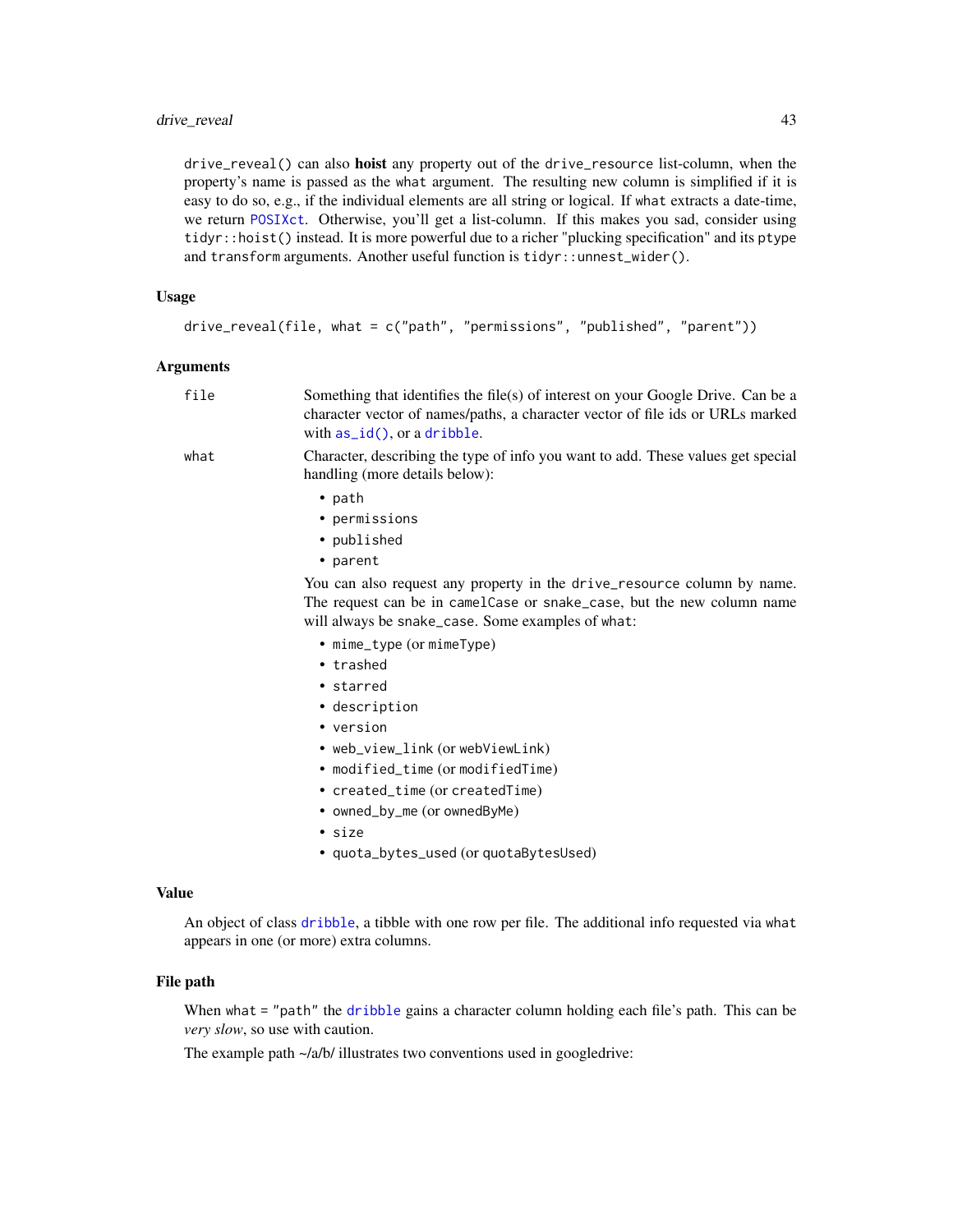`drive_reveal()` can also **hoist** any property out of the `drive_resource` list-column, when the property's name is passed as the `what` argument. The resulting new column is simplified if it is easy to do so, e.g., if the individual elements are all string or logical. If `what` extracts a date-time, we return `POSIXct`. Otherwise, you'll get a list-column. If this makes you sad, consider using `tidyr::hoist()` instead. It is more powerful due to a richer "plucking specification" and its `ptype` and `transform` arguments. Another useful function is `tidyr::unnest_wider()`.

### Usage

```
drive_reveal(file, what = c("path", "permissions", "published", "parent"))
```

### Arguments

| | |
|---|---|
| `file` | Something that identifies the file(s) of interest on your Google Drive. Can be a character vector of names/paths, a character vector of file ids or URLs marked with `as_id()`, or a `dribble`. |
| `what` | Character, describing the type of info you want to add. These values get special handling (more details below): <br>• `path`<br>• `permissions`<br>• `published`<br>• `parent`<br><br>You can also request any property in the `drive_resource` column by name. The request can be in `camelCase` or `snake_case`, but the new column name will always be `snake_case`. Some examples of `what`:<br>• `mime_type` (or `mimeType`)<br>• `trashed`<br>• `starred`<br>• `description`<br>• `version`<br>• `web_view_link` (or `webViewLink`)<br>• `modified_time` (or `modifiedTime`)<br>• `created_time` (or `createdTime`)<br>• `owned_by_me` (or `ownedByMe`)<br>• `size`<br>• `quota_bytes_used` (or `quotaBytesUsed`) |

### Value

An object of class `dribble`, a tibble with one row per file. The additional info requested via `what` appears in one (or more) extra columns.

### File path

When `what = "path"` the `dribble` gains a character column holding each file's path. This can be *very slow*, so use with caution.

The example path ~/a/b/ illustrates two conventions used in googledrive: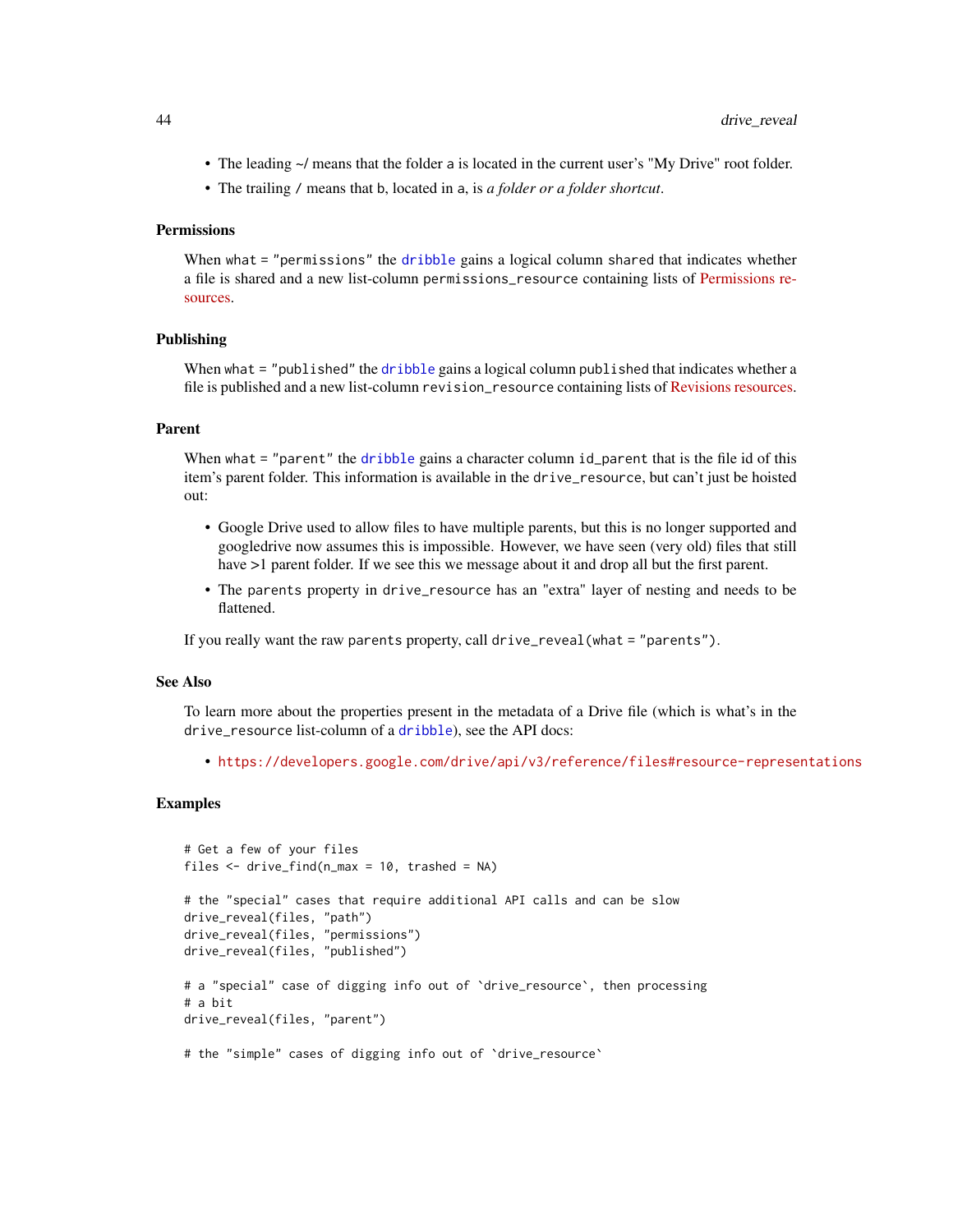- The leading ~/ means that the folder a is located in the current user's "My Drive" root folder.
- The trailing / means that b, located in a, is *a folder or a folder shortcut*.

### Permissions

When what = "permissions" the dribble gains a logical column shared that indicates whether a file is shared and a new list-column permissions_resource containing lists of Permissions resources.

### Publishing

When what = "published" the dribble gains a logical column published that indicates whether a file is published and a new list-column revision_resource containing lists of Revisions resources.

### Parent

When what = "parent" the dribble gains a character column id_parent that is the file id of this item's parent folder. This information is available in the drive_resource, but can't just be hoisted out:

- Google Drive used to allow files to have multiple parents, but this is no longer supported and googledrive now assumes this is impossible. However, we have seen (very old) files that still have >1 parent folder. If we see this we message about it and drop all but the first parent.
- The parents property in drive_resource has an "extra" layer of nesting and needs to be flattened.

If you really want the raw parents property, call drive_reveal(what = "parents").

### See Also

To learn more about the properties present in the metadata of a Drive file (which is what's in the drive_resource list-column of a dribble), see the API docs:

- https://developers.google.com/drive/api/v3/reference/files#resource-representations

### Examples

```
# Get a few of your files
files <- drive_find(n_max = 10, trashed = NA)

# the "special" cases that require additional API calls and can be slow
drive_reveal(files, "path")
drive_reveal(files, "permissions")
drive_reveal(files, "published")

# a "special" case of digging info out of `drive_resource`, then processing
# a bit
drive_reveal(files, "parent")

# the "simple" cases of digging info out of `drive_resource`
```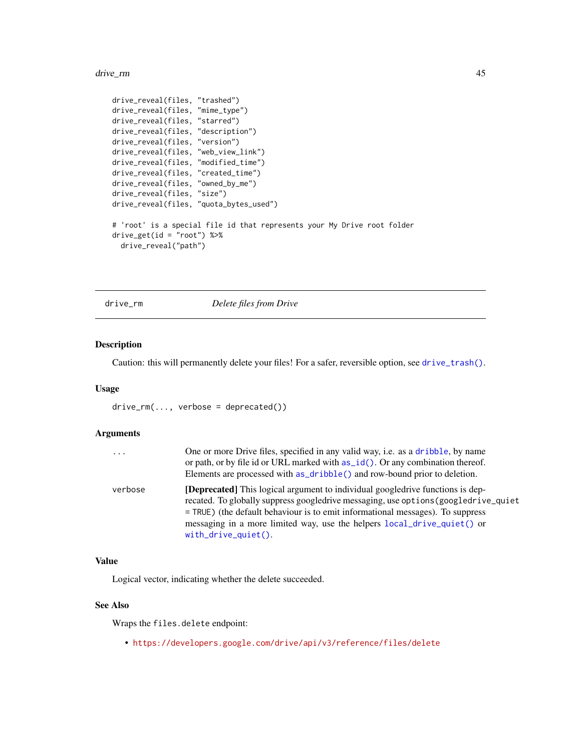```
drive_reveal(files, "trashed")
drive_reveal(files, "mime_type")
drive_reveal(files, "starred")
drive_reveal(files, "description")
drive_reveal(files, "version")
drive_reveal(files, "web_view_link")
drive_reveal(files, "modified_time")
drive_reveal(files, "created_time")
drive_reveal(files, "owned_by_me")
drive_reveal(files, "size")
drive_reveal(files, "quota_bytes_used")

# 'root' is a special file id that represents your My Drive root folder
drive_get(id = "root") %>%
  drive_reveal("path")
```

---

## drive_rm — *Delete files from Drive*

---

### Description

Caution: this will permanently delete your files! For a safer, reversible option, see `drive_trash()`.

### Usage

```
drive_rm(..., verbose = deprecated())
```

### Arguments

| | |
|---|---|
| `...` | One or more Drive files, specified in any valid way, i.e. as a `dribble`, by name or path, or by file id or URL marked with `as_id()`. Or any combination thereof. Elements are processed with `as_dribble()` and row-bound prior to deletion. |
| `verbose` | **[Deprecated]** This logical argument to individual googledrive functions is deprecated. To globally suppress googledrive messaging, use `options(googledrive_quiet = TRUE)` (the default behaviour is to emit informational messages). To suppress messaging in a more limited way, use the helpers `local_drive_quiet()` or `with_drive_quiet()`. |

### Value

Logical vector, indicating whether the delete succeeded.

### See Also

Wraps the `files.delete` endpoint:

- https://developers.google.com/drive/api/v3/reference/files/delete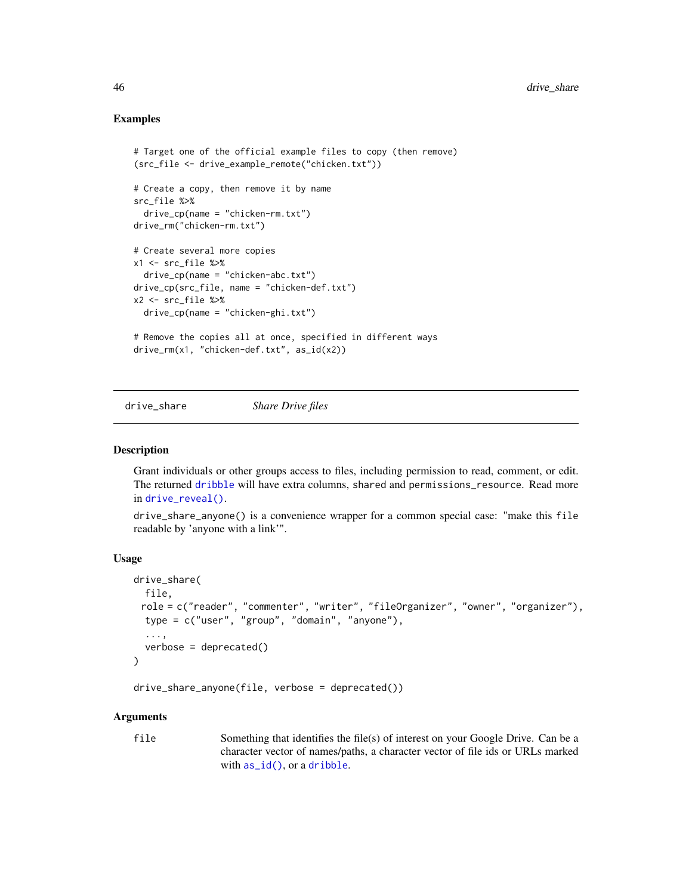## Examples

```
# Target one of the official example files to copy (then remove)
(src_file <- drive_example_remote("chicken.txt"))

# Create a copy, then remove it by name
src_file %>%
  drive_cp(name = "chicken-rm.txt")
drive_rm("chicken-rm.txt")

# Create several more copies
x1 <- src_file %>%
  drive_cp(name = "chicken-abc.txt")
drive_cp(src_file, name = "chicken-def.txt")
x2 <- src_file %>%
  drive_cp(name = "chicken-ghi.txt")

# Remove the copies all at once, specified in different ways
drive_rm(x1, "chicken-def.txt", as_id(x2))
```

---

# drive_share    *Share Drive files*

---

## Description

Grant individuals or other groups access to files, including permission to read, comment, or edit. The returned `dribble` will have extra columns, `shared` and `permissions_resource`. Read more in `drive_reveal()`.

`drive_share_anyone()` is a convenience wrapper for a common special case: "make this `file` readable by 'anyone with a link'".

## Usage

```
drive_share(
  file,
  role = c("reader", "commenter", "writer", "fileOrganizer", "owner", "organizer"),
  type = c("user", "group", "domain", "anyone"),
  ...,
  verbose = deprecated()
)

drive_share_anyone(file, verbose = deprecated())
```

## Arguments

`file` Something that identifies the file(s) of interest on your Google Drive. Can be a character vector of names/paths, a character vector of file ids or URLs marked with `as_id()`, or a `dribble`.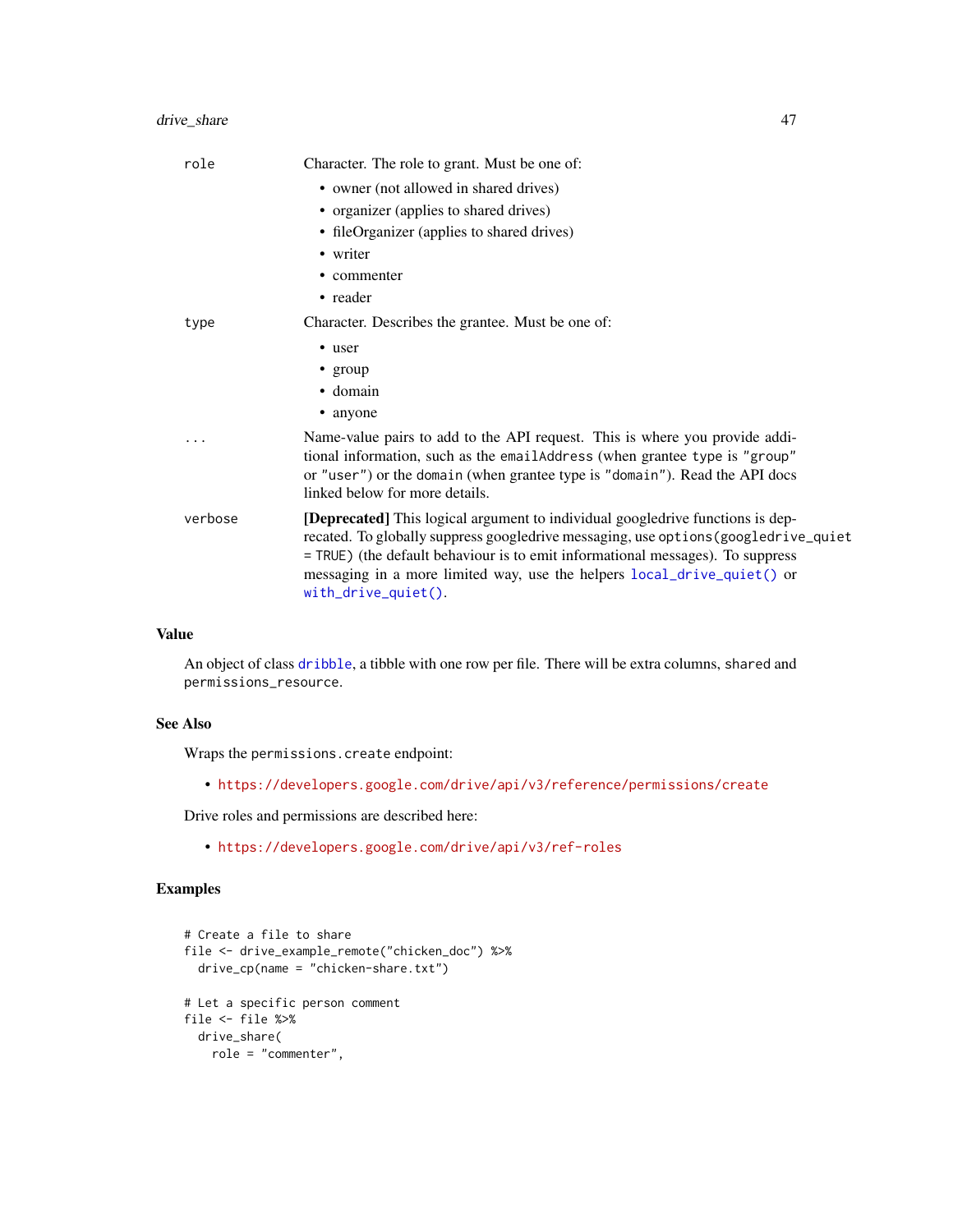role Character. The role to grant. Must be one of:

- owner (not allowed in shared drives)
- organizer (applies to shared drives)
- fileOrganizer (applies to shared drives)
- writer
- commenter
- reader

type Character. Describes the grantee. Must be one of:

- user
- group
- domain
- anyone

... Name-value pairs to add to the API request. This is where you provide additional information, such as the `emailAddress` (when grantee `type` is `"group"` or `"user"`) or the `domain` (when grantee type is `"domain"`). Read the API docs linked below for more details.

verbose **[Deprecated]** This logical argument to individual googledrive functions is deprecated. To globally suppress googledrive messaging, use `options(googledrive_quiet = TRUE)` (the default behaviour is to emit informational messages). To suppress messaging in a more limited way, use the helpers `local_drive_quiet()` or `with_drive_quiet()`.

## Value

An object of class `dribble`, a tibble with one row per file. There will be extra columns, `shared` and `permissions_resource`.

## See Also

Wraps the `permissions.create` endpoint:

- https://developers.google.com/drive/api/v3/reference/permissions/create

Drive roles and permissions are described here:

- https://developers.google.com/drive/api/v3/ref-roles

## Examples

```
# Create a file to share
file <- drive_example_remote("chicken_doc") %>%
  drive_cp(name = "chicken-share.txt")

# Let a specific person comment
file <- file %>%
  drive_share(
    role = "commenter",
```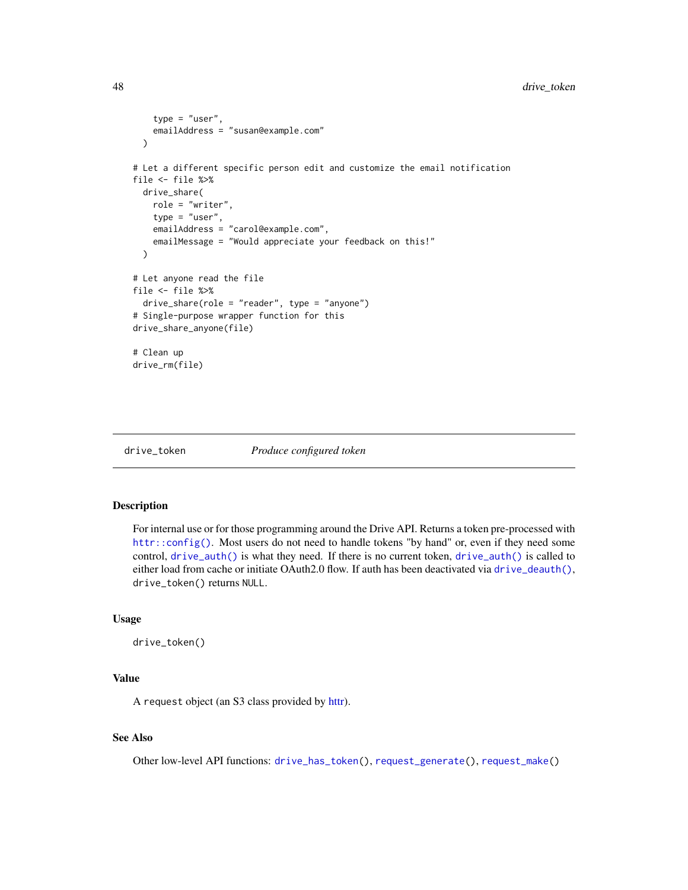```
    type = "user",
    emailAddress = "susan@example.com"
  )

# Let a different specific person edit and customize the email notification
file <- file %>%
  drive_share(
    role = "writer",
    type = "user",
    emailAddress = "carol@example.com",
    emailMessage = "Would appreciate your feedback on this!"
  )

# Let anyone read the file
file <- file %>%
  drive_share(role = "reader", type = "anyone")
# Single-purpose wrapper function for this
drive_share_anyone(file)

# Clean up
drive_rm(file)
```

---

## drive_token — *Produce configured token*

### Description

For internal use or for those programming around the Drive API. Returns a token pre-processed with `httr::config()`. Most users do not need to handle tokens "by hand" or, even if they need some control, `drive_auth()` is what they need. If there is no current token, `drive_auth()` is called to either load from cache or initiate OAuth2.0 flow. If auth has been deactivated via `drive_deauth()`, `drive_token()` returns `NULL`.

### Usage

```
drive_token()
```

### Value

A `request` object (an S3 class provided by httr).

### See Also

Other low-level API functions: `drive_has_token()`, `request_generate()`, `request_make()`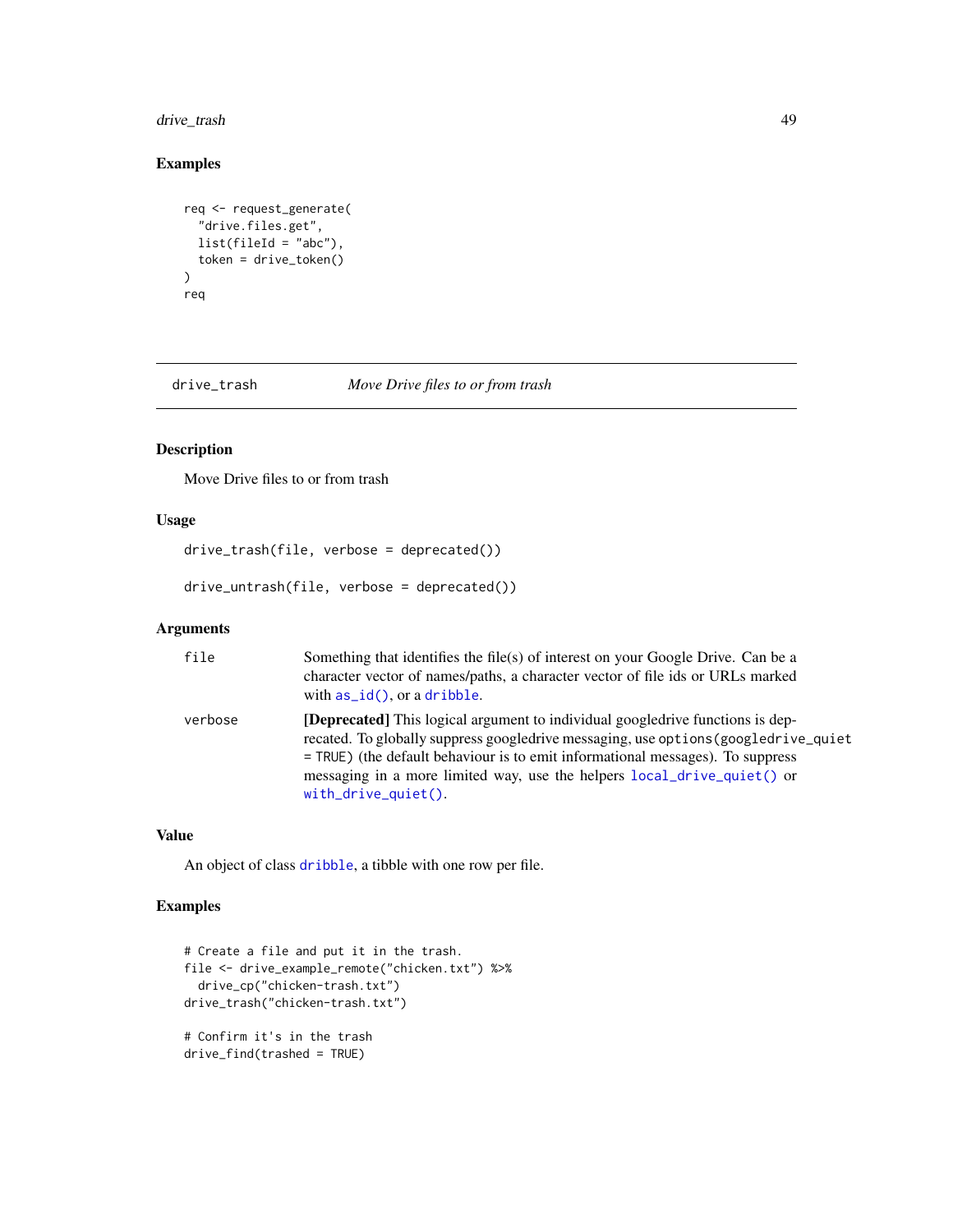## Examples

```
req <- request_generate(
  "drive.files.get",
  list(fileId = "abc"),
  token = drive_token()
)
req
```

---

# drive_trash — *Move Drive files to or from trash*

## Description

Move Drive files to or from trash

## Usage

```
drive_trash(file, verbose = deprecated())

drive_untrash(file, verbose = deprecated())
```

## Arguments

| | |
|---|---|
| `file` | Something that identifies the file(s) of interest on your Google Drive. Can be a character vector of names/paths, a character vector of file ids or URLs marked with `as_id()`, or a `dribble`. |
| `verbose` | **[Deprecated]** This logical argument to individual googledrive functions is deprecated. To globally suppress googledrive messaging, use `options(googledrive_quiet = TRUE)` (the default behaviour is to emit informational messages). To suppress messaging in a more limited way, use the helpers `local_drive_quiet()` or `with_drive_quiet()`. |

## Value

An object of class `dribble`, a tibble with one row per file.

## Examples

```
# Create a file and put it in the trash.
file <- drive_example_remote("chicken.txt") %>%
  drive_cp("chicken-trash.txt")
drive_trash("chicken-trash.txt")

# Confirm it's in the trash
drive_find(trashed = TRUE)
```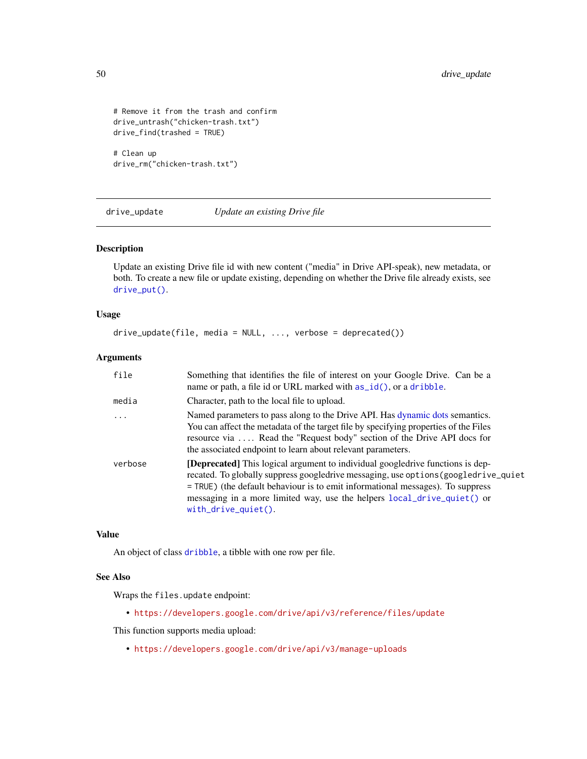```
# Remove it from the trash and confirm
drive_untrash("chicken-trash.txt")
drive_find(trashed = TRUE)

# Clean up
drive_rm("chicken-trash.txt")
```

## drive_update — *Update an existing Drive file*

### Description

Update an existing Drive file id with new content ("media" in Drive API-speak), new metadata, or both. To create a new file or update existing, depending on whether the Drive file already exists, see `drive_put()`.

### Usage

```
drive_update(file, media = NULL, ..., verbose = deprecated())
```

### Arguments

| Argument | Description |
|---|---|
| `file` | Something that identifies the file of interest on your Google Drive. Can be a name or path, a file id or URL marked with `as_id()`, or a `dribble`. |
| `media` | Character, path to the local file to upload. |
| `...` | Named parameters to pass along to the Drive API. Has dynamic dots semantics. You can affect the metadata of the target file by specifying properties of the Files resource via `...`. Read the "Request body" section of the Drive API docs for the associated endpoint to learn about relevant parameters. |
| `verbose` | **[Deprecated]** This logical argument to individual googledrive functions is deprecated. To globally suppress googledrive messaging, use `options(googledrive_quiet = TRUE)` (the default behaviour is to emit informational messages). To suppress messaging in a more limited way, use the helpers `local_drive_quiet()` or `with_drive_quiet()`. |

### Value

An object of class `dribble`, a tibble with one row per file.

### See Also

Wraps the `files.update` endpoint:

- https://developers.google.com/drive/api/v3/reference/files/update

This function supports media upload:

- https://developers.google.com/drive/api/v3/manage-uploads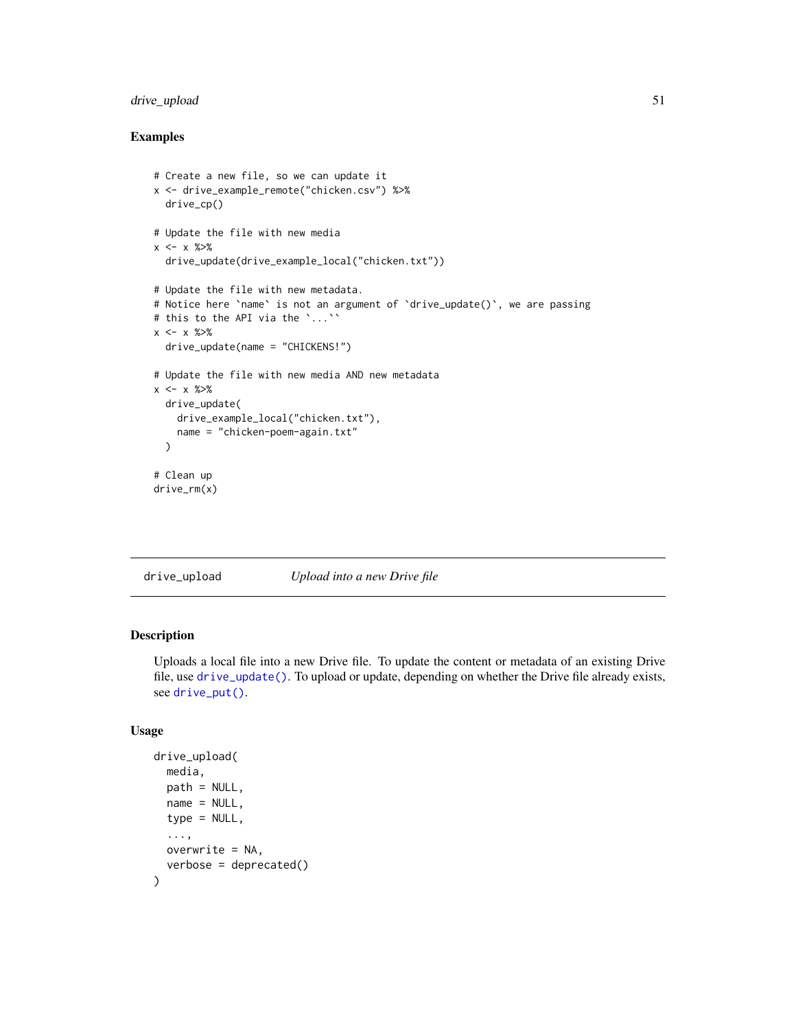## Examples

```
# Create a new file, so we can update it
x <- drive_example_remote("chicken.csv") %>%
  drive_cp()

# Update the file with new media
x <- x %>%
  drive_update(drive_example_local("chicken.txt"))

# Update the file with new metadata.
# Notice here `name` is not an argument of `drive_update()`, we are passing
# this to the API via the `...``
x <- x %>%
  drive_update(name = "CHICKENS!")

# Update the file with new media AND new metadata
x <- x %>%
  drive_update(
    drive_example_local("chicken.txt"),
    name = "chicken-poem-again.txt"
  )

# Clean up
drive_rm(x)
```

---

# drive_upload *Upload into a new Drive file*

## Description

Uploads a local file into a new Drive file. To update the content or metadata of an existing Drive file, use drive_update(). To upload or update, depending on whether the Drive file already exists, see drive_put().

## Usage

```
drive_upload(
  media,
  path = NULL,
  name = NULL,
  type = NULL,
  ...,
  overwrite = NA,
  verbose = deprecated()
)
```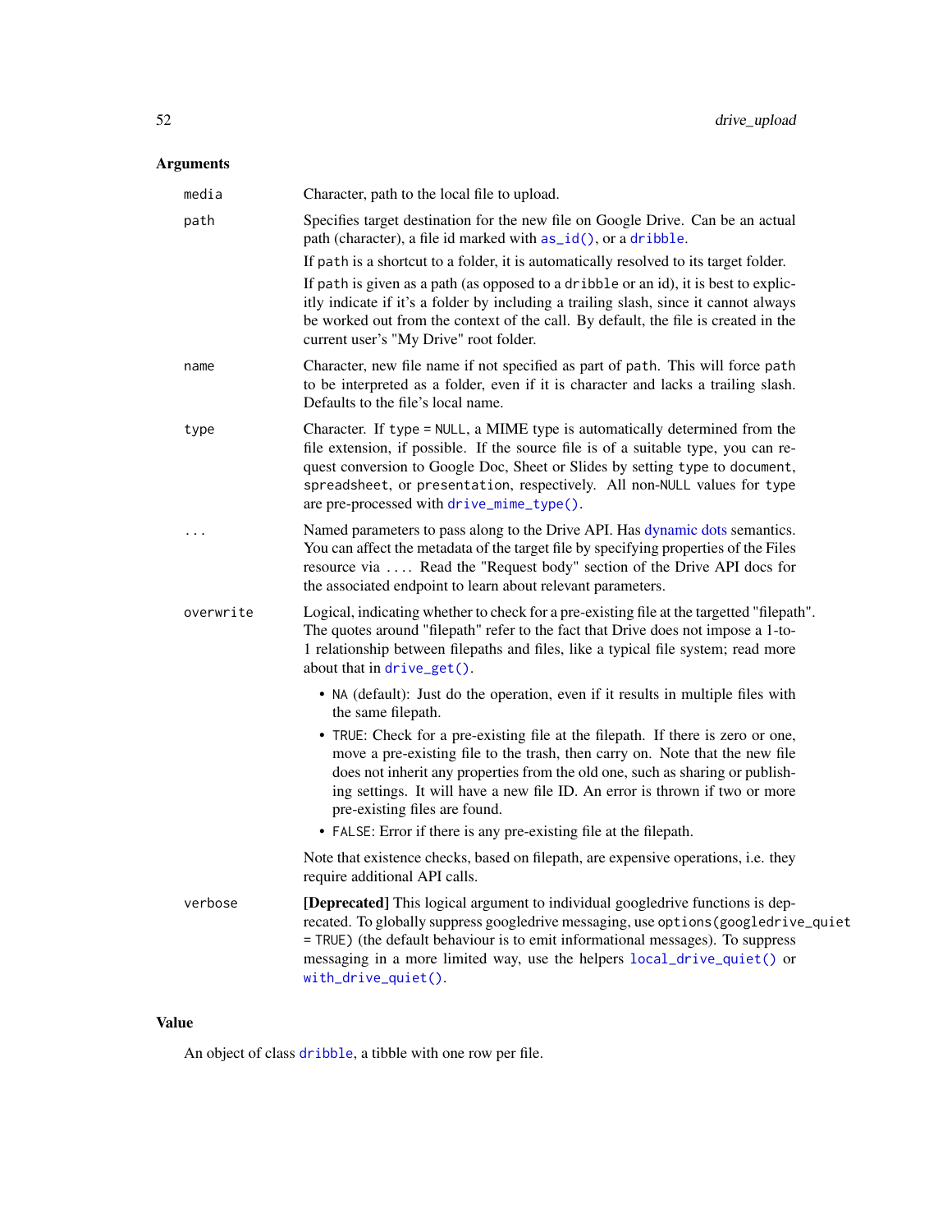## Arguments

| | |
|---|---|
| `media` | Character, path to the local file to upload. |
| `path` | Specifies target destination for the new file on Google Drive. Can be an actual path (character), a file id marked with `as_id()`, or a `dribble`.<br><br>If `path` is a shortcut to a folder, it is automatically resolved to its target folder.<br><br>If `path` is given as a path (as opposed to a `dribble` or an id), it is best to explicitly indicate if it's a folder by including a trailing slash, since it cannot always be worked out from the context of the call. By default, the file is created in the current user's "My Drive" root folder. |
| `name` | Character, new file name if not specified as part of `path`. This will force `path` to be interpreted as a folder, even if it is character and lacks a trailing slash. Defaults to the file's local name. |
| `type` | Character. If `type = NULL`, a MIME type is automatically determined from the file extension, if possible. If the source file is of a suitable type, you can request conversion to Google Doc, Sheet or Slides by setting `type` to `document`, `spreadsheet`, or `presentation`, respectively. All non-`NULL` values for `type` are pre-processed with `drive_mime_type()`. |
| `...` | Named parameters to pass along to the Drive API. Has dynamic dots semantics. You can affect the metadata of the target file by specifying properties of the Files resource via `...`. Read the "Request body" section of the Drive API docs for the associated endpoint to learn about relevant parameters. |
| `overwrite` | Logical, indicating whether to check for a pre-existing file at the targetted "filepath". The quotes around "filepath" refer to the fact that Drive does not impose a 1-to-1 relationship between filepaths and files, like a typical file system; read more about that in `drive_get()`.<br><br>• `NA` (default): Just do the operation, even if it results in multiple files with the same filepath.<br>• `TRUE`: Check for a pre-existing file at the filepath. If there is zero or one, move a pre-existing file to the trash, then carry on. Note that the new file does not inherit any properties from the old one, such as sharing or publishing settings. It will have a new file ID. An error is thrown if two or more pre-existing files are found.<br>• `FALSE`: Error if there is any pre-existing file at the filepath.<br><br>Note that existence checks, based on filepath, are expensive operations, i.e. they require additional API calls. |
| `verbose` | **[Deprecated]** This logical argument to individual googledrive functions is deprecated. To globally suppress googledrive messaging, use `options(googledrive_quiet = TRUE)` (the default behaviour is to emit informational messages). To suppress messaging in a more limited way, use the helpers `local_drive_quiet()` or `with_drive_quiet()`. |

## Value

An object of class `dribble`, a tibble with one row per file.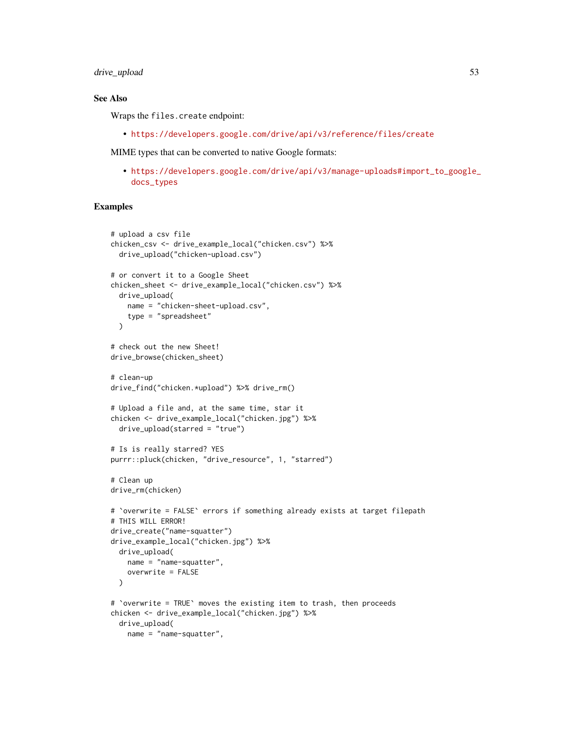## See Also

Wraps the `files.create` endpoint:

- https://developers.google.com/drive/api/v3/reference/files/create

MIME types that can be converted to native Google formats:

- https://developers.google.com/drive/api/v3/manage-uploads#import_to_google_docs_types

## Examples

```
# upload a csv file
chicken_csv <- drive_example_local("chicken.csv") %>%
  drive_upload("chicken-upload.csv")

# or convert it to a Google Sheet
chicken_sheet <- drive_example_local("chicken.csv") %>%
  drive_upload(
    name = "chicken-sheet-upload.csv",
    type = "spreadsheet"
  )

# check out the new Sheet!
drive_browse(chicken_sheet)

# clean-up
drive_find("chicken.*upload") %>% drive_rm()

# Upload a file and, at the same time, star it
chicken <- drive_example_local("chicken.jpg") %>%
  drive_upload(starred = "true")

# Is is really starred? YES
purrr::pluck(chicken, "drive_resource", 1, "starred")

# Clean up
drive_rm(chicken)

# `overwrite = FALSE` errors if something already exists at target filepath
# THIS WILL ERROR!
drive_create("name-squatter")
drive_example_local("chicken.jpg") %>%
  drive_upload(
    name = "name-squatter",
    overwrite = FALSE
  )

# `overwrite = TRUE` moves the existing item to trash, then proceeds
chicken <- drive_example_local("chicken.jpg") %>%
  drive_upload(
    name = "name-squatter",
```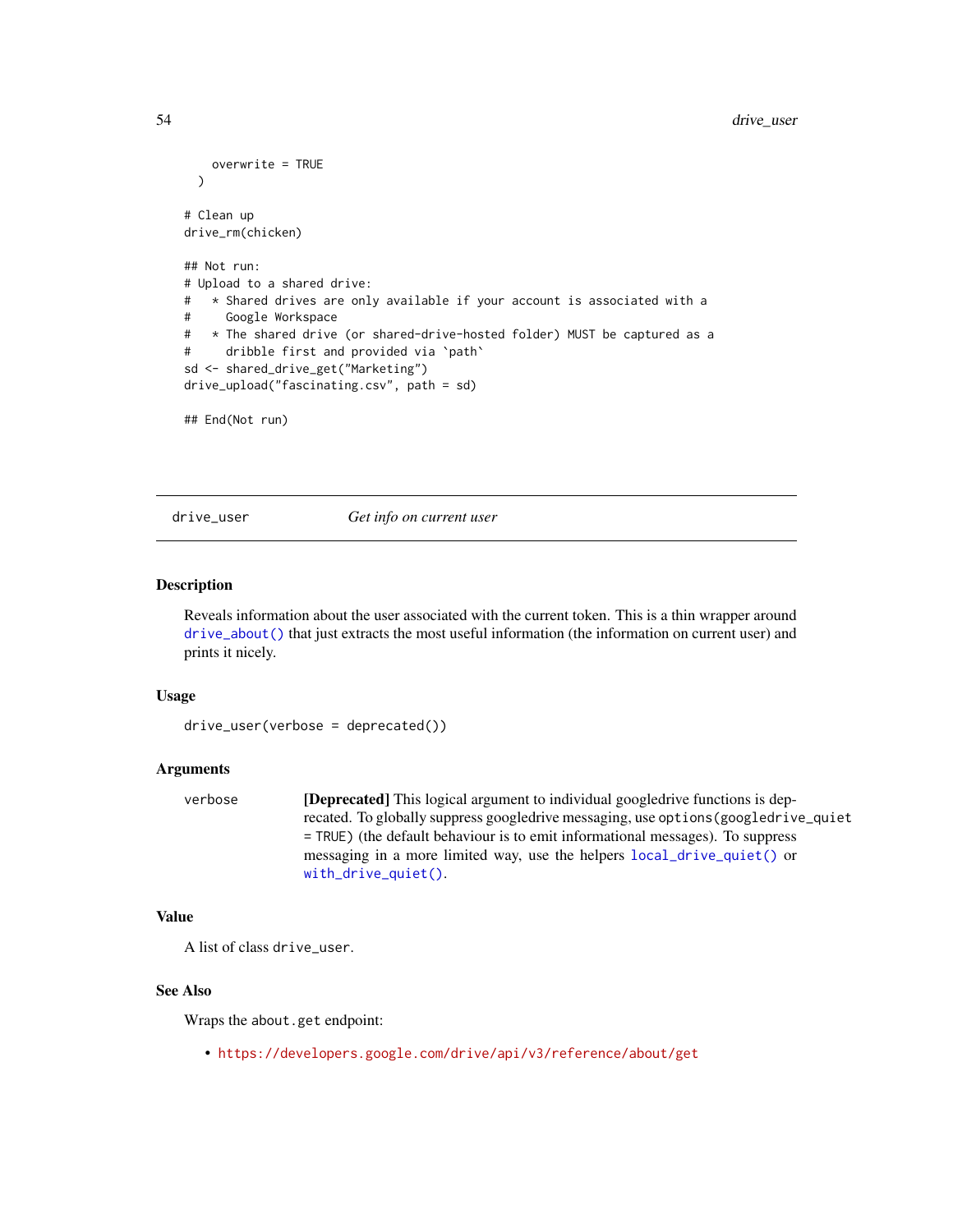```
    overwrite = TRUE
  )

# Clean up
drive_rm(chicken)

## Not run:
# Upload to a shared drive:
#   * Shared drives are only available if your account is associated with a
#     Google Workspace
#   * The shared drive (or shared-drive-hosted folder) MUST be captured as a
#     dribble first and provided via `path`
sd <- shared_drive_get("Marketing")
drive_upload("fascinating.csv", path = sd)

## End(Not run)
```

---

## drive_user — *Get info on current user*

---

### Description

Reveals information about the user associated with the current token. This is a thin wrapper around `drive_about()` that just extracts the most useful information (the information on current user) and prints it nicely.

### Usage

```
drive_user(verbose = deprecated())
```

### Arguments

| | |
|---|---|
| `verbose` | **[Deprecated]** This logical argument to individual googledrive functions is deprecated. To globally suppress googledrive messaging, use `options(googledrive_quiet = TRUE)` (the default behaviour is to emit informational messages). To suppress messaging in a more limited way, use the helpers `local_drive_quiet()` or `with_drive_quiet()`. |

### Value

A list of class `drive_user`.

### See Also

Wraps the `about.get` endpoint:

- https://developers.google.com/drive/api/v3/reference/about/get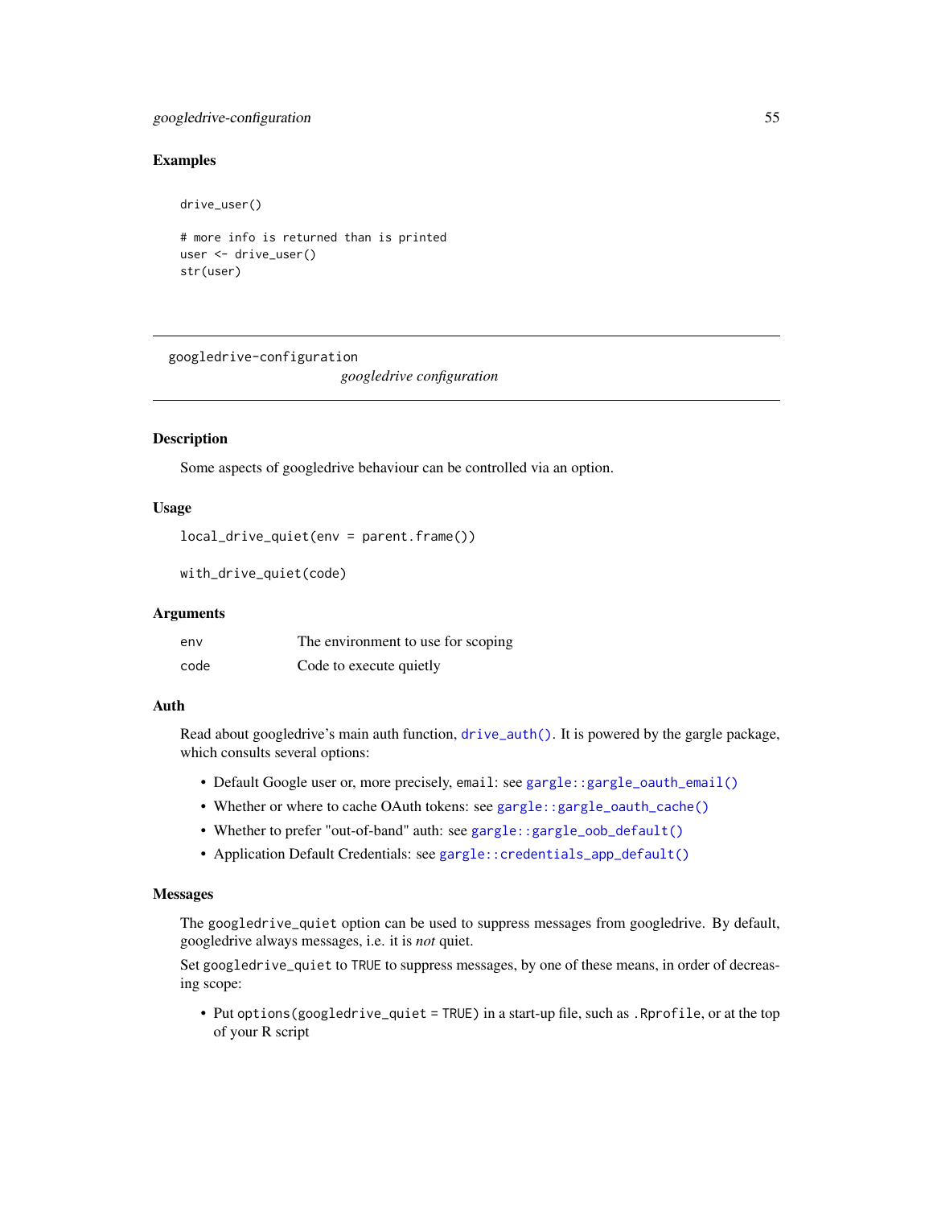### Examples

```
drive_user()

# more info is returned than is printed
user <- drive_user()
str(user)
```

---

## googledrive-configuration

*googledrive configuration*

---

### Description

Some aspects of googledrive behaviour can be controlled via an option.

### Usage

```
local_drive_quiet(env = parent.frame())

with_drive_quiet(code)
```

### Arguments

| | |
|---|---|
| env | The environment to use for scoping |
| code | Code to execute quietly |

### Auth

Read about googledrive's main auth function, `drive_auth()`. It is powered by the gargle package, which consults several options:

- Default Google user or, more precisely, `email`: see `gargle::gargle_oauth_email()`
- Whether or where to cache OAuth tokens: see `gargle::gargle_oauth_cache()`
- Whether to prefer "out-of-band" auth: see `gargle::gargle_oob_default()`
- Application Default Credentials: see `gargle::credentials_app_default()`

### Messages

The `googledrive_quiet` option can be used to suppress messages from googledrive. By default, googledrive always messages, i.e. it is *not* quiet.

Set `googledrive_quiet` to `TRUE` to suppress messages, by one of these means, in order of decreasing scope:

- Put `options(googledrive_quiet = TRUE)` in a start-up file, such as `.Rprofile`, or at the top of your R script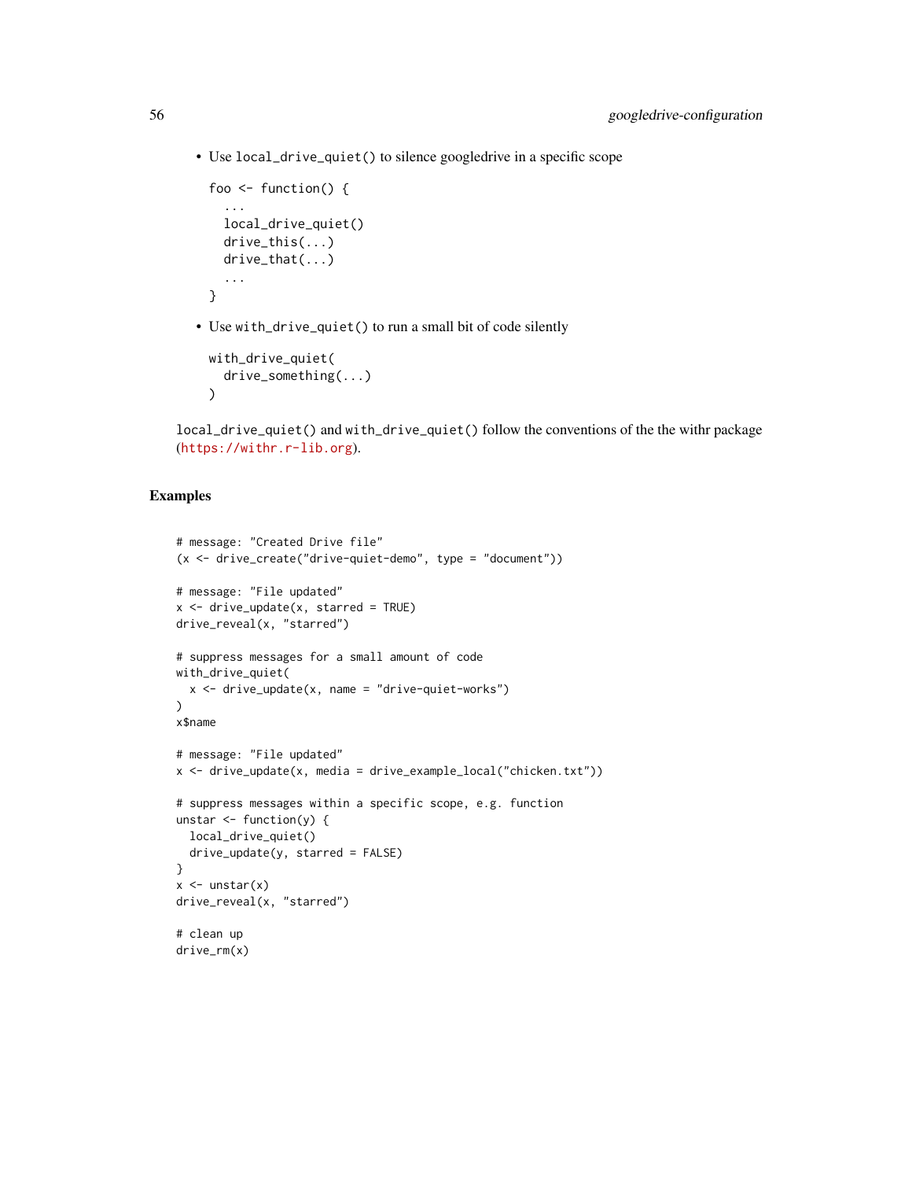- Use `local_drive_quiet()` to silence googledrive in a specific scope

  ```
  foo <- function() {
    ...
    local_drive_quiet()
    drive_this(...)
    drive_that(...)
    ...
  }
  ```

- Use `with_drive_quiet()` to run a small bit of code silently

  ```
  with_drive_quiet(
    drive_something(...)
  )
  ```

`local_drive_quiet()` and `with_drive_quiet()` follow the conventions of the the withr package (https://withr.r-lib.org).

## Examples

```
# message: "Created Drive file"
(x <- drive_create("drive-quiet-demo", type = "document"))

# message: "File updated"
x <- drive_update(x, starred = TRUE)
drive_reveal(x, "starred")

# suppress messages for a small amount of code
with_drive_quiet(
  x <- drive_update(x, name = "drive-quiet-works")
)
x$name

# message: "File updated"
x <- drive_update(x, media = drive_example_local("chicken.txt"))

# suppress messages within a specific scope, e.g. function
unstar <- function(y) {
  local_drive_quiet()
  drive_update(y, starred = FALSE)
}
x <- unstar(x)
drive_reveal(x, "starred")

# clean up
drive_rm(x)
```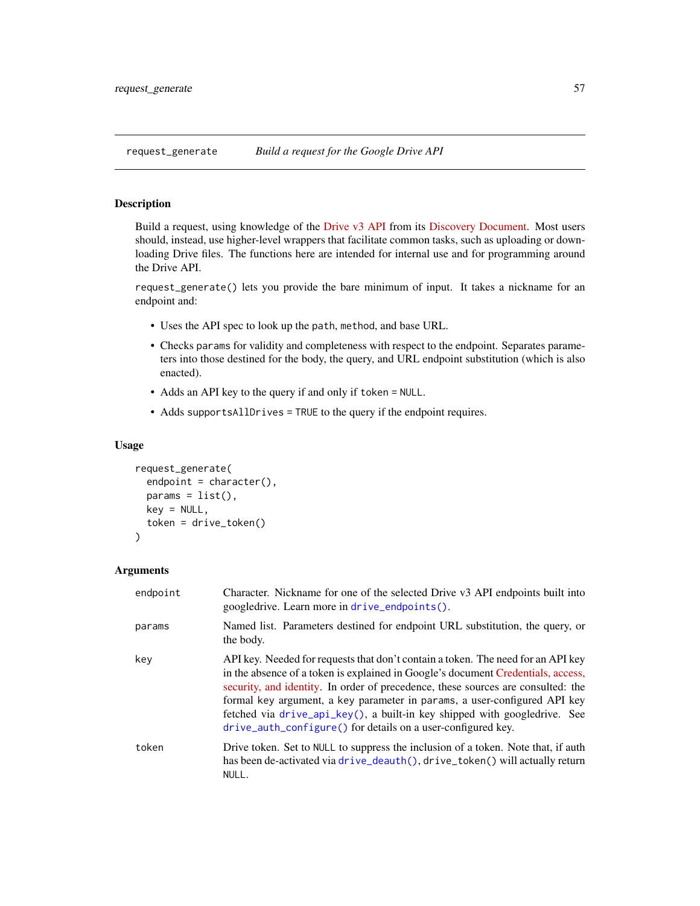request_generate    *Build a request for the Google Drive API*

## Description

Build a request, using knowledge of the Drive v3 API from its Discovery Document. Most users should, instead, use higher-level wrappers that facilitate common tasks, such as uploading or downloading Drive files. The functions here are intended for internal use and for programming around the Drive API.

`request_generate()` lets you provide the bare minimum of input. It takes a nickname for an endpoint and:

- Uses the API spec to look up the `path`, `method`, and base URL.
- Checks `params` for validity and completeness with respect to the endpoint. Separates parameters into those destined for the body, the query, and URL endpoint substitution (which is also enacted).
- Adds an API key to the query if and only if `token = NULL`.
- Adds `supportsAllDrives = TRUE` to the query if the endpoint requires.

## Usage

```
request_generate(
  endpoint = character(),
  params = list(),
  key = NULL,
  token = drive_token()
)
```

## Arguments

| | |
|---|---|
| `endpoint` | Character. Nickname for one of the selected Drive v3 API endpoints built into googledrive. Learn more in `drive_endpoints()`. |
| `params` | Named list. Parameters destined for endpoint URL substitution, the query, or the body. |
| `key` | API key. Needed for requests that don't contain a token. The need for an API key in the absence of a token is explained in Google's document Credentials, access, security, and identity. In order of precedence, these sources are consulted: the formal `key` argument, a `key` parameter in `params`, a user-configured API key fetched via `drive_api_key()`, a built-in key shipped with googledrive. See `drive_auth_configure()` for details on a user-configured key. |
| `token` | Drive token. Set to `NULL` to suppress the inclusion of a token. Note that, if auth has been de-activated via `drive_deauth()`, `drive_token()` will actually return `NULL`. |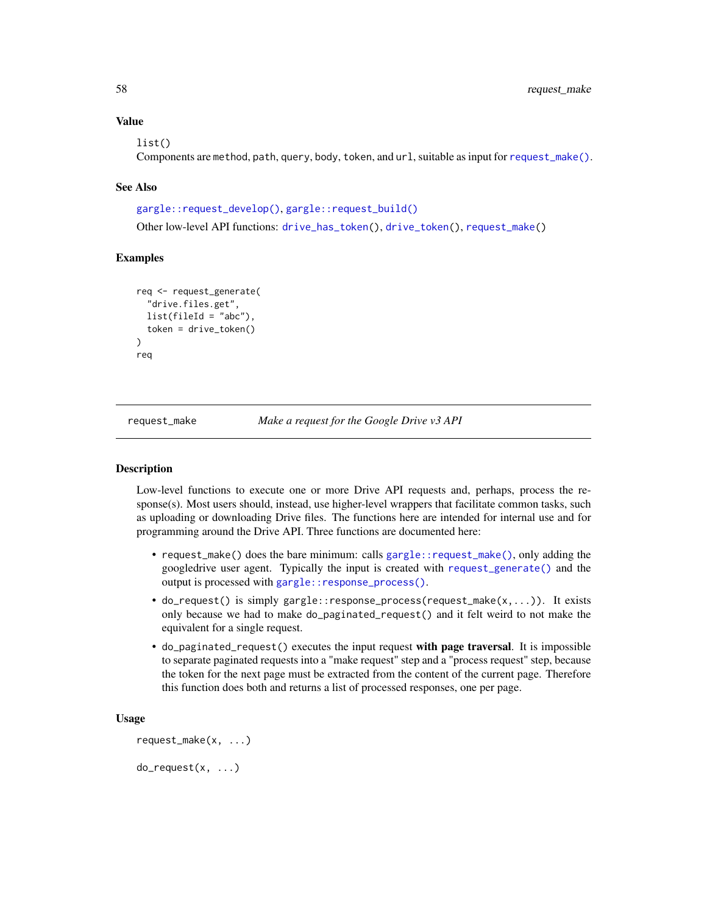### Value

list()

Components are method, path, query, body, token, and url, suitable as input for request_make().

### See Also

gargle::request_develop(), gargle::request_build()

Other low-level API functions: drive_has_token(), drive_token(), request_make()

### Examples

```
req <- request_generate(
  "drive.files.get",
  list(fileId = "abc"),
  token = drive_token()
)
req
```

---

## request_make — *Make a request for the Google Drive v3 API*

### Description

Low-level functions to execute one or more Drive API requests and, perhaps, process the response(s). Most users should, instead, use higher-level wrappers that facilitate common tasks, such as uploading or downloading Drive files. The functions here are intended for internal use and for programming around the Drive API. Three functions are documented here:

- request_make() does the bare minimum: calls gargle::request_make(), only adding the googledrive user agent. Typically the input is created with request_generate() and the output is processed with gargle::response_process().
- do_request() is simply gargle::response_process(request_make(x, ...)). It exists only because we had to make do_paginated_request() and it felt weird to not make the equivalent for a single request.
- do_paginated_request() executes the input request **with page traversal**. It is impossible to separate paginated requests into a "make request" step and a "process request" step, because the token for the next page must be extracted from the content of the current page. Therefore this function does both and returns a list of processed responses, one per page.

### Usage

```
request_make(x, ...)

do_request(x, ...)
```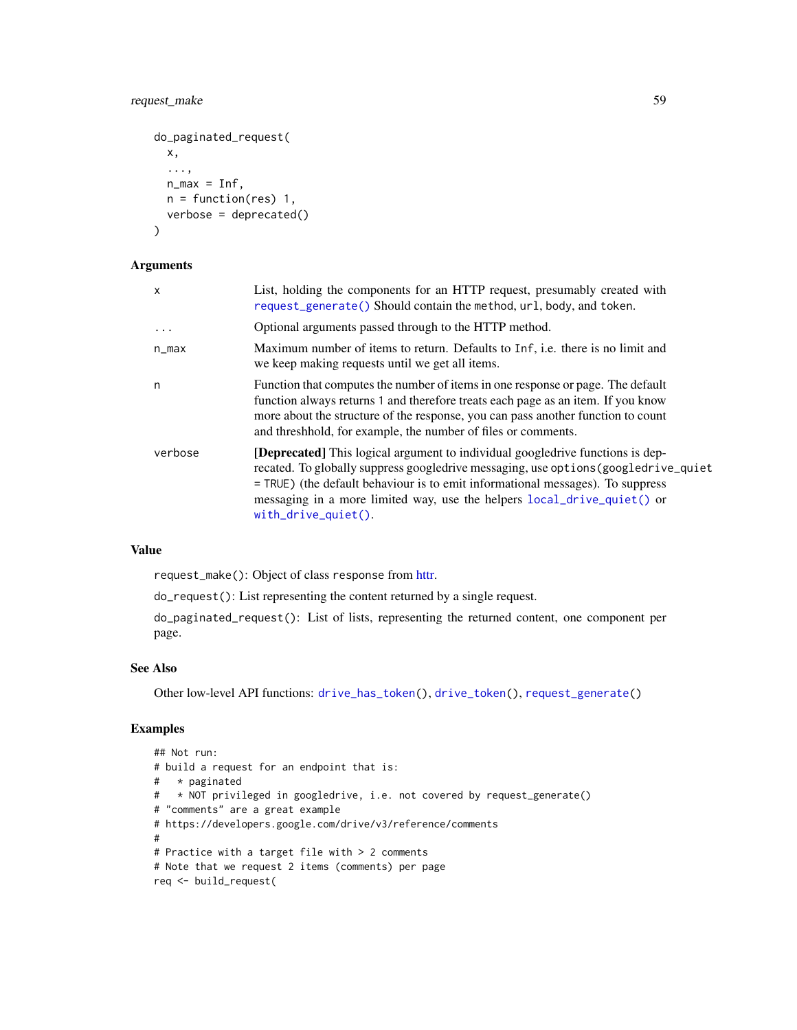```
do_paginated_request(
  x,
  ...,
  n_max = Inf,
  n = function(res) 1,
  verbose = deprecated()
)
```

### Arguments

| | |
|---|---|
| `x` | List, holding the components for an HTTP request, presumably created with `request_generate()` Should contain the `method`, `url`, `body`, and `token`. |
| `...` | Optional arguments passed through to the HTTP method. |
| `n_max` | Maximum number of items to return. Defaults to `Inf`, i.e. there is no limit and we keep making requests until we get all items. |
| `n` | Function that computes the number of items in one response or page. The default function always returns `1` and therefore treats each page as an item. If you know more about the structure of the response, you can pass another function to count and threshhold, for example, the number of files or comments. |
| `verbose` | **[Deprecated]** This logical argument to individual googledrive functions is deprecated. To globally suppress googledrive messaging, use `options(googledrive_quiet = TRUE)` (the default behaviour is to emit informational messages). To suppress messaging in a more limited way, use the helpers `local_drive_quiet()` or `with_drive_quiet()`. |

### Value

`request_make()`: Object of class `response` from httr.

`do_request()`: List representing the content returned by a single request.

`do_paginated_request()`: List of lists, representing the returned content, one component per page.

### See Also

Other low-level API functions: `drive_has_token()`, `drive_token()`, `request_generate()`

### Examples

```
## Not run:
# build a request for an endpoint that is:
#   * paginated
#   * NOT privileged in googledrive, i.e. not covered by request_generate()
# "comments" are a great example
# https://developers.google.com/drive/v3/reference/comments
#
# Practice with a target file with > 2 comments
# Note that we request 2 items (comments) per page
req <- build_request(
```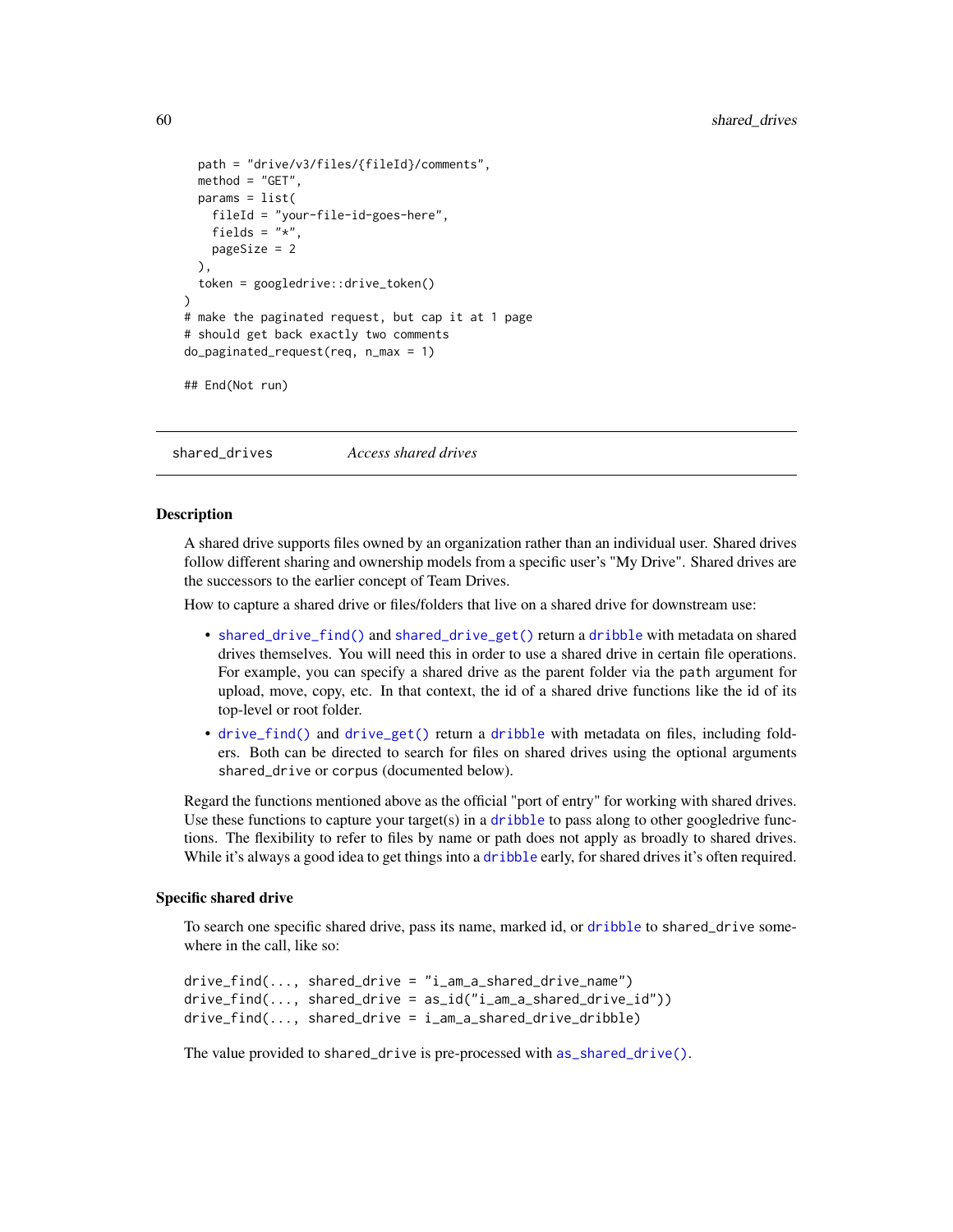```
  path = "drive/v3/files/{fileId}/comments",
  method = "GET",
  params = list(
    fileId = "your-file-id-goes-here",
    fields = "*",
    pageSize = 2
  ),
  token = googledrive::drive_token()
)
# make the paginated request, but cap it at 1 page
# should get back exactly two comments
do_paginated_request(req, n_max = 1)

## End(Not run)
```

## shared_drives *Access shared drives*

### Description

A shared drive supports files owned by an organization rather than an individual user. Shared drives follow different sharing and ownership models from a specific user's "My Drive". Shared drives are the successors to the earlier concept of Team Drives.

How to capture a shared drive or files/folders that live on a shared drive for downstream use:

- `shared_drive_find()` and `shared_drive_get()` return a `dribble` with metadata on shared drives themselves. You will need this in order to use a shared drive in certain file operations. For example, you can specify a shared drive as the parent folder via the `path` argument for upload, move, copy, etc. In that context, the id of a shared drive functions like the id of its top-level or root folder.
- `drive_find()` and `drive_get()` return a `dribble` with metadata on files, including folders. Both can be directed to search for files on shared drives using the optional arguments `shared_drive` or `corpus` (documented below).

Regard the functions mentioned above as the official "port of entry" for working with shared drives. Use these functions to capture your target(s) in a `dribble` to pass along to other googledrive functions. The flexibility to refer to files by name or path does not apply as broadly to shared drives. While it's always a good idea to get things into a `dribble` early, for shared drives it's often required.

### Specific shared drive

To search one specific shared drive, pass its name, marked id, or `dribble` to `shared_drive` somewhere in the call, like so:

```
drive_find(..., shared_drive = "i_am_a_shared_drive_name")
drive_find(..., shared_drive = as_id("i_am_a_shared_drive_id"))
drive_find(..., shared_drive = i_am_a_shared_drive_dribble)
```

The value provided to `shared_drive` is pre-processed with `as_shared_drive()`.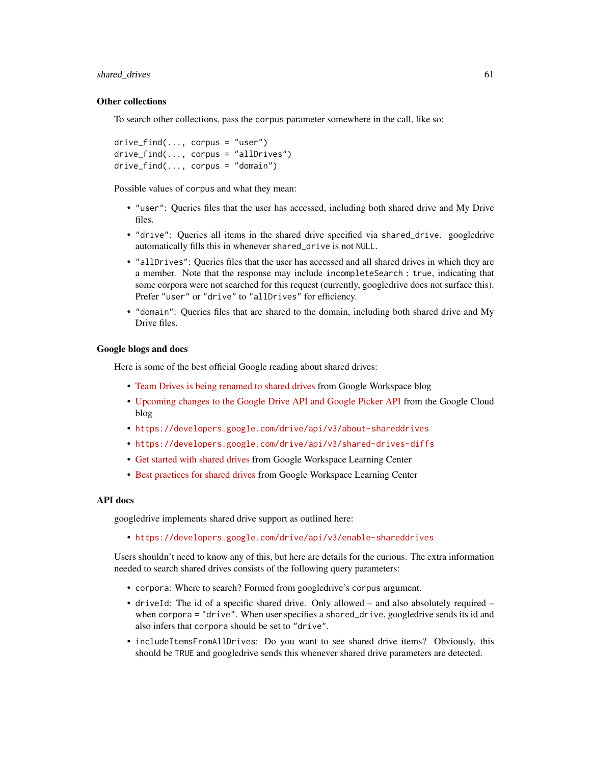### Other collections

To search other collections, pass the `corpus` parameter somewhere in the call, like so:

```
drive_find(..., corpus = "user")
drive_find(..., corpus = "allDrives")
drive_find(..., corpus = "domain")
```

Possible values of `corpus` and what they mean:

- `"user"`: Queries files that the user has accessed, including both shared drive and My Drive files.
- `"drive"`: Queries all items in the shared drive specified via `shared_drive`. googledrive automatically fills this in whenever `shared_drive` is not `NULL`.
- `"allDrives"`: Queries files that the user has accessed and all shared drives in which they are a member. Note that the response may include `incompleteSearch : true`, indicating that some corpora were not searched for this request (currently, googledrive does not surface this). Prefer `"user"` or `"drive"` to `"allDrives"` for efficiency.
- `"domain"`: Queries files that are shared to the domain, including both shared drive and My Drive files.

### Google blogs and docs

Here is some of the best official Google reading about shared drives:

- Team Drives is being renamed to shared drives from Google Workspace blog
- Upcoming changes to the Google Drive API and Google Picker API from the Google Cloud blog
- https://developers.google.com/drive/api/v3/about-shareddrives
- https://developers.google.com/drive/api/v3/shared-drives-diffs
- Get started with shared drives from Google Workspace Learning Center
- Best practices for shared drives from Google Workspace Learning Center

### API docs

googledrive implements shared drive support as outlined here:

- https://developers.google.com/drive/api/v3/enable-shareddrives

Users shouldn't need to know any of this, but here are details for the curious. The extra information needed to search shared drives consists of the following query parameters:

- `corpora`: Where to search? Formed from googledrive's `corpus` argument.
- `driveId`: The id of a specific shared drive. Only allowed – and also absolutely required – when `corpora = "drive"`. When user specifies a `shared_drive`, googledrive sends its id and also infers that `corpora` should be set to `"drive"`.
- `includeItemsFromAllDrives`: Do you want to see shared drive items? Obviously, this should be `TRUE` and googledrive sends this whenever shared drive parameters are detected.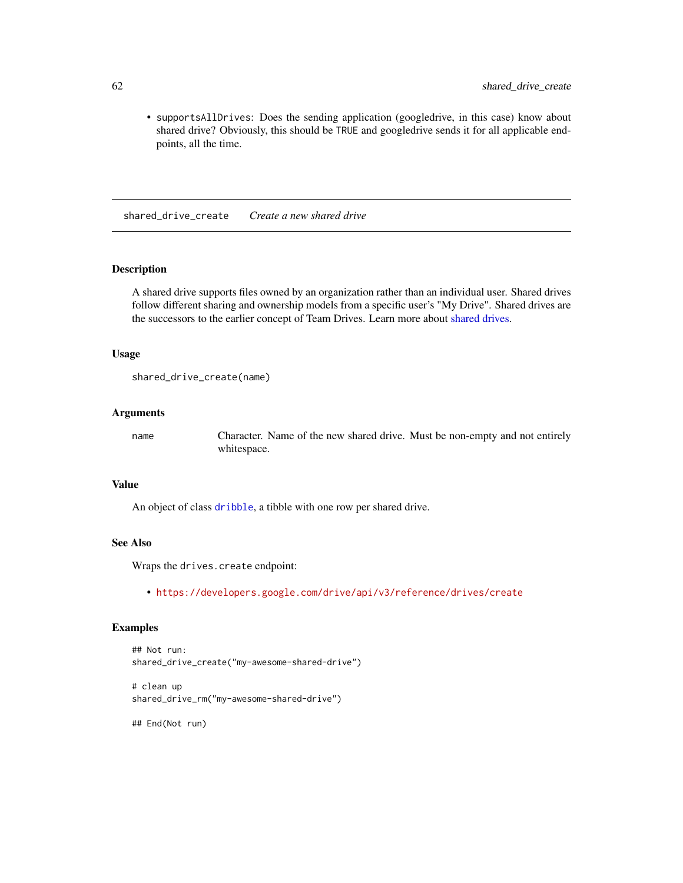- `supportsAllDrives`: Does the sending application (googledrive, in this case) know about shared drive? Obviously, this should be `TRUE` and googledrive sends it for all applicable endpoints, all the time.

## shared_drive_create — *Create a new shared drive*

### Description

A shared drive supports files owned by an organization rather than an individual user. Shared drives follow different sharing and ownership models from a specific user's "My Drive". Shared drives are the successors to the earlier concept of Team Drives. Learn more about shared drives.

### Usage

```
shared_drive_create(name)
```

### Arguments

| | |
|---|---|
| `name` | Character. Name of the new shared drive. Must be non-empty and not entirely whitespace. |

### Value

An object of class `dribble`, a tibble with one row per shared drive.

### See Also

Wraps the `drives.create` endpoint:

- `https://developers.google.com/drive/api/v3/reference/drives/create`

### Examples

```
## Not run:
shared_drive_create("my-awesome-shared-drive")

# clean up
shared_drive_rm("my-awesome-shared-drive")

## End(Not run)
```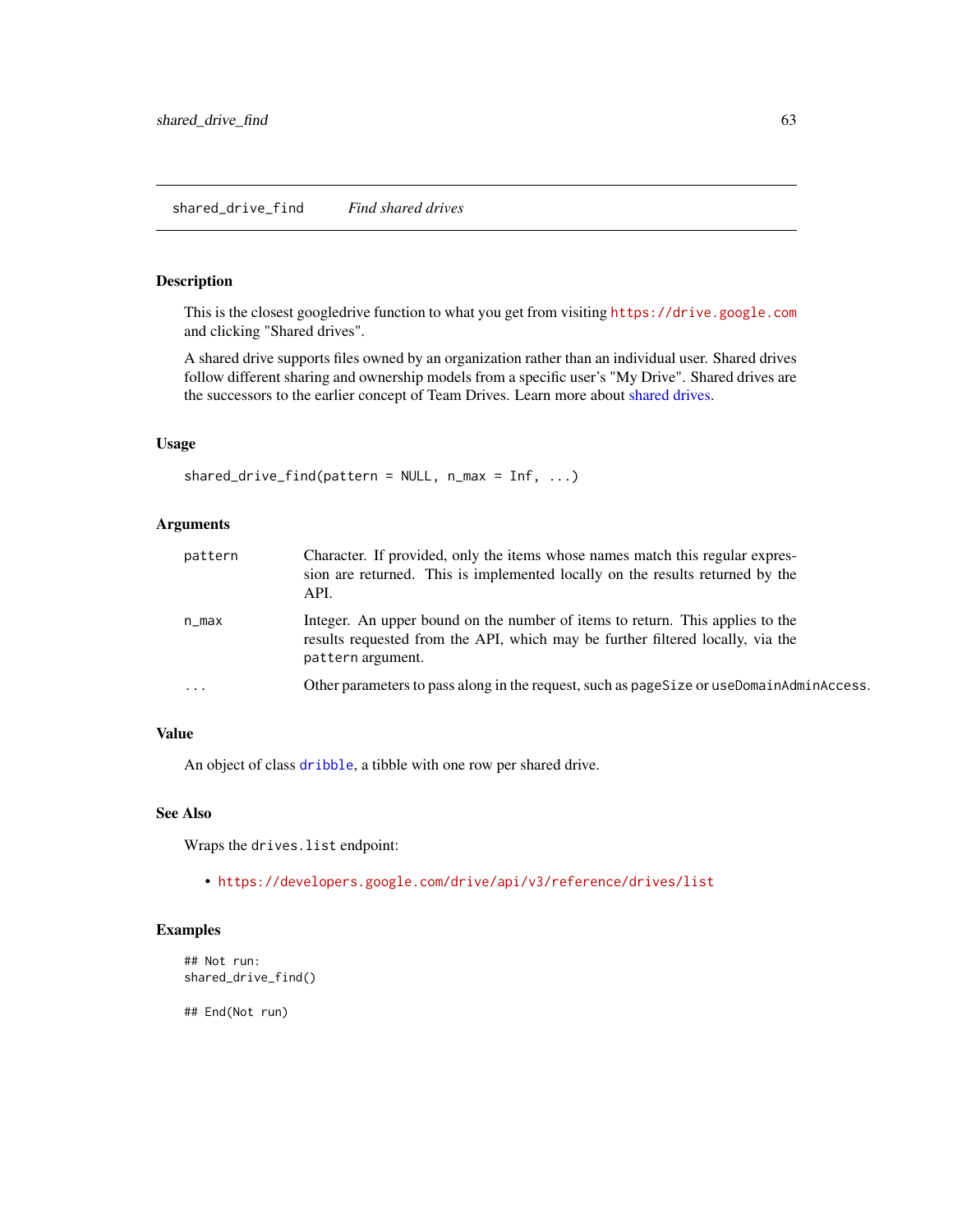## shared_drive_find — *Find shared drives*

### Description

This is the closest googledrive function to what you get from visiting https://drive.google.com and clicking "Shared drives".

A shared drive supports files owned by an organization rather than an individual user. Shared drives follow different sharing and ownership models from a specific user's "My Drive". Shared drives are the successors to the earlier concept of Team Drives. Learn more about shared drives.

### Usage

```
shared_drive_find(pattern = NULL, n_max = Inf, ...)
```

### Arguments

| | |
|---|---|
| `pattern` | Character. If provided, only the items whose names match this regular expression are returned. This is implemented locally on the results returned by the API. |
| `n_max` | Integer. An upper bound on the number of items to return. This applies to the results requested from the API, which may be further filtered locally, via the `pattern` argument. |
| `...` | Other parameters to pass along in the request, such as `pageSize` or `useDomainAdminAccess`. |

### Value

An object of class `dribble`, a tibble with one row per shared drive.

### See Also

Wraps the `drives.list` endpoint:

- https://developers.google.com/drive/api/v3/reference/drives/list

### Examples

```
## Not run:
shared_drive_find()

## End(Not run)
```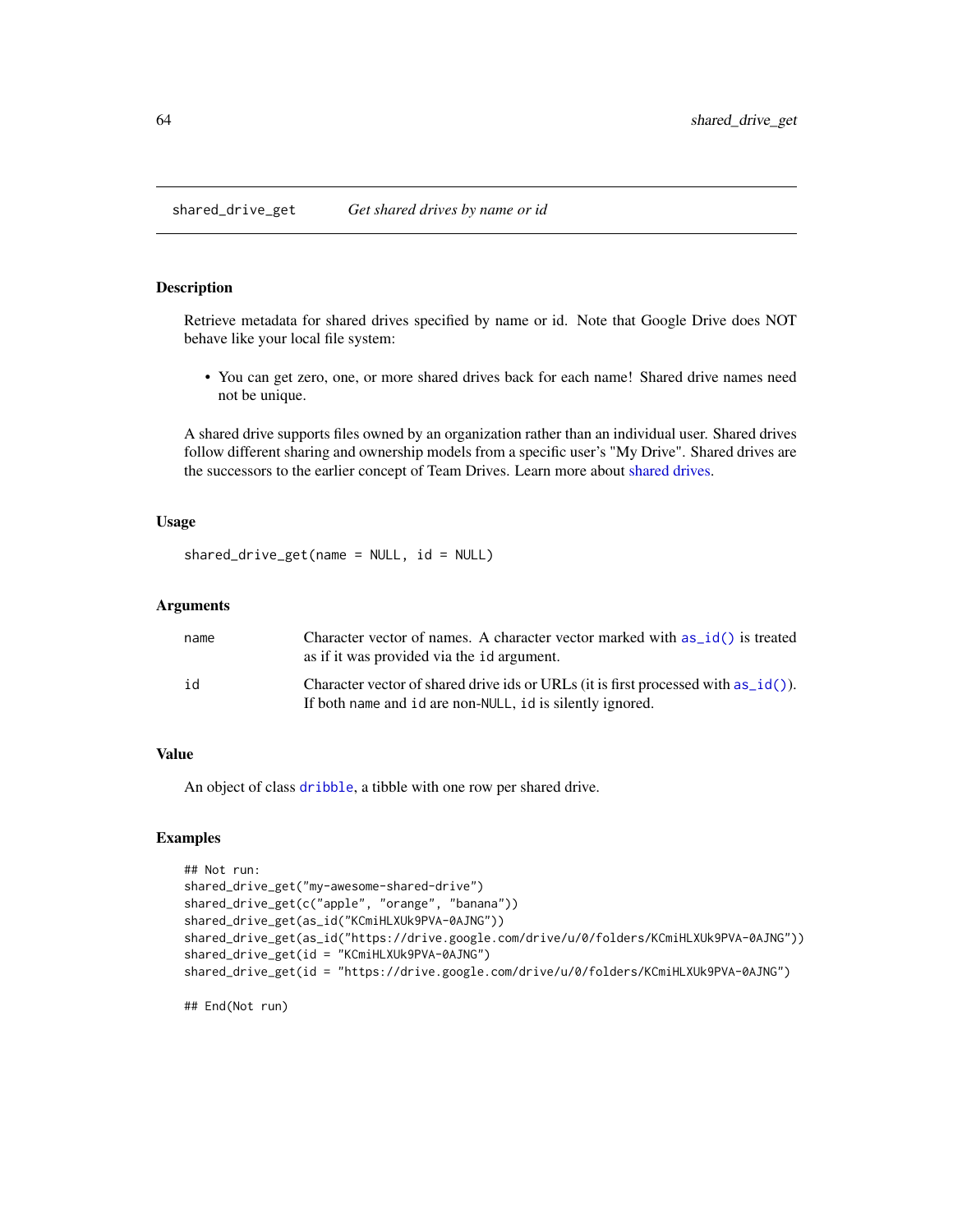## shared_drive_get — *Get shared drives by name or id*

### Description

Retrieve metadata for shared drives specified by name or id. Note that Google Drive does NOT behave like your local file system:

- You can get zero, one, or more shared drives back for each name! Shared drive names need not be unique.

A shared drive supports files owned by an organization rather than an individual user. Shared drives follow different sharing and ownership models from a specific user's "My Drive". Shared drives are the successors to the earlier concept of Team Drives. Learn more about shared drives.

### Usage

```
shared_drive_get(name = NULL, id = NULL)
```

### Arguments

| | |
|---|---|
| `name` | Character vector of names. A character vector marked with `as_id()` is treated as if it was provided via the `id` argument. |
| `id` | Character vector of shared drive ids or URLs (it is first processed with `as_id()`). If both `name` and `id` are non-`NULL`, `id` is silently ignored. |

### Value

An object of class `dribble`, a tibble with one row per shared drive.

### Examples

```
## Not run:
shared_drive_get("my-awesome-shared-drive")
shared_drive_get(c("apple", "orange", "banana"))
shared_drive_get(as_id("KCmiHLXUk9PVA-0AJNG"))
shared_drive_get(as_id("https://drive.google.com/drive/u/0/folders/KCmiHLXUk9PVA-0AJNG"))
shared_drive_get(id = "KCmiHLXUk9PVA-0AJNG")
shared_drive_get(id = "https://drive.google.com/drive/u/0/folders/KCmiHLXUk9PVA-0AJNG")

## End(Not run)
```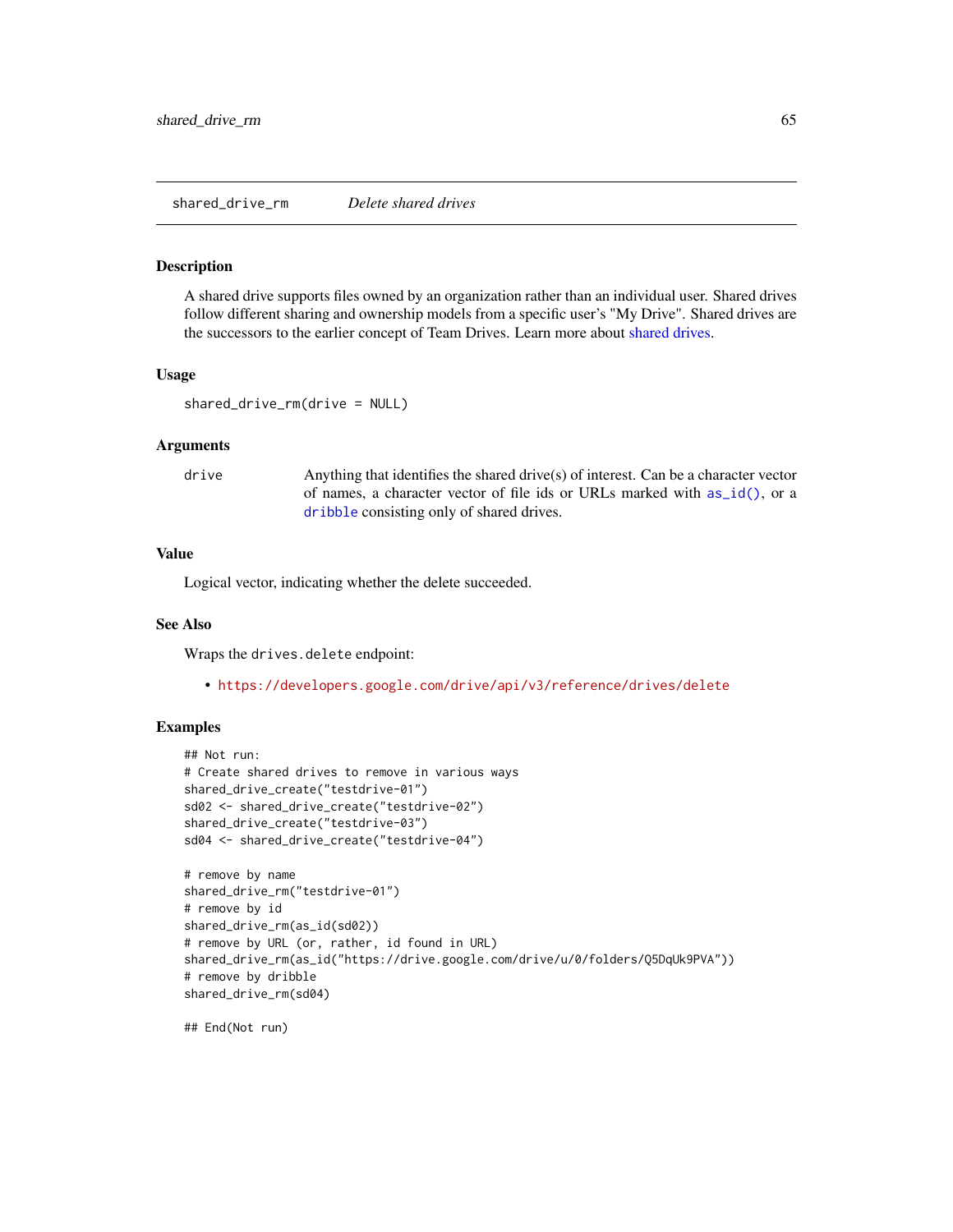## shared_drive_rm — *Delete shared drives*

### Description

A shared drive supports files owned by an organization rather than an individual user. Shared drives follow different sharing and ownership models from a specific user's "My Drive". Shared drives are the successors to the earlier concept of Team Drives. Learn more about shared drives.

### Usage

```
shared_drive_rm(drive = NULL)
```

### Arguments

| | |
|---|---|
| `drive` | Anything that identifies the shared drive(s) of interest. Can be a character vector of names, a character vector of file ids or URLs marked with `as_id()`, or a `dribble` consisting only of shared drives. |

### Value

Logical vector, indicating whether the delete succeeded.

### See Also

Wraps the `drives.delete` endpoint:

- https://developers.google.com/drive/api/v3/reference/drives/delete

### Examples

```
## Not run:
# Create shared drives to remove in various ways
shared_drive_create("testdrive-01")
sd02 <- shared_drive_create("testdrive-02")
shared_drive_create("testdrive-03")
sd04 <- shared_drive_create("testdrive-04")

# remove by name
shared_drive_rm("testdrive-01")
# remove by id
shared_drive_rm(as_id(sd02))
# remove by URL (or, rather, id found in URL)
shared_drive_rm(as_id("https://drive.google.com/drive/u/0/folders/Q5DqUk9PVA"))
# remove by dribble
shared_drive_rm(sd04)

## End(Not run)
```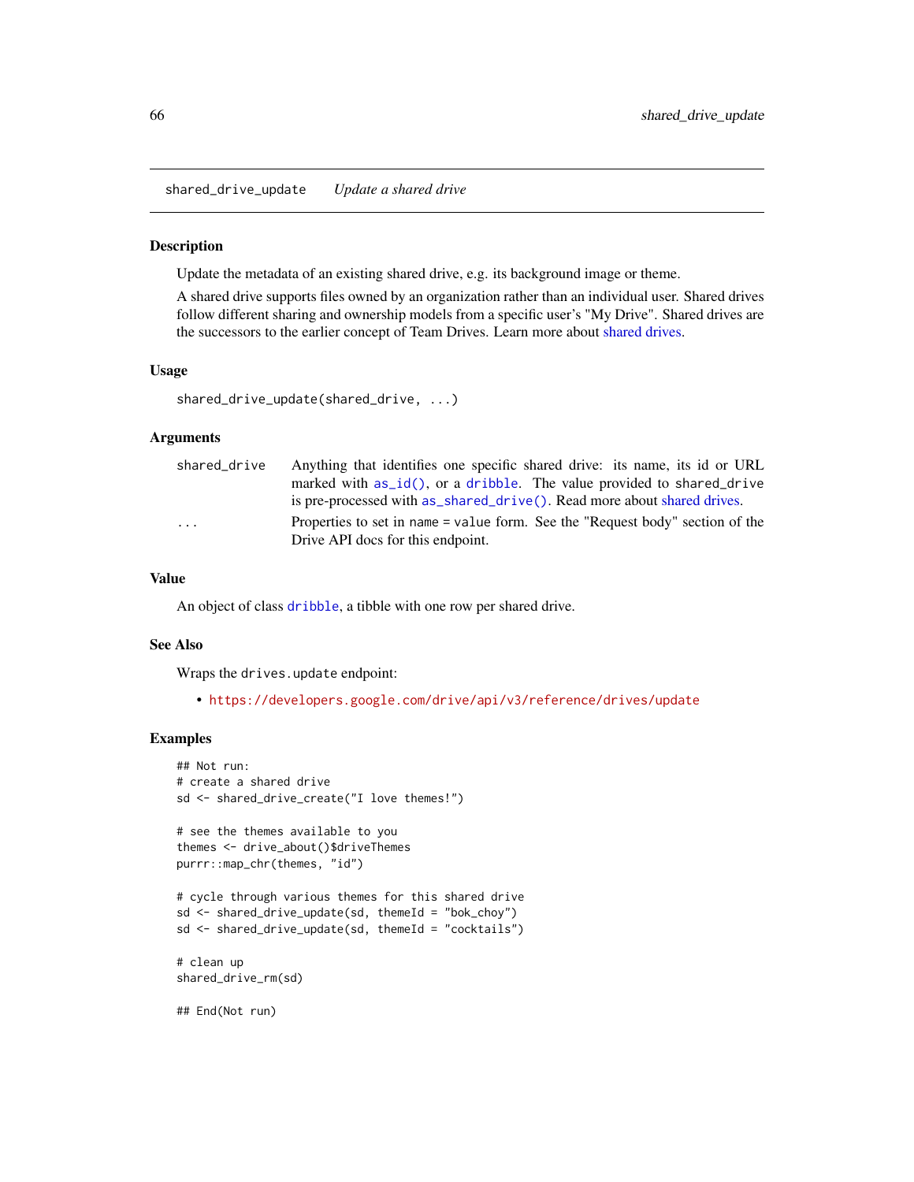## shared_drive_update    *Update a shared drive*

### Description

Update the metadata of an existing shared drive, e.g. its background image or theme.

A shared drive supports files owned by an organization rather than an individual user. Shared drives follow different sharing and ownership models from a specific user's "My Drive". Shared drives are the successors to the earlier concept of Team Drives. Learn more about shared drives.

### Usage

```
shared_drive_update(shared_drive, ...)
```

### Arguments

| | |
|---|---|
| shared_drive | Anything that identifies one specific shared drive: its name, its id or URL marked with `as_id()`, or a `dribble`. The value provided to `shared_drive` is pre-processed with `as_shared_drive()`. Read more about shared drives. |
| ... | Properties to set in `name = value` form. See the "Request body" section of the Drive API docs for this endpoint. |

### Value

An object of class `dribble`, a tibble with one row per shared drive.

### See Also

Wraps the `drives.update` endpoint:

- https://developers.google.com/drive/api/v3/reference/drives/update

### Examples

```
## Not run:
# create a shared drive
sd <- shared_drive_create("I love themes!")

# see the themes available to you
themes <- drive_about()$driveThemes
purrr::map_chr(themes, "id")

# cycle through various themes for this shared drive
sd <- shared_drive_update(sd, themeId = "bok_choy")
sd <- shared_drive_update(sd, themeId = "cocktails")

# clean up
shared_drive_rm(sd)

## End(Not run)
```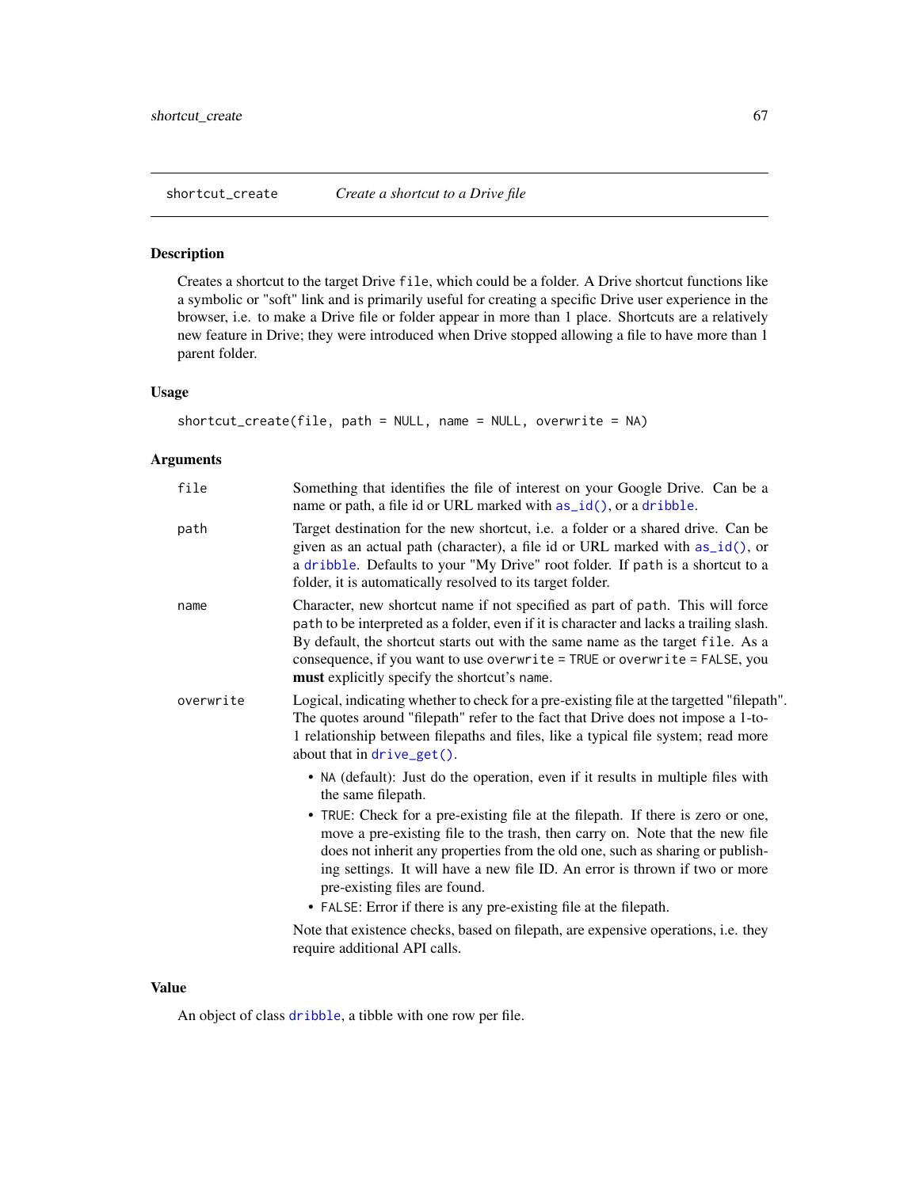## shortcut_create — *Create a shortcut to a Drive file*

### Description

Creates a shortcut to the target Drive `file`, which could be a folder. A Drive shortcut functions like a symbolic or "soft" link and is primarily useful for creating a specific Drive user experience in the browser, i.e. to make a Drive file or folder appear in more than 1 place. Shortcuts are a relatively new feature in Drive; they were introduced when Drive stopped allowing a file to have more than 1 parent folder.

### Usage

```
shortcut_create(file, path = NULL, name = NULL, overwrite = NA)
```

### Arguments

`file` — Something that identifies the file of interest on your Google Drive. Can be a name or path, a file id or URL marked with `as_id()`, or a `dribble`.

`path` — Target destination for the new shortcut, i.e. a folder or a shared drive. Can be given as an actual path (character), a file id or URL marked with `as_id()`, or a `dribble`. Defaults to your "My Drive" root folder. If `path` is a shortcut to a folder, it is automatically resolved to its target folder.

`name` — Character, new shortcut name if not specified as part of `path`. This will force `path` to be interpreted as a folder, even if it is character and lacks a trailing slash. By default, the shortcut starts out with the same name as the target `file`. As a consequence, if you want to use `overwrite = TRUE` or `overwrite = FALSE`, you **must** explicitly specify the shortcut's `name`.

`overwrite` — Logical, indicating whether to check for a pre-existing file at the targetted "filepath". The quotes around "filepath" refer to the fact that Drive does not impose a 1-to-1 relationship between filepaths and files, like a typical file system; read more about that in `drive_get()`.

- `NA` (default): Just do the operation, even if it results in multiple files with the same filepath.
- `TRUE`: Check for a pre-existing file at the filepath. If there is zero or one, move a pre-existing file to the trash, then carry on. Note that the new file does not inherit any properties from the old one, such as sharing or publishing settings. It will have a new file ID. An error is thrown if two or more pre-existing files are found.
- `FALSE`: Error if there is any pre-existing file at the filepath.

Note that existence checks, based on filepath, are expensive operations, i.e. they require additional API calls.

### Value

An object of class `dribble`, a tibble with one row per file.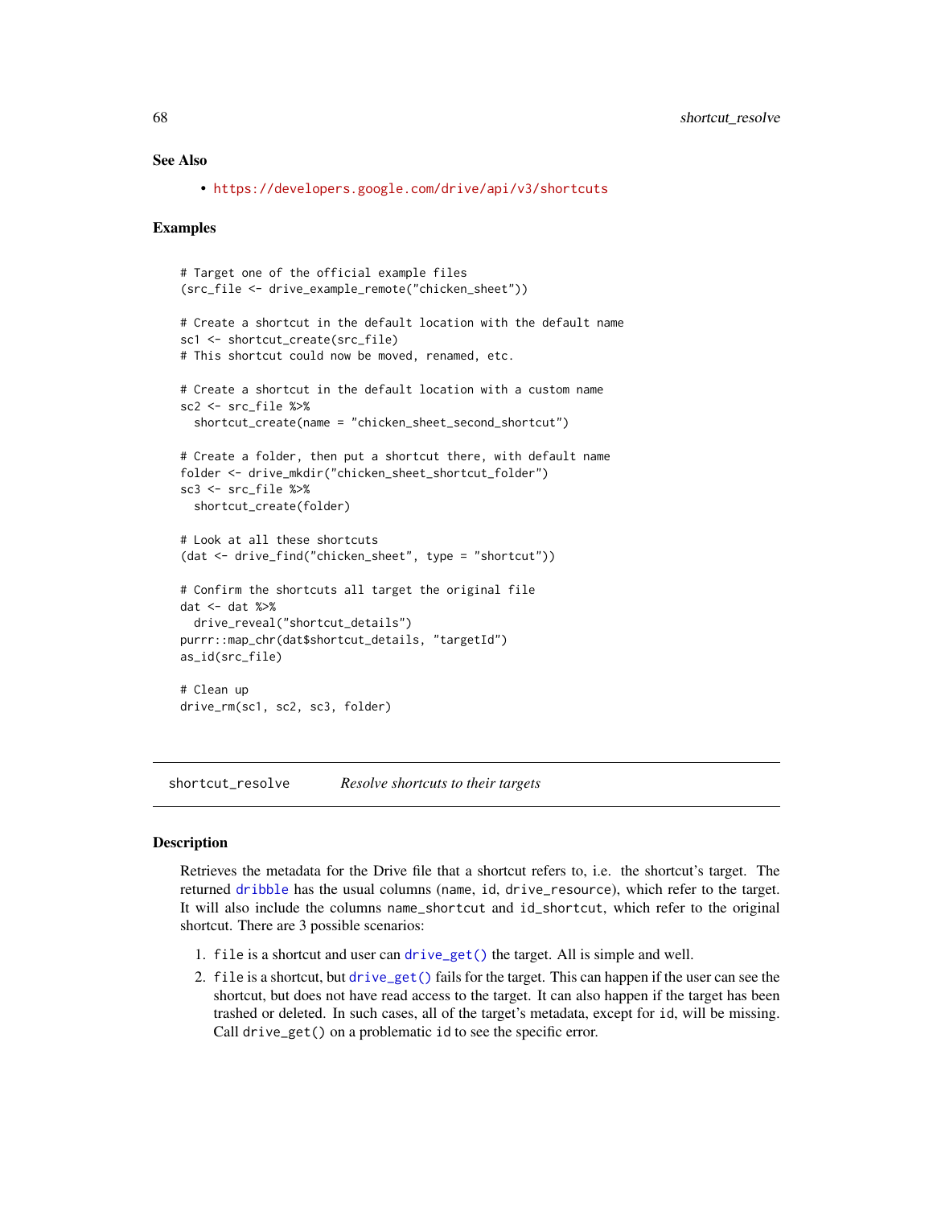## See Also

- https://developers.google.com/drive/api/v3/shortcuts

## Examples

```
# Target one of the official example files
(src_file <- drive_example_remote("chicken_sheet"))

# Create a shortcut in the default location with the default name
sc1 <- shortcut_create(src_file)
# This shortcut could now be moved, renamed, etc.

# Create a shortcut in the default location with a custom name
sc2 <- src_file %>%
  shortcut_create(name = "chicken_sheet_second_shortcut")

# Create a folder, then put a shortcut there, with default name
folder <- drive_mkdir("chicken_sheet_shortcut_folder")
sc3 <- src_file %>%
  shortcut_create(folder)

# Look at all these shortcuts
(dat <- drive_find("chicken_sheet", type = "shortcut"))

# Confirm the shortcuts all target the original file
dat <- dat %>%
  drive_reveal("shortcut_details")
purrr::map_chr(dat$shortcut_details, "targetId")
as_id(src_file)

# Clean up
drive_rm(sc1, sc2, sc3, folder)
```

---

# shortcut_resolve — *Resolve shortcuts to their targets*

## Description

Retrieves the metadata for the Drive file that a shortcut refers to, i.e. the shortcut's target. The returned dribble has the usual columns (name, id, drive_resource), which refer to the target. It will also include the columns name_shortcut and id_shortcut, which refer to the original shortcut. There are 3 possible scenarios:

1. file is a shortcut and user can drive_get() the target. All is simple and well.
2. file is a shortcut, but drive_get() fails for the target. This can happen if the user can see the shortcut, but does not have read access to the target. It can also happen if the target has been trashed or deleted. In such cases, all of the target's metadata, except for id, will be missing. Call drive_get() on a problematic id to see the specific error.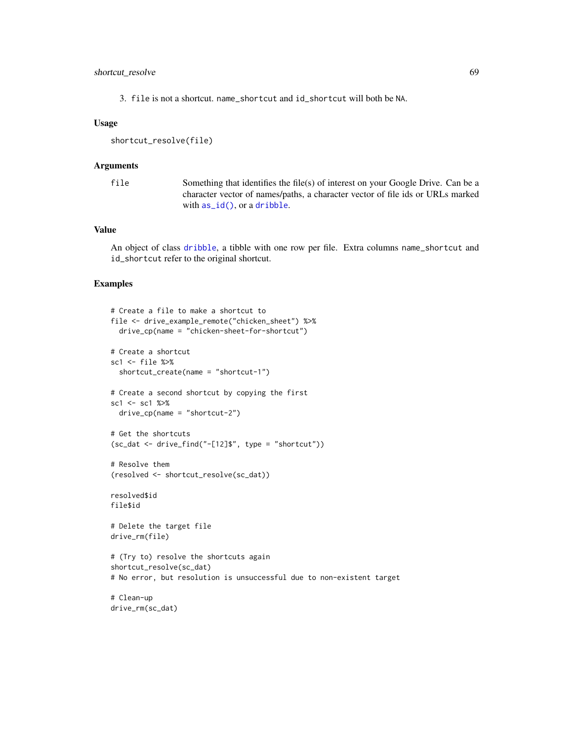3. `file` is not a shortcut. `name_shortcut` and `id_shortcut` will both be `NA`.

### Usage

```
shortcut_resolve(file)
```

### Arguments

| | |
|---|---|
| `file` | Something that identifies the file(s) of interest on your Google Drive. Can be a character vector of names/paths, a character vector of file ids or URLs marked with `as_id()`, or a `dribble`. |

### Value

An object of class `dribble`, a tibble with one row per file. Extra columns `name_shortcut` and `id_shortcut` refer to the original shortcut.

### Examples

```
# Create a file to make a shortcut to
file <- drive_example_remote("chicken_sheet") %>%
  drive_cp(name = "chicken-sheet-for-shortcut")

# Create a shortcut
sc1 <- file %>%
  shortcut_create(name = "shortcut-1")

# Create a second shortcut by copying the first
sc1 <- sc1 %>%
  drive_cp(name = "shortcut-2")

# Get the shortcuts
(sc_dat <- drive_find("-[12]$", type = "shortcut"))

# Resolve them
(resolved <- shortcut_resolve(sc_dat))

resolved$id
file$id

# Delete the target file
drive_rm(file)

# (Try to) resolve the shortcuts again
shortcut_resolve(sc_dat)
# No error, but resolution is unsuccessful due to non-existent target

# Clean-up
drive_rm(sc_dat)
```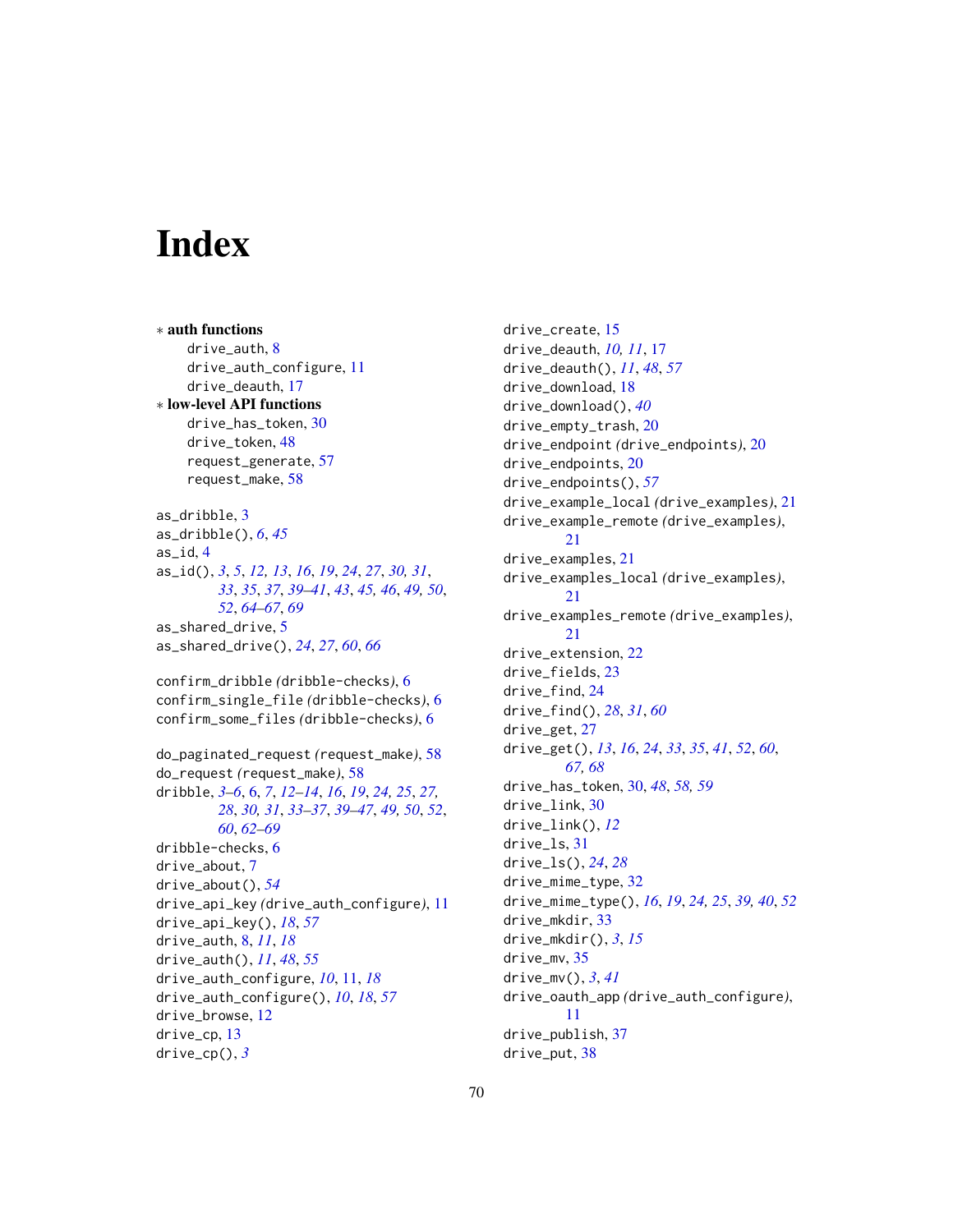# Index

* **auth functions**
  - drive_auth, 8
  - drive_auth_configure, 11
  - drive_deauth, 17
* **low-level API functions**
  - drive_has_token, 30
  - drive_token, 48
  - request_generate, 57
  - request_make, 58

as_dribble, 3
as_dribble(), *6*, *45*
as_id, 4
as_id(), *3*, *5*, *12*, *13*, *16*, *19*, *24*, *27*, *30*, *31*, *33*, *35*, *37*, *39–41*, *43*, *45*, *46*, *49*, *50*, *52*, *64–67*, *69*
as_shared_drive, 5
as_shared_drive(), *24*, *27*, *60*, *66*

confirm_dribble (dribble-checks), 6
confirm_single_file (dribble-checks), 6
confirm_some_files (dribble-checks), 6

do_paginated_request (request_make), 58
do_request (request_make), 58
dribble, *3–6*, 6, *7*, *12–14*, *16*, *19*, *24*, *25*, *27*, *28*, *30*, *31*, *33–37*, *39–47*, *49*, *50*, *52*, *60*, *62–69*
dribble-checks, 6
drive_about, 7
drive_about(), *54*
drive_api_key (drive_auth_configure), 11
drive_api_key(), *18*, *57*
drive_auth, 8, *11*, *18*
drive_auth(), *11*, *48*, *55*
drive_auth_configure, *10*, 11, *18*
drive_auth_configure(), *10*, *18*, *57*
drive_browse, 12
drive_cp, 13
drive_cp(), *3*
drive_create, 15
drive_deauth, *10*, *11*, 17
drive_deauth(), *11*, *48*, *57*
drive_download, 18
drive_download(), *40*
drive_empty_trash, 20
drive_endpoint (drive_endpoints), 20
drive_endpoints, 20
drive_endpoints(), *57*
drive_example_local (drive_examples), 21
drive_example_remote (drive_examples), 21
drive_examples, 21
drive_examples_local (drive_examples), 21
drive_examples_remote (drive_examples), 21
drive_extension, 22
drive_fields, 23
drive_find, 24
drive_find(), *28*, *31*, *60*
drive_get, 27
drive_get(), *13*, *16*, *24*, *33*, *35*, *41*, *52*, *60*, *67*, *68*
drive_has_token, 30, *48*, *58*, *59*
drive_link, 30
drive_link(), *12*
drive_ls, 31
drive_ls(), *24*, *28*
drive_mime_type, 32
drive_mime_type(), *16*, *19*, *24*, *25*, *39*, *40*, *52*
drive_mkdir, 33
drive_mkdir(), *3*, *15*
drive_mv, 35
drive_mv(), *3*, *41*
drive_oauth_app (drive_auth_configure), 11
drive_publish, 37
drive_put, 38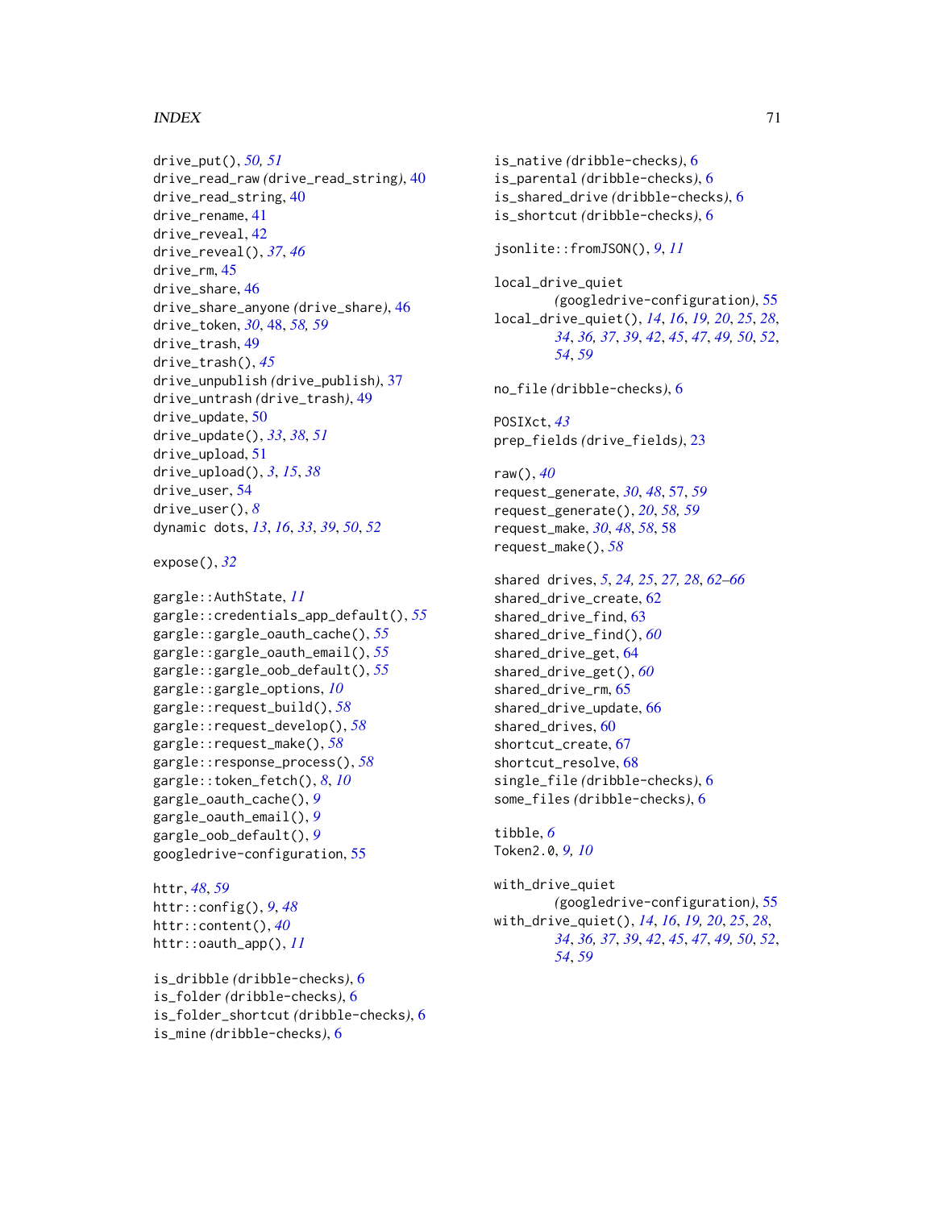drive_put(), *50, 51*
drive_read_raw *(drive_read_string)*, 40
drive_read_string, 40
drive_rename, 41
drive_reveal, 42
drive_reveal(), *37*, *46*
drive_rm, 45
drive_share, 46
drive_share_anyone *(drive_share)*, 46
drive_token, *30*, 48, *58, 59*
drive_trash, 49
drive_trash(), *45*
drive_unpublish *(drive_publish)*, 37
drive_untrash *(drive_trash)*, 49
drive_update, 50
drive_update(), *33*, *38*, *51*
drive_upload, 51
drive_upload(), *3*, *15*, *38*
drive_user, 54
drive_user(), *8*
dynamic dots, *13*, *16*, *33*, *39*, *50*, *52*

expose(), *32*

gargle::AuthState, *11*
gargle::credentials_app_default(), *55*
gargle::gargle_oauth_cache(), *55*
gargle::gargle_oauth_email(), *55*
gargle::gargle_oob_default(), *55*
gargle::gargle_options, *10*
gargle::request_build(), *58*
gargle::request_develop(), *58*
gargle::request_make(), *58*
gargle::response_process(), *58*
gargle::token_fetch(), *8*, *10*
gargle_oauth_cache(), *9*
gargle_oauth_email(), *9*
gargle_oob_default(), *9*
googledrive-configuration, 55

httr, *48*, *59*
httr::config(), *9*, *48*
httr::content(), *40*
httr::oauth_app(), *11*

is_dribble *(dribble-checks)*, 6
is_folder *(dribble-checks)*, 6
is_folder_shortcut *(dribble-checks)*, 6
is_mine *(dribble-checks)*, 6
is_native *(dribble-checks)*, 6
is_parental *(dribble-checks)*, 6
is_shared_drive *(dribble-checks)*, 6
is_shortcut *(dribble-checks)*, 6

jsonlite::fromJSON(), *9*, *11*

local_drive_quiet *(googledrive-configuration)*, 55
local_drive_quiet(), *14*, *16*, *19, 20*, *25*, *28*, *34*, *36, 37*, *39*, *42*, *45*, *47*, *49*, *50*, *52*, *54*, *59*

no_file *(dribble-checks)*, 6

POSIXct, *43*
prep_fields *(drive_fields)*, 23

raw(), *40*
request_generate, *30*, *48*, 57, *59*
request_generate(), *20*, *58, 59*
request_make, *30*, *48*, *58*, 58
request_make(), *58*

shared drives, *5*, *24, 25*, *27, 28*, *62–66*
shared_drive_create, 62
shared_drive_find, 63
shared_drive_find(), *60*
shared_drive_get, 64
shared_drive_get(), *60*
shared_drive_rm, 65
shared_drive_update, 66
shared_drives, 60
shortcut_create, 67
shortcut_resolve, 68
single_file *(dribble-checks)*, 6
some_files *(dribble-checks)*, 6

tibble, *6*
Token2.0, *9, 10*

with_drive_quiet *(googledrive-configuration)*, 55
with_drive_quiet(), *14*, *16*, *19, 20*, *25*, *28*, *34*, *36, 37*, *39*, *42*, *45*, *47*, *49*, *50*, *52*, *54*, *59*